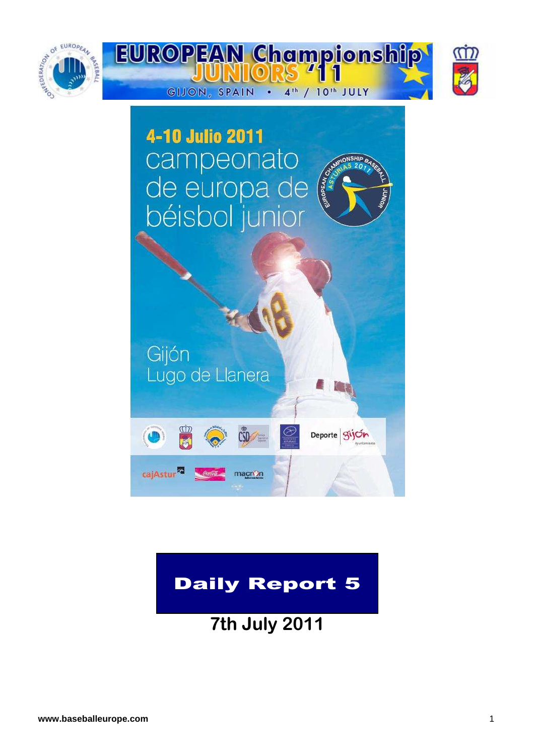# EUROPEAN Championship JUNIORS '11

GIJON, SPAIN • 4th / 10th JULY

4-10 Julio 2011

campeonato de europa de béisbol junior

Gijón

Lugo de Llanera

# Daily Report 5

## 7th July 2011

www.baseballeurope.com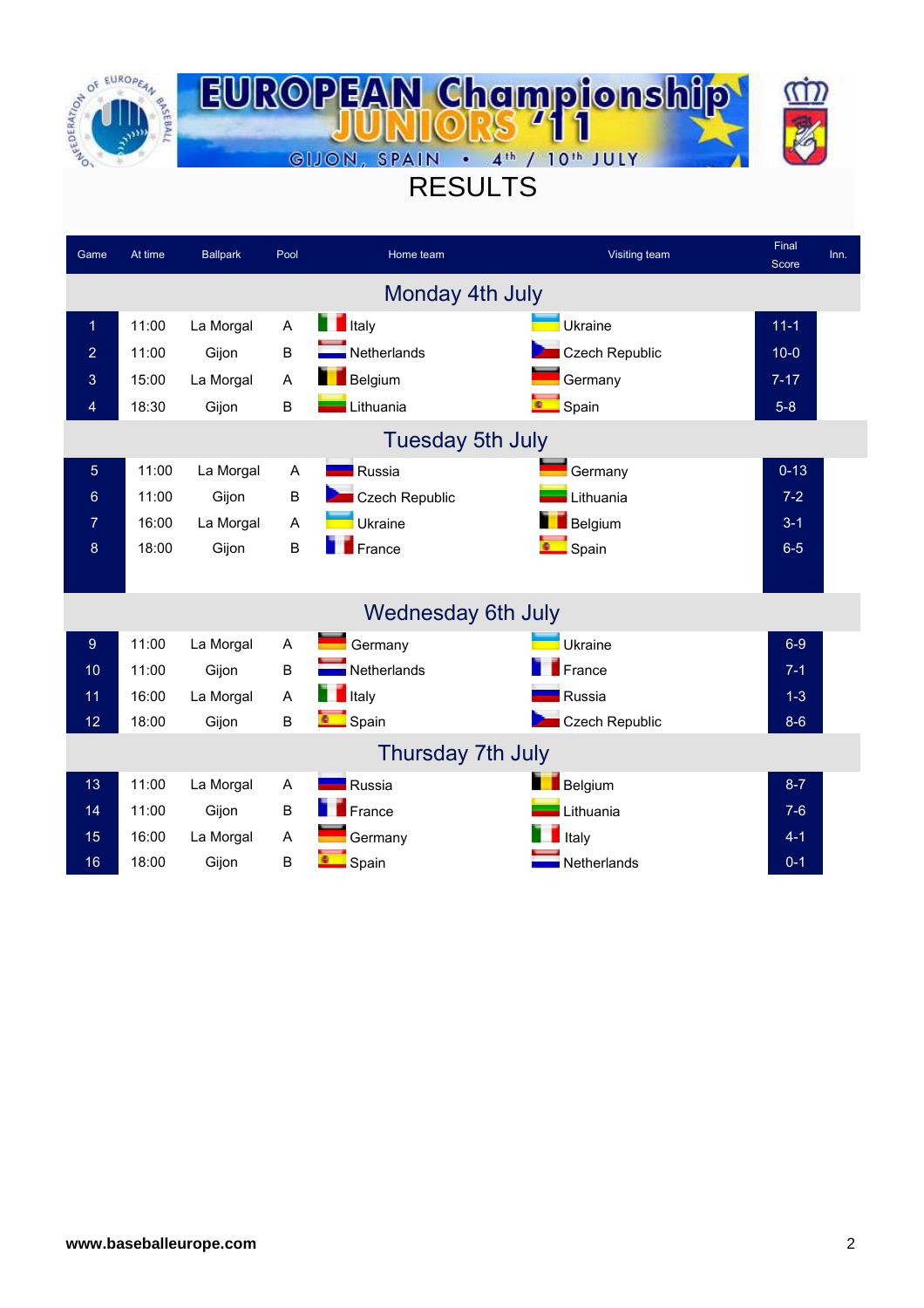# EUROPEAN Championship JUNIORS '11

GIJON, SPAIN • 4th / 10th JULY

## RESULTS

| Game | At time | Ballpark | Pool | Home team | Visiting team | Final Score | Inn. |
|---|---|---|---|---|---|---|---|
| **Monday 4th July** | | | | | | | |
| 1 | 11:00 | La Morgal | A | Italy | Ukraine | 11-1 | |
| 2 | 11:00 | Gijon | B | Netherlands | Czech Republic | 10-0 | |
| 3 | 15:00 | La Morgal | A | Belgium | Germany | 7-17 | |
| 4 | 18:30 | Gijon | B | Lithuania | Spain | 5-8 | |
| **Tuesday 5th July** | | | | | | | |
| 5 | 11:00 | La Morgal | A | Russia | Germany | 0-13 | |
| 6 | 11:00 | Gijon | B | Czech Republic | Lithuania | 7-2 | |
| 7 | 16:00 | La Morgal | A | Ukraine | Belgium | 3-1 | |
| 8 | 18:00 | Gijon | B | France | Spain | 6-5 | |
| **Wednesday 6th July** | | | | | | | |
| 9 | 11:00 | La Morgal | A | Germany | Ukraine | 6-9 | |
| 10 | 11:00 | Gijon | B | Netherlands | France | 7-1 | |
| 11 | 16:00 | La Morgal | A | Italy | Russia | 1-3 | |
| 12 | 18:00 | Gijon | B | Spain | Czech Republic | 8-6 | |
| **Thursday 7th July** | | | | | | | |
| 13 | 11:00 | La Morgal | A | Russia | Belgium | 8-7 | |
| 14 | 11:00 | Gijon | B | France | Lithuania | 7-6 | |
| 15 | 16:00 | La Morgal | A | Germany | Italy | 4-1 | |
| 16 | 18:00 | Gijon | B | Spain | Netherlands | 0-1 | |

**www.baseballeurope.com**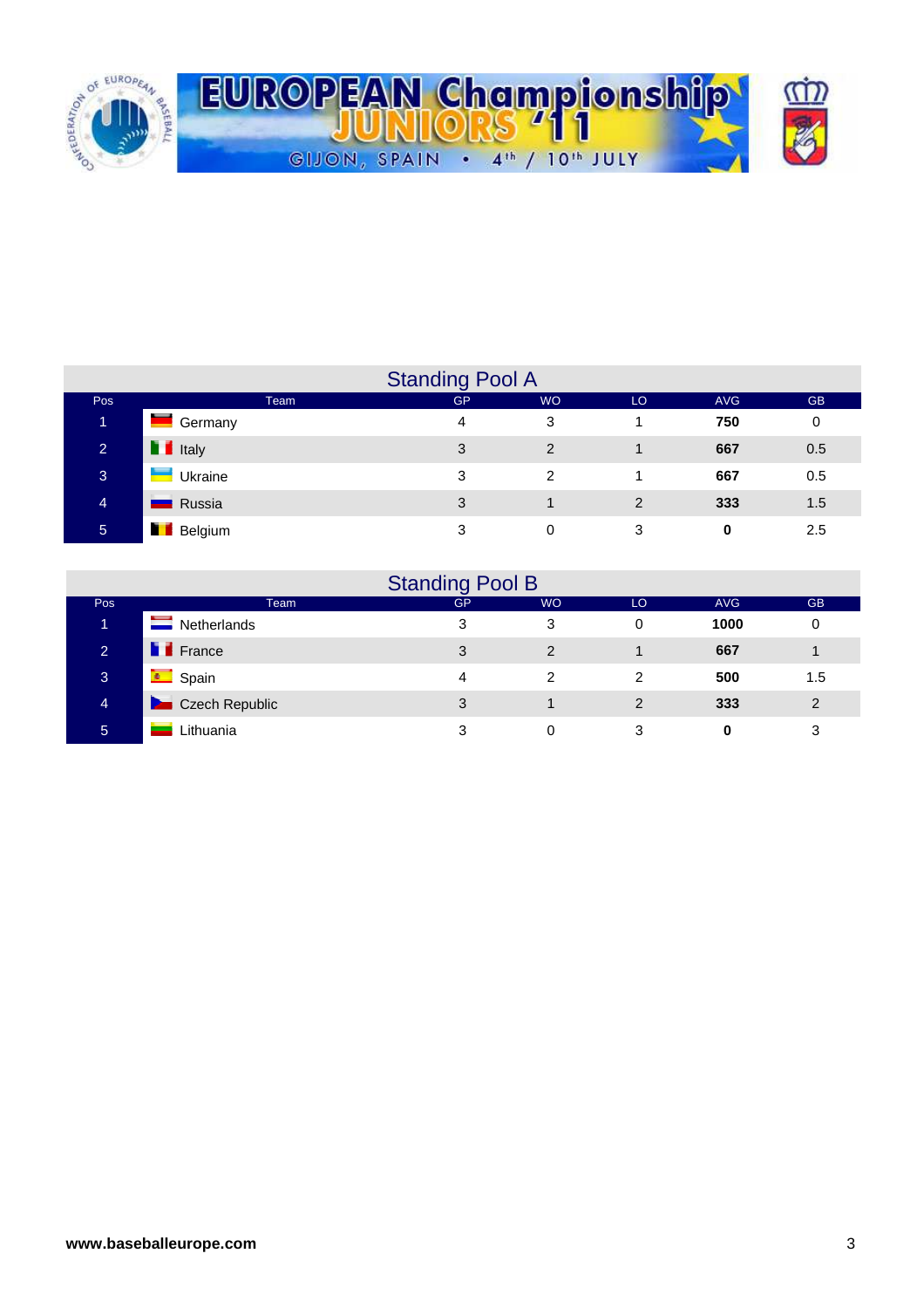EUROPEAN Championship JUNIORS '11

GIJON, SPAIN • 4th / 10th JULY

## Standing Pool A

| Pos | Team | GP | WO | LO | AVG | GB |
|---|---|---|---|---|---|---|
| 1 | Germany | 4 | 3 | 1 | **750** | 0 |
| 2 | Italy | 3 | 2 | 1 | **667** | 0.5 |
| 3 | Ukraine | 3 | 2 | 1 | **667** | 0.5 |
| 4 | Russia | 3 | 1 | 2 | **333** | 1.5 |
| 5 | Belgium | 3 | 0 | 3 | **0** | 2.5 |

## Standing Pool B

| Pos | Team | GP | WO | LO | AVG | GB |
|---|---|---|---|---|---|---|
| 1 | Netherlands | 3 | 3 | 0 | **1000** | 0 |
| 2 | France | 3 | 2 | 1 | **667** | 1 |
| 3 | Spain | 4 | 2 | 2 | **500** | 1.5 |
| 4 | Czech Republic | 3 | 1 | 2 | **333** | 2 |
| 5 | Lithuania | 3 | 0 | 3 | **0** | 3 |

**www.baseballeurope.com**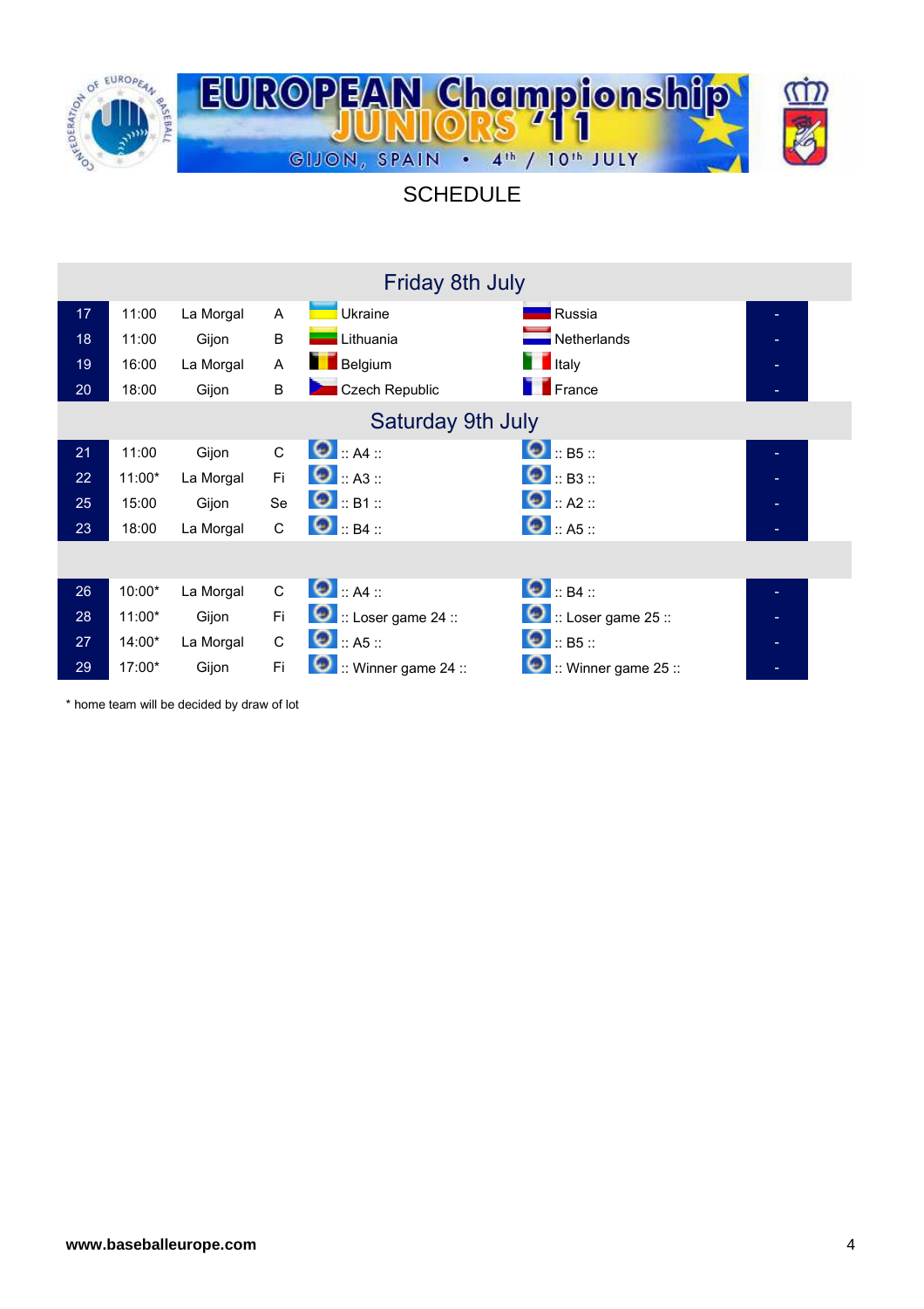# EUROPEAN Championship JUNIORS '11

GIJON, SPAIN • 4th / 10th JULY

## SCHEDULE

| Friday 8th July | | | | | | |
|---|---|---|---|---|---|---|
| 17 | 11:00 | La Morgal | A | Ukraine | Russia | - |
| 18 | 11:00 | Gijon | B | Lithuania | Netherlands | - |
| 19 | 16:00 | La Morgal | A | Belgium | Italy | - |
| 20 | 18:00 | Gijon | B | Czech Republic | France | - |
| **Saturday 9th July** | | | | | | |
| 21 | 11:00 | Gijon | C | :: A4 :: | :: B5 :: | - |
| 22 | 11:00* | La Morgal | Fi | :: A3 :: | :: B3 :: | - |
| 25 | 15:00 | Gijon | Se | :: B1 :: | :: A2 :: | - |
| 23 | 18:00 | La Morgal | C | :: B4 :: | :: A5 :: | - |
| | | | | | | |
| 26 | 10:00* | La Morgal | C | :: A4 :: | :: B4 :: | - |
| 28 | 11:00* | Gijon | Fi | :: Loser game 24 :: | :: Loser game 25 :: | - |
| 27 | 14:00* | La Morgal | C | :: A5 :: | :: B5 :: | - |
| 29 | 17:00* | Gijon | Fi | :: Winner game 24 :: | :: Winner game 25 :: | - |

* home team will be decided by draw of lot

**www.baseballeurope.com**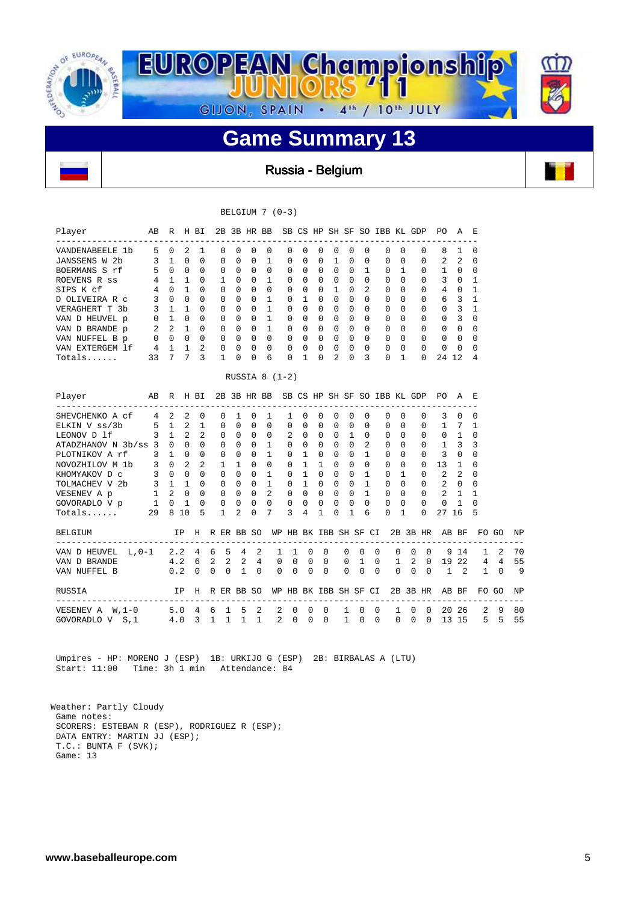# EUROPEAN Championship JUNIORS '11

GIJON, SPAIN • 4th / 10th JULY

## Game Summary 13

### Russia - Belgium

BELGIUM 7 (0-3)

| Player | AB | R | H | BI | 2B | 3B | HR | BB | SB | CS | HP | SH | SF | SO | IBB | KL | GDP | PO | A | E |
|---|---|---|---|---|---|---|---|---|---|---|---|---|---|---|---|---|---|---|---|---|
| VANDENABEELE 1b | 5 | 0 | 2 | 1 | 0 | 0 | 0 | 0 | 0 | 0 | 0 | 0 | 0 | 0 | 0 | 0 | 0 | 8 | 1 | 0 |
| JANSSENS W 2b | 3 | 1 | 0 | 0 | 0 | 0 | 0 | 1 | 0 | 0 | 0 | 1 | 0 | 0 | 0 | 0 | 0 | 2 | 2 | 0 |
| BOERMANS S rf | 5 | 0 | 0 | 0 | 0 | 0 | 0 | 0 | 0 | 0 | 0 | 0 | 0 | 1 | 0 | 1 | 0 | 1 | 0 | 0 |
| ROEVENS R ss | 4 | 1 | 1 | 0 | 1 | 0 | 0 | 1 | 0 | 0 | 0 | 0 | 0 | 0 | 0 | 0 | 0 | 3 | 0 | 1 |
| SIPS K cf | 4 | 0 | 1 | 0 | 0 | 0 | 0 | 0 | 0 | 0 | 0 | 1 | 0 | 2 | 0 | 0 | 0 | 4 | 0 | 1 |
| D OLIVEIRA R c | 3 | 0 | 0 | 0 | 0 | 0 | 0 | 1 | 0 | 1 | 0 | 0 | 0 | 0 | 0 | 0 | 0 | 6 | 3 | 1 |
| VERAGHERT T 3b | 3 | 1 | 1 | 0 | 0 | 0 | 0 | 1 | 0 | 0 | 0 | 0 | 0 | 0 | 0 | 0 | 0 | 0 | 3 | 1 |
| VAN D HEUVEL p | 0 | 1 | 0 | 0 | 0 | 0 | 0 | 1 | 0 | 0 | 0 | 0 | 0 | 0 | 0 | 0 | 0 | 0 | 3 | 0 |
| VAN D BRANDE p | 2 | 2 | 1 | 0 | 0 | 0 | 0 | 1 | 0 | 0 | 0 | 0 | 0 | 0 | 0 | 0 | 0 | 0 | 0 | 0 |
| VAN NUFFEL B p | 0 | 0 | 0 | 0 | 0 | 0 | 0 | 0 | 0 | 0 | 0 | 0 | 0 | 0 | 0 | 0 | 0 | 0 | 0 | 0 |
| VAN EXTERGEM lf | 4 | 1 | 1 | 2 | 0 | 0 | 0 | 0 | 0 | 0 | 0 | 0 | 0 | 0 | 0 | 0 | 0 | 0 | 0 | 0 |
| Totals...... | 33 | 7 | 7 | 3 | 1 | 0 | 0 | 6 | 0 | 1 | 0 | 2 | 0 | 3 | 0 | 1 | 0 | 24 | 12 | 4 |

RUSSIA 8 (1-2)

| Player | AB | R | H | BI | 2B | 3B | HR | BB | SB | CS | HP | SH | SF | SO | IBB | KL | GDP | PO | A | E |
|---|---|---|---|---|---|---|---|---|---|---|---|---|---|---|---|---|---|---|---|---|
| SHEVCHENKO A cf | 4 | 2 | 2 | 0 | 0 | 1 | 0 | 1 | 1 | 0 | 0 | 0 | 0 | 0 | 0 | 0 | 0 | 3 | 0 | 0 |
| ELKIN V ss/3b | 5 | 1 | 2 | 1 | 0 | 0 | 0 | 0 | 0 | 0 | 0 | 0 | 0 | 0 | 0 | 0 | 0 | 1 | 7 | 1 |
| LEONOV D lf | 3 | 1 | 2 | 2 | 0 | 0 | 0 | 0 | 2 | 0 | 0 | 0 | 1 | 0 | 0 | 0 | 0 | 0 | 1 | 0 |
| ATADZHANOV N 3b/ss | 3 | 0 | 0 | 0 | 0 | 0 | 0 | 1 | 0 | 0 | 0 | 0 | 0 | 2 | 0 | 0 | 0 | 1 | 3 | 3 |
| PLOTNIKOV A rf | 3 | 1 | 0 | 0 | 0 | 0 | 0 | 1 | 0 | 1 | 0 | 0 | 0 | 1 | 0 | 0 | 0 | 3 | 0 | 0 |
| NOVOZHILOV M 1b | 3 | 0 | 2 | 2 | 1 | 1 | 0 | 0 | 0 | 1 | 1 | 0 | 0 | 0 | 0 | 0 | 0 | 13 | 1 | 0 |
| KHOMYAKOV D c | 3 | 0 | 0 | 0 | 0 | 0 | 0 | 1 | 0 | 1 | 0 | 0 | 0 | 1 | 0 | 1 | 0 | 2 | 2 | 0 |
| TOLMACHEV V 2b | 3 | 1 | 1 | 0 | 0 | 0 | 0 | 1 | 0 | 1 | 0 | 0 | 0 | 1 | 0 | 0 | 0 | 2 | 0 | 0 |
| VESENEV A p | 1 | 2 | 0 | 0 | 0 | 0 | 0 | 2 | 0 | 0 | 0 | 0 | 0 | 1 | 0 | 0 | 0 | 2 | 1 | 1 |
| GOVORADLO V p | 1 | 0 | 1 | 0 | 0 | 0 | 0 | 0 | 0 | 0 | 0 | 0 | 0 | 0 | 0 | 0 | 0 | 0 | 1 | 0 |
| Totals...... | 29 | 8 | 10 | 5 | 1 | 2 | 0 | 7 | 3 | 4 | 1 | 0 | 1 | 6 | 0 | 1 | 0 | 27 | 16 | 5 |

| BELGIUM | | IP | H | R | ER | BB | SO | WP | HB | BK | IBB | SH | SF | CI | 2B | 3B | HR | AB | BF | FO | GO | NP |
|---|---|---|---|---|---|---|---|---|---|---|---|---|---|---|---|---|---|---|---|---|---|---|
| VAN D HEUVEL | L,0-1 | 2.2 | 4 | 6 | 5 | 4 | 2 | 1 | 1 | 0 | 0 | 0 | 0 | 0 | 0 | 0 | 0 | 9 | 14 | 1 | 2 | 70 |
| VAN D BRANDE | | 4.2 | 6 | 2 | 2 | 2 | 4 | 0 | 0 | 0 | 0 | 0 | 1 | 0 | 1 | 2 | 0 | 19 | 22 | 4 | 4 | 55 |
| VAN NUFFEL B | | 0.2 | 0 | 0 | 0 | 1 | 0 | 0 | 0 | 0 | 0 | 0 | 0 | 0 | 0 | 0 | 0 | 1 | 2 | 1 | 0 | 9 |

| RUSSIA | | IP | H | R | ER | BB | SO | WP | HB | BK | IBB | SH | SF | CI | 2B | 3B | HR | AB | BF | FO | GO | NP |
|---|---|---|---|---|---|---|---|---|---|---|---|---|---|---|---|---|---|---|---|---|---|---|
| VESENEV A | W,1-0 | 5.0 | 4 | 6 | 1 | 5 | 2 | 2 | 0 | 0 | 0 | 1 | 0 | 0 | 1 | 0 | 0 | 20 | 26 | 2 | 9 | 80 |
| GOVORADLO V | S,1 | 4.0 | 3 | 1 | 1 | 1 | 1 | 2 | 0 | 0 | 0 | 1 | 0 | 0 | 0 | 0 | 0 | 13 | 15 | 5 | 5 | 55 |

Umpires - HP: MORENO J (ESP) 1B: URKIJO G (ESP) 2B: BIRBALAS A (LTU)
Start: 11:00 Time: 3h 1 min Attendance: 84

Weather: Partly Cloudy
Game notes:
SCORERS: ESTEBAN R (ESP), RODRIGUEZ R (ESP);
DATA ENTRY: MARTIN JJ (ESP);
T.C.: BUNTA F (SVK);
Game: 13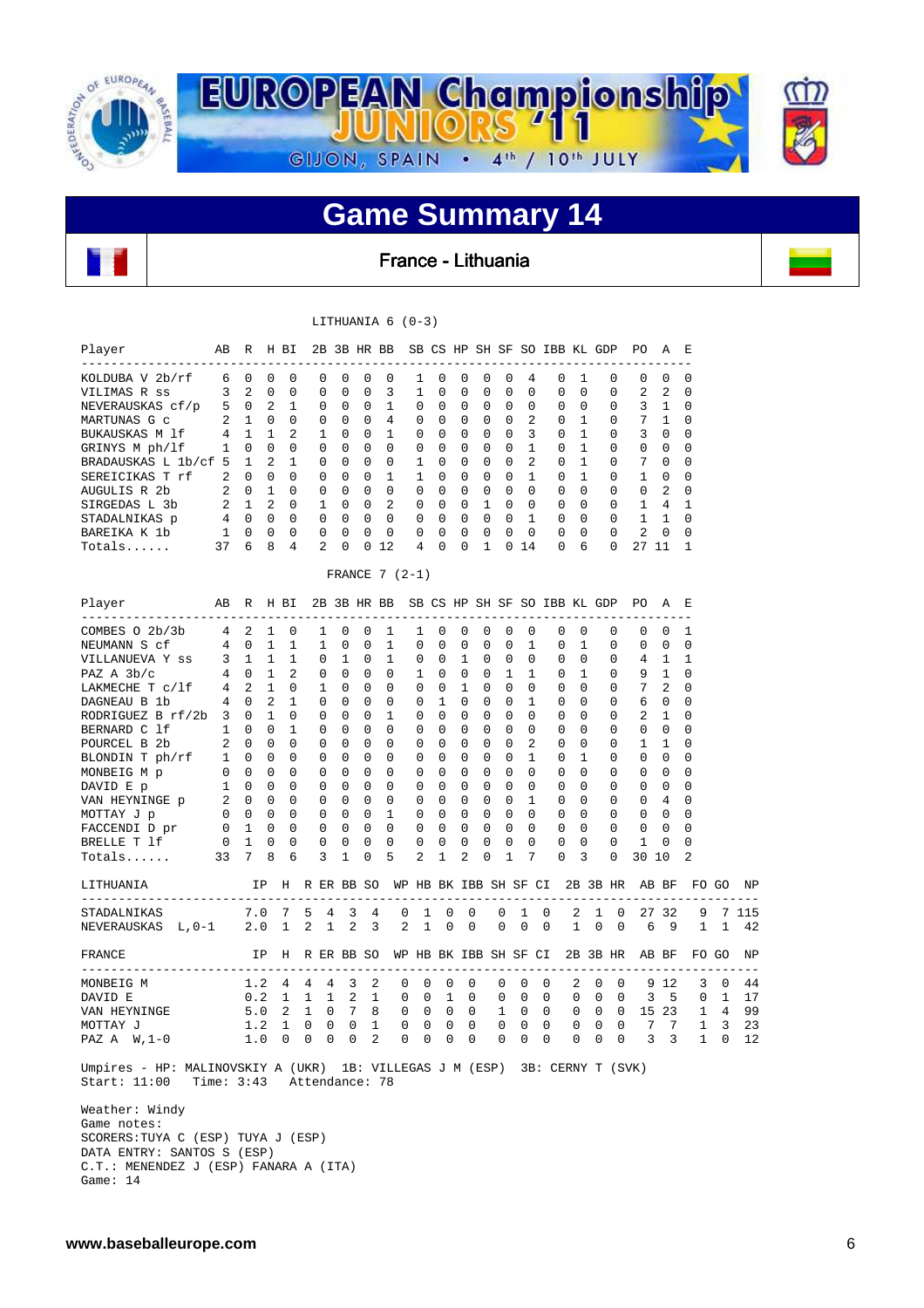# EUROPEAN Championship JUNIORS '11

GIJON, SPAIN • 4th / 10th JULY

## Game Summary 14

### France - Lithuania

LITHUANIA 6 (0-3)

| Player | AB | R | H | BI | 2B | 3B | HR | BB | SB | CS | HP | SH | SF | SO | IBB | KL | GDP | PO | A | E |
|---|---|---|---|---|---|---|---|---|---|---|---|---|---|---|---|---|---|---|---|---|
| KOLDUBA V 2b/rf | 6 | 0 | 0 | 0 | 0 | 0 | 0 | 0 | 1 | 0 | 0 | 0 | 0 | 4 | 0 | 1 | 0 | 0 | 0 | 0 |
| VILIMAS R ss | 3 | 2 | 0 | 0 | 0 | 0 | 0 | 3 | 1 | 0 | 0 | 0 | 0 | 0 | 0 | 0 | 0 | 2 | 2 | 0 |
| NEVERAUSKAS cf/p | 5 | 0 | 2 | 1 | 0 | 0 | 0 | 1 | 0 | 0 | 0 | 0 | 0 | 0 | 0 | 0 | 0 | 3 | 1 | 0 |
| MARTUNAS G c | 2 | 1 | 0 | 0 | 0 | 0 | 0 | 4 | 0 | 0 | 0 | 0 | 0 | 2 | 0 | 1 | 0 | 7 | 1 | 0 |
| BUKAUSKAS M lf | 4 | 1 | 1 | 2 | 1 | 0 | 0 | 1 | 0 | 0 | 0 | 0 | 0 | 3 | 0 | 1 | 0 | 3 | 0 | 0 |
| GRINYS M ph/lf | 1 | 0 | 0 | 0 | 0 | 0 | 0 | 0 | 0 | 0 | 0 | 0 | 0 | 1 | 0 | 1 | 0 | 0 | 0 | 0 |
| BRADAUSKAS L 1b/cf | 5 | 1 | 2 | 1 | 0 | 0 | 0 | 0 | 1 | 0 | 0 | 0 | 0 | 2 | 0 | 1 | 0 | 7 | 0 | 0 |
| SEREICIKAS T rf | 2 | 0 | 0 | 0 | 0 | 0 | 0 | 1 | 1 | 0 | 0 | 0 | 0 | 1 | 0 | 1 | 0 | 1 | 0 | 0 |
| AUGULIS R 2b | 2 | 0 | 1 | 0 | 0 | 0 | 0 | 0 | 0 | 0 | 0 | 0 | 0 | 0 | 0 | 0 | 0 | 0 | 2 | 0 |
| SIRGEDAS L 3b | 2 | 1 | 2 | 0 | 1 | 0 | 0 | 2 | 0 | 0 | 0 | 1 | 0 | 0 | 0 | 0 | 0 | 1 | 4 | 1 |
| STADALNIKAS p | 4 | 0 | 0 | 0 | 0 | 0 | 0 | 0 | 0 | 0 | 0 | 0 | 0 | 1 | 0 | 0 | 0 | 1 | 1 | 0 |
| BAREIKA K 1b | 1 | 0 | 0 | 0 | 0 | 0 | 0 | 0 | 0 | 0 | 0 | 0 | 0 | 0 | 0 | 0 | 0 | 2 | 0 | 0 |
| Totals...... | 37 | 6 | 8 | 4 | 2 | 0 | 0 | 12 | 4 | 0 | 0 | 1 | 0 | 14 | 0 | 6 | 0 | 27 | 11 | 1 |

FRANCE 7 (2-1)

| Player | AB | R | H | BI | 2B | 3B | HR | BB | SB | CS | HP | SH | SF | SO | IBB | KL | GDP | PO | A | E |
|---|---|---|---|---|---|---|---|---|---|---|---|---|---|---|---|---|---|---|---|---|
| COMBES O 2b/3b | 4 | 2 | 1 | 0 | 1 | 0 | 0 | 1 | 1 | 0 | 0 | 0 | 0 | 0 | 0 | 0 | 0 | 0 | 0 | 1 |
| NEUMANN S cf | 4 | 0 | 1 | 1 | 1 | 0 | 0 | 1 | 0 | 0 | 0 | 0 | 0 | 1 | 0 | 1 | 0 | 0 | 0 | 0 |
| VILLANUEVA Y ss | 3 | 1 | 1 | 1 | 0 | 1 | 0 | 1 | 0 | 0 | 1 | 0 | 0 | 0 | 0 | 0 | 0 | 4 | 1 | 1 |
| PAZ A 3b/c | 4 | 0 | 1 | 2 | 0 | 0 | 0 | 0 | 1 | 0 | 0 | 0 | 1 | 1 | 0 | 1 | 0 | 9 | 1 | 0 |
| LAKMECHE T c/lf | 4 | 2 | 1 | 0 | 1 | 0 | 0 | 0 | 0 | 0 | 1 | 0 | 0 | 0 | 0 | 0 | 0 | 7 | 2 | 0 |
| DAGNEAU B 1b | 4 | 0 | 2 | 1 | 0 | 0 | 0 | 0 | 0 | 1 | 0 | 0 | 0 | 1 | 0 | 0 | 0 | 6 | 0 | 0 |
| RODRIGUEZ B rf/2b | 3 | 0 | 1 | 0 | 0 | 0 | 0 | 1 | 0 | 0 | 0 | 0 | 0 | 0 | 0 | 0 | 0 | 2 | 1 | 0 |
| BERNARD C lf | 1 | 0 | 0 | 1 | 0 | 0 | 0 | 0 | 0 | 0 | 0 | 0 | 0 | 0 | 0 | 0 | 0 | 0 | 0 | 0 |
| POURCEL B 2b | 2 | 0 | 0 | 0 | 0 | 0 | 0 | 0 | 0 | 0 | 0 | 0 | 0 | 2 | 0 | 0 | 0 | 1 | 1 | 0 |
| BLONDIN T ph/rf | 1 | 0 | 0 | 0 | 0 | 0 | 0 | 0 | 0 | 0 | 0 | 0 | 0 | 1 | 0 | 1 | 0 | 0 | 0 | 0 |
| MONBEIG M p | 0 | 0 | 0 | 0 | 0 | 0 | 0 | 0 | 0 | 0 | 0 | 0 | 0 | 0 | 0 | 0 | 0 | 0 | 0 | 0 |
| DAVID E p | 1 | 0 | 0 | 0 | 0 | 0 | 0 | 0 | 0 | 0 | 0 | 0 | 0 | 0 | 0 | 0 | 0 | 0 | 0 | 0 |
| VAN HEYNINGE p | 2 | 0 | 0 | 0 | 0 | 0 | 0 | 0 | 0 | 0 | 0 | 0 | 0 | 1 | 0 | 0 | 0 | 0 | 4 | 0 |
| MOTTAY J p | 0 | 0 | 0 | 0 | 0 | 0 | 0 | 1 | 0 | 0 | 0 | 0 | 0 | 0 | 0 | 0 | 0 | 0 | 0 | 0 |
| FACCENDI D pr | 0 | 1 | 0 | 0 | 0 | 0 | 0 | 0 | 0 | 0 | 0 | 0 | 0 | 0 | 0 | 0 | 0 | 0 | 0 | 0 |
| BRELLE T lf | 0 | 1 | 0 | 0 | 0 | 0 | 0 | 0 | 0 | 0 | 0 | 0 | 0 | 0 | 0 | 0 | 0 | 1 | 0 | 0 |
| Totals...... | 33 | 7 | 8 | 6 | 3 | 1 | 0 | 5 | 2 | 1 | 2 | 0 | 1 | 7 | 0 | 3 | 0 | 30 | 10 | 2 |

| LITHUANIA | IP | H | R | ER | BB | SO | WP | HB | BK | IBB | SH | SF | CI | 2B | 3B | HR | AB | BF | FO | GO | NP |
|---|---|---|---|---|---|---|---|---|---|---|---|---|---|---|---|---|---|---|---|---|---|
| STADALNIKAS | 7.0 | 7 | 5 | 4 | 3 | 4 | 0 | 1 | 0 | 0 | 0 | 1 | 0 | 2 | 1 | 0 | 27 | 32 | 9 | 7 | 115 |
| NEVERAUSKAS L,0-1 | 2.0 | 1 | 2 | 1 | 2 | 3 | 2 | 1 | 0 | 0 | 0 | 0 | 0 | 1 | 0 | 0 | 6 | 9 | 1 | 1 | 42 |

| FRANCE | IP | H | R | ER | BB | SO | WP | HB | BK | IBB | SH | SF | CI | 2B | 3B | HR | AB | BF | FO | GO | NP |
|---|---|---|---|---|---|---|---|---|---|---|---|---|---|---|---|---|---|---|---|---|---|
| MONBEIG M | 1.2 | 4 | 4 | 3 | 2 | 0 | 0 | 0 | 0 | 0 | 0 | 0 | 0 | 2 | 0 | 0 | 9 | 12 | 3 | 0 | 44 |
| DAVID E | 0.2 | 1 | 1 | 1 | 2 | 1 | 0 | 0 | 1 | 0 | 0 | 0 | 0 | 0 | 0 | 0 | 3 | 5 | 0 | 1 | 17 |
| VAN HEYNINGE | 5.0 | 2 | 1 | 0 | 7 | 8 | 0 | 0 | 0 | 0 | 1 | 0 | 0 | 0 | 0 | 0 | 15 | 23 | 1 | 4 | 99 |
| MOTTAY J | 1.2 | 1 | 0 | 0 | 0 | 1 | 0 | 0 | 0 | 0 | 0 | 0 | 0 | 0 | 0 | 0 | 7 | 7 | 1 | 3 | 23 |
| PAZ A W,1-0 | 1.0 | 0 | 0 | 0 | 0 | 2 | 0 | 0 | 0 | 0 | 0 | 0 | 0 | 0 | 0 | 0 | 3 | 3 | 1 | 0 | 12 |

Umpires - HP: MALINOVSKIY A (UKR) 1B: VILLEGAS J M (ESP) 3B: CERNY T (SVK)
Start: 11:00 Time: 3:43 Attendance: 78

Weather: Windy
Game notes:
SCORERS:TUYA C (ESP) TUYA J (ESP)
DATA ENTRY: SANTOS S (ESP)
C.T.: MENENDEZ J (ESP) FANARA A (ITA)
Game: 14

www.baseballeurope.com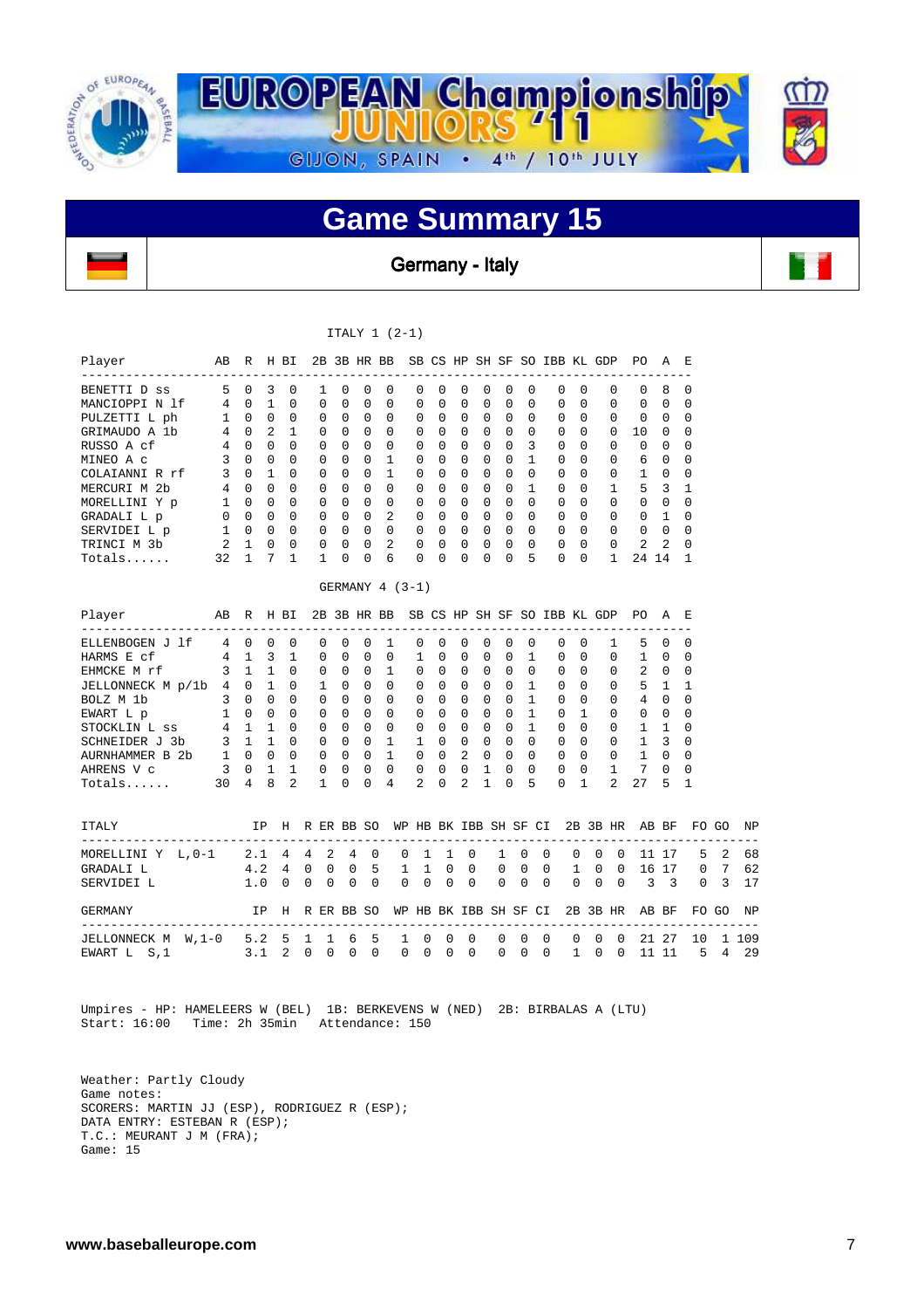# EUROPEAN Championship JUNIORS '11

GIJON, SPAIN • 4th / 10th JULY

## Game Summary 15

**Germany - Italy**

### ITALY 1 (2-1)

| Player | AB | R | H | BI | 2B | 3B | HR | BB | SB | CS | HP | SH | SF | SO | IBB | KL | GDP | PO | A | E |
|---|---|---|---|---|---|---|---|---|---|---|---|---|---|---|---|---|---|---|---|---|
| BENETTI D ss | 5 | 0 | 3 | 0 | 1 | 0 | 0 | 0 | 0 | 0 | 0 | 0 | 0 | 0 | 0 | 0 | 0 | 0 | 8 | 0 |
| MANCIOPPI N lf | 4 | 0 | 1 | 0 | 0 | 0 | 0 | 0 | 0 | 0 | 0 | 0 | 0 | 0 | 0 | 0 | 0 | 0 | 0 | 0 |
| PULZETTI L ph | 1 | 0 | 0 | 0 | 0 | 0 | 0 | 0 | 0 | 0 | 0 | 0 | 0 | 0 | 0 | 0 | 0 | 0 | 0 | 0 |
| GRIMAUDO A 1b | 4 | 0 | 2 | 1 | 0 | 0 | 0 | 0 | 0 | 0 | 0 | 0 | 0 | 0 | 0 | 0 | 0 | 10 | 0 | 0 |
| RUSSO A cf | 4 | 0 | 0 | 0 | 0 | 0 | 0 | 0 | 0 | 0 | 0 | 0 | 0 | 3 | 0 | 0 | 0 | 0 | 0 | 0 |
| MINEO A c | 3 | 0 | 0 | 0 | 0 | 0 | 0 | 1 | 0 | 0 | 0 | 0 | 0 | 1 | 0 | 0 | 0 | 6 | 0 | 0 |
| COLAIANNI R rf | 3 | 0 | 1 | 0 | 0 | 0 | 0 | 1 | 0 | 0 | 0 | 0 | 0 | 0 | 0 | 0 | 0 | 1 | 0 | 0 |
| MERCURI M 2b | 4 | 0 | 0 | 0 | 0 | 0 | 0 | 0 | 0 | 0 | 0 | 0 | 0 | 1 | 0 | 0 | 1 | 5 | 3 | 1 |
| MORELLINI Y p | 1 | 0 | 0 | 0 | 0 | 0 | 0 | 0 | 0 | 0 | 0 | 0 | 0 | 0 | 0 | 0 | 0 | 0 | 0 | 0 |
| GRADALI L p | 0 | 0 | 0 | 0 | 0 | 0 | 0 | 2 | 0 | 0 | 0 | 0 | 0 | 0 | 0 | 0 | 0 | 0 | 1 | 0 |
| SERVIDEI L p | 1 | 0 | 0 | 0 | 0 | 0 | 0 | 0 | 0 | 0 | 0 | 0 | 0 | 0 | 0 | 0 | 0 | 0 | 0 | 0 |
| TRINCI M 3b | 2 | 1 | 0 | 0 | 0 | 0 | 0 | 2 | 0 | 0 | 0 | 0 | 0 | 0 | 0 | 0 | 0 | 2 | 2 | 0 |
| Totals...... | 32 | 1 | 7 | 1 | 1 | 0 | 0 | 6 | 0 | 0 | 0 | 0 | 0 | 5 | 0 | 0 | 1 | 24 | 14 | 1 |

### GERMANY 4 (3-1)

| Player | AB | R | H | BI | 2B | 3B | HR | BB | SB | CS | HP | SH | SF | SO | IBB | KL | GDP | PO | A | E |
|---|---|---|---|---|---|---|---|---|---|---|---|---|---|---|---|---|---|---|---|---|
| ELLENBOGEN J lf | 4 | 0 | 0 | 0 | 0 | 0 | 0 | 1 | 0 | 0 | 0 | 0 | 0 | 0 | 0 | 0 | 1 | 5 | 0 | 0 |
| HARMS E cf | 4 | 1 | 3 | 1 | 0 | 0 | 0 | 0 | 1 | 0 | 0 | 0 | 0 | 1 | 0 | 0 | 0 | 1 | 0 | 0 |
| EHMCKE M rf | 3 | 1 | 1 | 0 | 0 | 0 | 0 | 1 | 0 | 0 | 0 | 0 | 0 | 0 | 0 | 0 | 0 | 2 | 0 | 0 |
| JELLONNECK M p/1b | 4 | 0 | 1 | 0 | 1 | 0 | 0 | 0 | 0 | 0 | 0 | 0 | 0 | 1 | 0 | 0 | 0 | 5 | 1 | 1 |
| BOLZ M 1b | 3 | 0 | 0 | 0 | 0 | 0 | 0 | 0 | 0 | 0 | 0 | 0 | 0 | 1 | 0 | 0 | 0 | 4 | 0 | 0 |
| EWART L p | 1 | 0 | 0 | 0 | 0 | 0 | 0 | 0 | 0 | 0 | 0 | 0 | 0 | 1 | 0 | 1 | 0 | 0 | 0 | 0 |
| STOCKLIN L ss | 4 | 1 | 1 | 0 | 0 | 0 | 0 | 0 | 0 | 0 | 0 | 0 | 0 | 1 | 0 | 0 | 0 | 1 | 1 | 0 |
| SCHNEIDER J 3b | 3 | 1 | 1 | 0 | 0 | 0 | 0 | 1 | 1 | 0 | 0 | 0 | 0 | 0 | 0 | 0 | 0 | 1 | 3 | 0 |
| AURNHAMMER B 2b | 1 | 0 | 0 | 0 | 0 | 0 | 0 | 1 | 0 | 0 | 2 | 0 | 0 | 0 | 0 | 0 | 0 | 1 | 0 | 0 |
| AHRENS V c | 3 | 0 | 1 | 1 | 0 | 0 | 0 | 0 | 0 | 0 | 0 | 1 | 0 | 0 | 0 | 0 | 1 | 7 | 0 | 0 |
| Totals...... | 30 | 4 | 8 | 2 | 1 | 0 | 0 | 4 | 2 | 0 | 2 | 1 | 0 | 5 | 0 | 1 | 2 | 27 | 5 | 1 |

| ITALY | IP | H | R | ER | BB | SO | WP | HB | BK | IBB | SH | SF | CI | 2B | 3B | HR | AB | BF | FO | GO | NP |
|---|---|---|---|---|---|---|---|---|---|---|---|---|---|---|---|---|---|---|---|---|---|
| MORELLINI Y L,0-1 | 2.1 | 4 | 4 | 2 | 4 | 0 | 0 | 1 | 1 | 0 | 1 | 0 | 0 | 0 | 0 | 0 | 11 | 17 | 5 | 2 | 68 |
| GRADALI L | 4.2 | 4 | 0 | 0 | 0 | 5 | 1 | 1 | 0 | 0 | 0 | 0 | 0 | 1 | 0 | 0 | 16 | 17 | 0 | 7 | 62 |
| SERVIDEI L | 1.0 | 0 | 0 | 0 | 0 | 0 | 0 | 0 | 0 | 0 | 0 | 0 | 0 | 0 | 0 | 0 | 3 | 3 | 0 | 3 | 17 |

| GERMANY | IP | H | R | ER | BB | SO | WP | HB | BK | IBB | SH | SF | CI | 2B | 3B | HR | AB | BF | FO | GO | NP |
|---|---|---|---|---|---|---|---|---|---|---|---|---|---|---|---|---|---|---|---|---|---|
| JELLONNECK M W,1-0 | 5.2 | 5 | 1 | 1 | 6 | 5 | 1 | 0 | 0 | 0 | 0 | 0 | 0 | 0 | 0 | 0 | 21 | 27 | 10 | 1 | 109 |
| EWART L S,1 | 3.1 | 2 | 0 | 0 | 0 | 0 | 0 | 0 | 0 | 0 | 0 | 0 | 0 | 1 | 0 | 0 | 11 | 11 | 5 | 4 | 29 |

Umpires - HP: HAMELEERS W (BEL) 1B: BERKEVENS W (NED) 2B: BIRBALAS A (LTU)
Start: 16:00 Time: 2h 35min Attendance: 150

Weather: Partly Cloudy
Game notes:
SCORERS: MARTIN JJ (ESP), RODRIGUEZ R (ESP);
DATA ENTRY: ESTEBAN R (ESP);
T.C.: MEURANT J M (FRA);
Game: 15

www.baseballeurope.com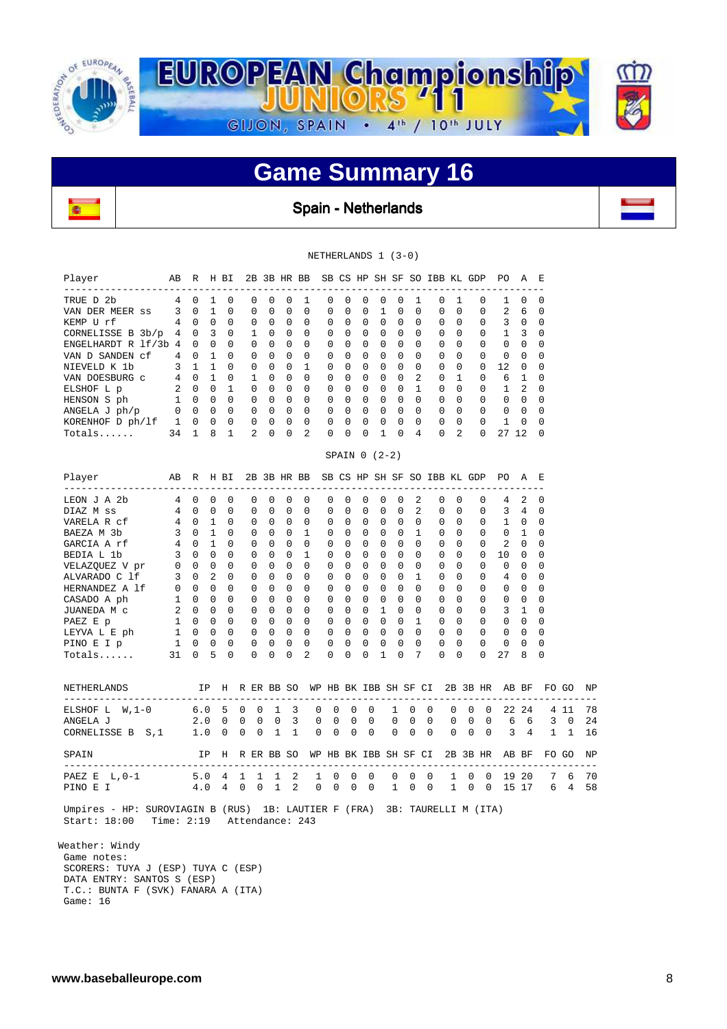# EUROPEAN Championship JUNIORS '11

GIJON, SPAIN • 4th / 10th JULY

## Game Summary 16

### Spain - Netherlands

NETHERLANDS 1 (3-0)

| Player | AB | R | H | BI | 2B | 3B | HR | BB | SB | CS | HP | SH | SF | SO | IBB | KL | GDP | PO | A | E |
|---|---|---|---|---|---|---|---|---|---|---|---|---|---|---|---|---|---|---|---|---|
| TRUE D 2b | 4 | 0 | 1 | 0 | 0 | 0 | 0 | 1 | 0 | 0 | 0 | 0 | 0 | 1 | 0 | 1 | 0 | 1 | 0 | 0 |
| VAN DER MEER ss | 3 | 0 | 1 | 0 | 0 | 0 | 0 | 0 | 0 | 0 | 0 | 1 | 0 | 0 | 0 | 0 | 0 | 2 | 6 | 0 |
| KEMP U rf | 4 | 0 | 0 | 0 | 0 | 0 | 0 | 0 | 0 | 0 | 0 | 0 | 0 | 0 | 0 | 0 | 0 | 3 | 0 | 0 |
| CORNELISSE B 3b/p | 4 | 0 | 3 | 0 | 1 | 0 | 0 | 0 | 0 | 0 | 0 | 0 | 0 | 0 | 0 | 0 | 0 | 1 | 3 | 0 |
| ENGELHARDT R lf/3b | 4 | 0 | 0 | 0 | 0 | 0 | 0 | 0 | 0 | 0 | 0 | 0 | 0 | 0 | 0 | 0 | 0 | 0 | 0 | 0 |
| VAN D SANDEN cf | 4 | 0 | 1 | 0 | 0 | 0 | 0 | 0 | 0 | 0 | 0 | 0 | 0 | 0 | 0 | 0 | 0 | 0 | 0 | 0 |
| NIEVELD K 1b | 3 | 1 | 1 | 0 | 0 | 0 | 0 | 1 | 0 | 0 | 0 | 0 | 0 | 0 | 0 | 0 | 0 | 12 | 0 | 0 |
| VAN DOESBURG c | 4 | 0 | 1 | 0 | 1 | 0 | 0 | 0 | 0 | 0 | 0 | 0 | 0 | 2 | 0 | 1 | 0 | 6 | 1 | 0 |
| ELSHOF L p | 2 | 0 | 0 | 1 | 0 | 0 | 0 | 0 | 0 | 0 | 0 | 0 | 0 | 1 | 0 | 0 | 0 | 1 | 2 | 0 |
| HENSON S ph | 1 | 0 | 0 | 0 | 0 | 0 | 0 | 0 | 0 | 0 | 0 | 0 | 0 | 0 | 0 | 0 | 0 | 0 | 0 | 0 |
| ANGELA J ph/p | 0 | 0 | 0 | 0 | 0 | 0 | 0 | 0 | 0 | 0 | 0 | 0 | 0 | 0 | 0 | 0 | 0 | 0 | 0 | 0 |
| KORENHOF D ph/lf | 1 | 0 | 0 | 0 | 0 | 0 | 0 | 0 | 0 | 0 | 0 | 0 | 0 | 0 | 0 | 0 | 0 | 1 | 0 | 0 |
| Totals...... | 34 | 1 | 8 | 1 | 2 | 0 | 0 | 2 | 0 | 0 | 0 | 1 | 0 | 4 | 0 | 2 | 0 | 27 | 12 | 0 |

SPAIN 0 (2-2)

| Player | AB | R | H | BI | 2B | 3B | HR | BB | SB | CS | HP | SH | SF | SO | IBB | KL | GDP | PO | A | E |
|---|---|---|---|---|---|---|---|---|---|---|---|---|---|---|---|---|---|---|---|---|
| LEON J A 2b | 4 | 0 | 0 | 0 | 0 | 0 | 0 | 0 | 0 | 0 | 0 | 0 | 0 | 2 | 0 | 0 | 0 | 4 | 2 | 0 |
| DIAZ M ss | 4 | 0 | 0 | 0 | 0 | 0 | 0 | 0 | 0 | 0 | 0 | 0 | 0 | 2 | 0 | 0 | 0 | 3 | 4 | 0 |
| VARELA R cf | 4 | 0 | 1 | 0 | 0 | 0 | 0 | 0 | 0 | 0 | 0 | 0 | 0 | 0 | 0 | 0 | 0 | 1 | 0 | 0 |
| BAEZA M 3b | 3 | 0 | 1 | 0 | 0 | 0 | 0 | 1 | 0 | 0 | 0 | 0 | 0 | 1 | 0 | 0 | 0 | 0 | 1 | 0 |
| GARCIA A rf | 4 | 0 | 1 | 0 | 0 | 0 | 0 | 0 | 0 | 0 | 0 | 0 | 0 | 0 | 0 | 0 | 0 | 2 | 0 | 0 |
| BEDIA L 1b | 3 | 0 | 0 | 0 | 0 | 0 | 0 | 1 | 0 | 0 | 0 | 0 | 0 | 0 | 0 | 0 | 0 | 10 | 0 | 0 |
| VELAZQUEZ V pr | 0 | 0 | 0 | 0 | 0 | 0 | 0 | 0 | 0 | 0 | 0 | 0 | 0 | 0 | 0 | 0 | 0 | 0 | 0 | 0 |
| ALVARADO C lf | 3 | 0 | 2 | 0 | 0 | 0 | 0 | 0 | 0 | 0 | 0 | 0 | 0 | 1 | 0 | 0 | 0 | 4 | 0 | 0 |
| HERNANDEZ A lf | 0 | 0 | 0 | 0 | 0 | 0 | 0 | 0 | 0 | 0 | 0 | 0 | 0 | 0 | 0 | 0 | 0 | 0 | 0 | 0 |
| CASADO A ph | 1 | 0 | 0 | 0 | 0 | 0 | 0 | 0 | 0 | 0 | 0 | 0 | 0 | 0 | 0 | 0 | 0 | 0 | 0 | 0 |
| JUANEDA M c | 2 | 0 | 0 | 0 | 0 | 0 | 0 | 0 | 0 | 0 | 0 | 1 | 0 | 0 | 0 | 0 | 0 | 3 | 1 | 0 |
| PAEZ E p | 1 | 0 | 0 | 0 | 0 | 0 | 0 | 0 | 0 | 0 | 0 | 0 | 0 | 1 | 0 | 0 | 0 | 0 | 0 | 0 |
| LEYVA L E ph | 1 | 0 | 0 | 0 | 0 | 0 | 0 | 0 | 0 | 0 | 0 | 0 | 0 | 0 | 0 | 0 | 0 | 0 | 0 | 0 |
| PINO E I p | 1 | 0 | 0 | 0 | 0 | 0 | 0 | 0 | 0 | 0 | 0 | 0 | 0 | 0 | 0 | 0 | 0 | 0 | 0 | 0 |
| Totals...... | 31 | 0 | 5 | 0 | 0 | 0 | 0 | 2 | 0 | 0 | 0 | 1 | 0 | 7 | 0 | 0 | 0 | 27 | 8 | 0 |

| NETHERLANDS | IP | H | R | ER | BB | SO | WP | HB | BK | IBB | SH | SF | CI | 2B | 3B | HR | AB | BF | FO | GO | NP |
|---|---|---|---|---|---|---|---|---|---|---|---|---|---|---|---|---|---|---|---|---|---|
| ELSHOF L W,1-0 | 6.0 | 5 | 0 | 0 | 1 | 3 | 0 | 0 | 0 | 0 | 1 | 0 | 0 | 0 | 0 | 0 | 22 | 24 | 4 | 11 | 78 |
| ANGELA J | 2.0 | 0 | 0 | 0 | 0 | 3 | 0 | 0 | 0 | 0 | 0 | 0 | 0 | 0 | 0 | 0 | 6 | 6 | 3 | 0 | 24 |
| CORNELISSE B S,1 | 1.0 | 0 | 0 | 0 | 1 | 1 | 0 | 0 | 0 | 0 | 0 | 0 | 0 | 0 | 0 | 0 | 3 | 4 | 1 | 1 | 16 |

| SPAIN | IP | H | R | ER | BB | SO | WP | HB | BK | IBB | SH | SF | CI | 2B | 3B | HR | AB | BF | FO | GO | NP |
|---|---|---|---|---|---|---|---|---|---|---|---|---|---|---|---|---|---|---|---|---|---|
| PAEZ E L,0-1 | 5.0 | 4 | 1 | 1 | 1 | 2 | 1 | 0 | 0 | 0 | 0 | 0 | 0 | 1 | 0 | 0 | 19 | 20 | 7 | 6 | 70 |
| PINO E I | 4.0 | 4 | 0 | 0 | 1 | 2 | 0 | 0 | 0 | 0 | 1 | 0 | 0 | 1 | 0 | 0 | 15 | 17 | 6 | 4 | 58 |

Umpires - HP: SUROVIAGIN B (RUS) 1B: LAUTIER F (FRA) 3B: TAURELLI M (ITA)
Start: 18:00 Time: 2:19 Attendance: 243

Weather: Windy
Game notes:
SCORERS: TUYA J (ESP) TUYA C (ESP)
DATA ENTRY: SANTOS S (ESP)
T.C.: BUNTA F (SVK) FANARA A (ITA)
Game: 16

www.baseballeurope.com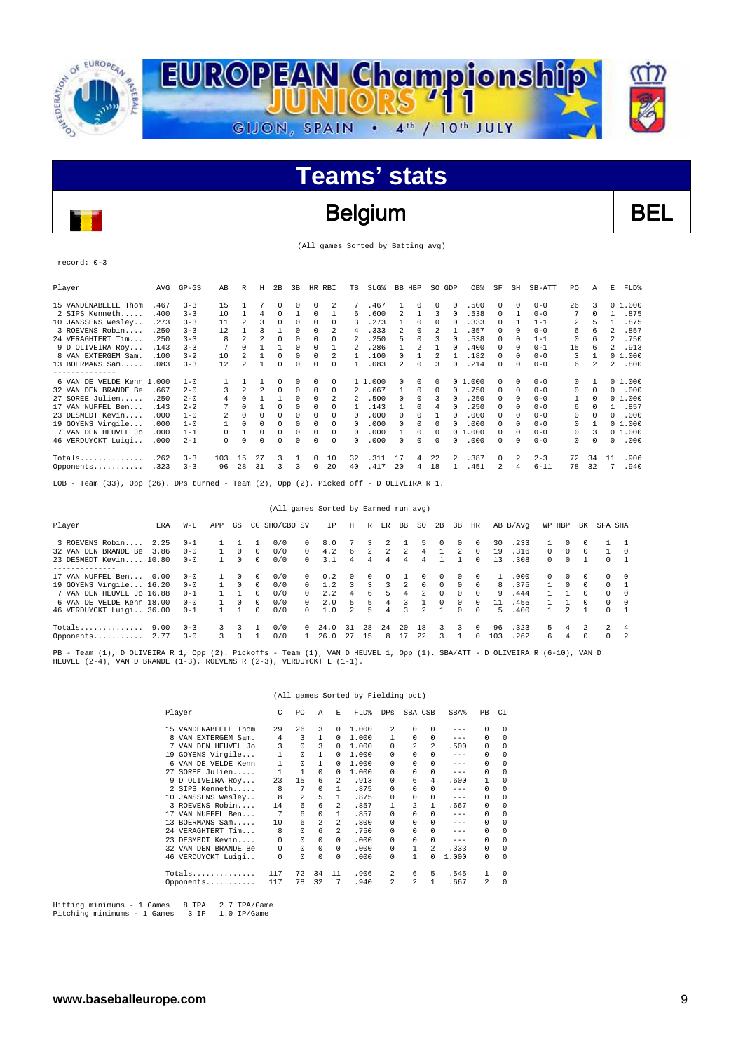# Teams' stats

## Belgium

**BEL**

(All games Sorted by Batting avg)

record: 0-3

| Player | AVG | GP-GS | AB | R | H | 2B | 3B | HR | RBI | TB | SLG% | BB | HBP | SO | GDP | OB% | SF | SH | SB-ATT | PO | A | E | FLD% |
|---|---|---|---|---|---|---|---|---|---|---|---|---|---|---|---|---|---|---|---|---|---|---|---|
| 15 VANDENABEELE Thom | .467 | 3-3 | 15 | 1 | 7 | 0 | 0 | 0 | 2 | 7 | .467 | 1 | 0 | 0 | 0 | .500 | 0 | 0 | 0-0 | 26 | 3 | 0 | 1.000 |
| 2 SIPS Kenneth..... | .400 | 3-3 | 10 | 1 | 4 | 0 | 1 | 0 | 1 | 6 | .600 | 2 | 1 | 3 | 0 | .538 | 0 | 1 | 0-0 | 7 | 0 | 1 | .875 |
| 10 JANSSENS Wesley.. | .273 | 3-3 | 11 | 2 | 3 | 0 | 0 | 0 | 0 | 3 | .273 | 1 | 0 | 0 | 0 | .333 | 0 | 1 | 1-1 | 2 | 5 | 1 | .875 |
| 3 ROEVENS Robin..... | .250 | 3-3 | 12 | 1 | 3 | 1 | 0 | 0 | 2 | 4 | .333 | 2 | 0 | 2 | 1 | .357 | 0 | 0 | 0-0 | 6 | 6 | 2 | .857 |
| 24 VERAGHTERT Tim... | .250 | 3-3 | 8 | 2 | 2 | 0 | 0 | 0 | 0 | 2 | .250 | 5 | 0 | 3 | 0 | .538 | 0 | 0 | 1-1 | 0 | 6 | 2 | .750 |
| 9 D OLIVEIRA Roy... | .143 | 3-3 | 7 | 0 | 1 | 1 | 0 | 0 | 1 | 2 | .286 | 1 | 2 | 1 | 0 | .400 | 0 | 0 | 0-1 | 15 | 6 | 2 | .913 |
| 8 VAN EXTERGEM Sam. | .100 | 3-2 | 10 | 2 | 1 | 0 | 0 | 0 | 2 | 1 | .100 | 0 | 1 | 2 | 1 | .182 | 0 | 0 | 0-0 | 3 | 1 | 0 | 1.000 |
| 13 BOERMANS Sam..... | .083 | 3-3 | 12 | 2 | 1 | 0 | 0 | 0 | 0 | 1 | .083 | 2 | 0 | 3 | 0 | .214 | 0 | 0 | 0-0 | 6 | 2 | 2 | .800 |
| 6 VAN DE VELDE Kenn | 1.000 | 1-0 | 1 | 1 | 1 | 0 | 0 | 0 | 0 | 1 | 1.000 | 0 | 0 | 0 | 0 | 1.000 | 0 | 0 | 0-0 | 0 | 1 | 0 | 1.000 |
| 32 VAN DEN BRANDE Be | .667 | 2-0 | 3 | 2 | 2 | 0 | 0 | 0 | 0 | 2 | .667 | 1 | 0 | 0 | 0 | .750 | 0 | 0 | 0-0 | 0 | 0 | 0 | .000 |
| 27 SOREE Julien..... | .250 | 2-0 | 4 | 0 | 1 | 1 | 0 | 0 | 2 | 2 | .500 | 0 | 0 | 3 | 0 | .250 | 0 | 0 | 0-0 | 1 | 0 | 0 | 1.000 |
| 17 VAN NUFFEL Ben... | .143 | 2-2 | 7 | 0 | 1 | 0 | 0 | 0 | 0 | 1 | .143 | 1 | 0 | 4 | 0 | .250 | 0 | 0 | 0-0 | 6 | 0 | 1 | .857 |
| 23 DESMEDT Kevin.... | .000 | 1-0 | 2 | 0 | 0 | 0 | 0 | 0 | 0 | 0 | .000 | 0 | 0 | 1 | 0 | .000 | 0 | 0 | 0-0 | 0 | 0 | 0 | .000 |
| 19 GOYENS Virgile... | .000 | 1-0 | 1 | 0 | 0 | 0 | 0 | 0 | 0 | 0 | .000 | 0 | 0 | 0 | 0 | .000 | 0 | 0 | 0-0 | 0 | 1 | 0 | 1.000 |
| 7 VAN DEN HEUVEL Jo | .000 | 1-1 | 0 | 1 | 0 | 0 | 0 | 0 | 0 | 0 | .000 | 1 | 0 | 0 | 0 | 1.000 | 0 | 0 | 0-0 | 0 | 3 | 0 | 1.000 |
| 46 VERDUYCKT Luigi.. | .000 | 2-1 | 0 | 0 | 0 | 0 | 0 | 0 | 0 | 0 | .000 | 0 | 0 | 0 | 0 | .000 | 0 | 0 | 0-0 | 0 | 0 | 0 | .000 |
| Totals.............. | .262 | 3-3 | 103 | 15 | 27 | 3 | 1 | 0 | 10 | 32 | .311 | 17 | 4 | 22 | 2 | .387 | 0 | 2 | 2-3 | 72 | 34 | 11 | .906 |
| Opponents........... | .323 | 3-3 | 96 | 28 | 31 | 3 | 3 | 0 | 20 | 40 | .417 | 20 | 4 | 18 | 1 | .451 | 2 | 4 | 6-11 | 78 | 32 | 7 | .940 |

LOB - Team (33), Opp (26). DPs turned - Team (2), Opp (2). Picked off - D OLIVEIRA R 1.

(All games Sorted by Earned run avg)

| Player | ERA | W-L | APP | GS | CG | SHO/CBO | SV | IP | H | R | ER | BB | SO | 2B | 3B | HR | AB | B/Avg | WP | HBP | BK | SFA | SHA |
|---|---|---|---|---|---|---|---|---|---|---|---|---|---|---|---|---|---|---|---|---|---|---|---|
| 3 ROEVENS Robin..... | 2.25 | 0-1 | 1 | 1 | 1 | 0/0 | 0 | 8.0 | 7 | 3 | 2 | 1 | 5 | 0 | 0 | 0 | 30 | .233 | 1 | 0 | 0 | 1 | 1 |
| 32 VAN DEN BRANDE Be | 3.86 | 0-0 | 1 | 0 | 0 | 0/0 | 0 | 4.2 | 6 | 2 | 2 | 2 | 4 | 1 | 2 | 0 | 19 | .316 | 0 | 0 | 0 | 1 | 0 |
| 23 DESMEDT Kevin.... | 10.80 | 0-0 | 1 | 0 | 0 | 0/0 | 0 | 3.1 | 4 | 4 | 4 | 4 | 4 | 1 | 1 | 0 | 13 | .308 | 0 | 0 | 1 | 0 | 1 |
| 17 VAN NUFFEL Ben... | 0.00 | 0-0 | 1 | 0 | 0 | 0/0 | 0 | 0.2 | 0 | 0 | 0 | 1 | 0 | 0 | 0 | 0 | 1 | .000 | 0 | 0 | 0 | 0 | 0 |
| 19 GOYENS Virgile... | 16.20 | 0-0 | 1 | 0 | 0 | 0/0 | 0 | 1.2 | 3 | 3 | 3 | 2 | 0 | 0 | 0 | 0 | 8 | .375 | 1 | 0 | 0 | 0 | 1 |
| 7 VAN DEN HEUVEL Jo | 16.88 | 0-1 | 1 | 1 | 0 | 0/0 | 0 | 2.2 | 4 | 6 | 5 | 4 | 2 | 0 | 0 | 0 | 9 | .444 | 1 | 1 | 0 | 0 | 0 |
| 6 VAN DE VELDE Kenn | 18.00 | 0-0 | 1 | 0 | 0 | 0/0 | 0 | 2.0 | 5 | 5 | 4 | 3 | 1 | 0 | 0 | 0 | 11 | .455 | 1 | 1 | 0 | 0 | 0 |
| 46 VERDUYCKT Luigi.. | 36.00 | 0-1 | 1 | 1 | 0 | 0/0 | 0 | 1.0 | 2 | 5 | 4 | 3 | 2 | 1 | 0 | 0 | 5 | .400 | 1 | 2 | 1 | 0 | 1 |
| Totals.............. | 9.00 | 0-3 | 3 | 3 | 1 | 0/0 | 0 | 24.0 | 31 | 28 | 24 | 20 | 18 | 3 | 3 | 0 | 96 | .323 | 5 | 4 | 2 | 2 | 4 |
| Opponents........... | 2.77 | 3-0 | 3 | 3 | 1 | 0/0 | 1 | 26.0 | 27 | 15 | 8 | 17 | 22 | 3 | 1 | 0 | 103 | .262 | 6 | 4 | 0 | 0 | 2 |

PB - Team (1), D OLIVEIRA R 1, Opp (2). Pickoffs - Team (1), VAN D HEUVEL 1, Opp (1). SBA/ATT - D OLIVEIRA R (6-10), VAN D HEUVEL (2-4), VAN D BRANDE (1-3), ROEVENS R (2-3), VERDUYCKT L (1-1).

(All games Sorted by Fielding pct)

| Player | C | PO | A | E | FLD% | DPs | SBA | CSB | SBA% | PB | CI |
|---|---|---|---|---|---|---|---|---|---|---|---|
| 15 VANDENABEELE Thom | 29 | 26 | 3 | 0 | 1.000 | 2 | 0 | 0 | --- | 0 | 0 |
| 8 VAN EXTERGEM Sam. | 4 | 3 | 1 | 0 | 1.000 | 1 | 0 | 0 | --- | 0 | 0 |
| 7 VAN DEN HEUVEL Jo | 3 | 0 | 3 | 0 | 1.000 | 0 | 2 | 2 | .500 | 0 | 0 |
| 19 GOYENS Virgile... | 1 | 0 | 1 | 0 | 1.000 | 0 | 0 | 0 | --- | 0 | 0 |
| 6 VAN DE VELDE Kenn | 1 | 0 | 1 | 0 | 1.000 | 0 | 0 | 0 | --- | 0 | 0 |
| 27 SOREE Julien..... | 1 | 1 | 0 | 0 | 1.000 | 0 | 0 | 0 | --- | 0 | 0 |
| 9 D OLIVEIRA Roy... | 23 | 15 | 6 | 2 | .913 | 0 | 6 | 4 | .600 | 1 | 0 |
| 2 SIPS Kenneth..... | 8 | 7 | 0 | 1 | .875 | 0 | 0 | 0 | --- | 0 | 0 |
| 10 JANSSENS Wesley.. | 8 | 2 | 5 | 1 | .875 | 0 | 0 | 0 | --- | 0 | 0 |
| 3 ROEVENS Robin..... | 14 | 6 | 6 | 2 | .857 | 1 | 2 | 1 | .667 | 0 | 0 |
| 17 VAN NUFFEL Ben... | 7 | 6 | 0 | 1 | .857 | 0 | 0 | 0 | --- | 0 | 0 |
| 13 BOERMANS Sam..... | 10 | 6 | 2 | 2 | .800 | 0 | 0 | 0 | --- | 0 | 0 |
| 24 VERAGHTERT Tim... | 8 | 0 | 6 | 2 | .750 | 0 | 0 | 0 | --- | 0 | 0 |
| 23 DESMEDT Kevin.... | 0 | 0 | 0 | 0 | .000 | 0 | 0 | 0 | --- | 0 | 0 |
| 32 VAN DEN BRANDE Be | 0 | 0 | 0 | 0 | .000 | 0 | 1 | 2 | .333 | 0 | 0 |
| 46 VERDUYCKT Luigi.. | 0 | 0 | 0 | 0 | .000 | 0 | 1 | 0 | 1.000 | 0 | 0 |
| Totals.............. | 117 | 72 | 34 | 11 | .906 | 2 | 6 | 5 | .545 | 1 | 0 |
| Opponents........... | 117 | 78 | 32 | 7 | .940 | 2 | 2 | 1 | .667 | 2 | 0 |

Hitting minimums - 1 Games 8 TPA 2.7 TPA/Game
Pitching minimums - 1 Games 3 IP 1.0 IP/Game

www.baseballeurope.com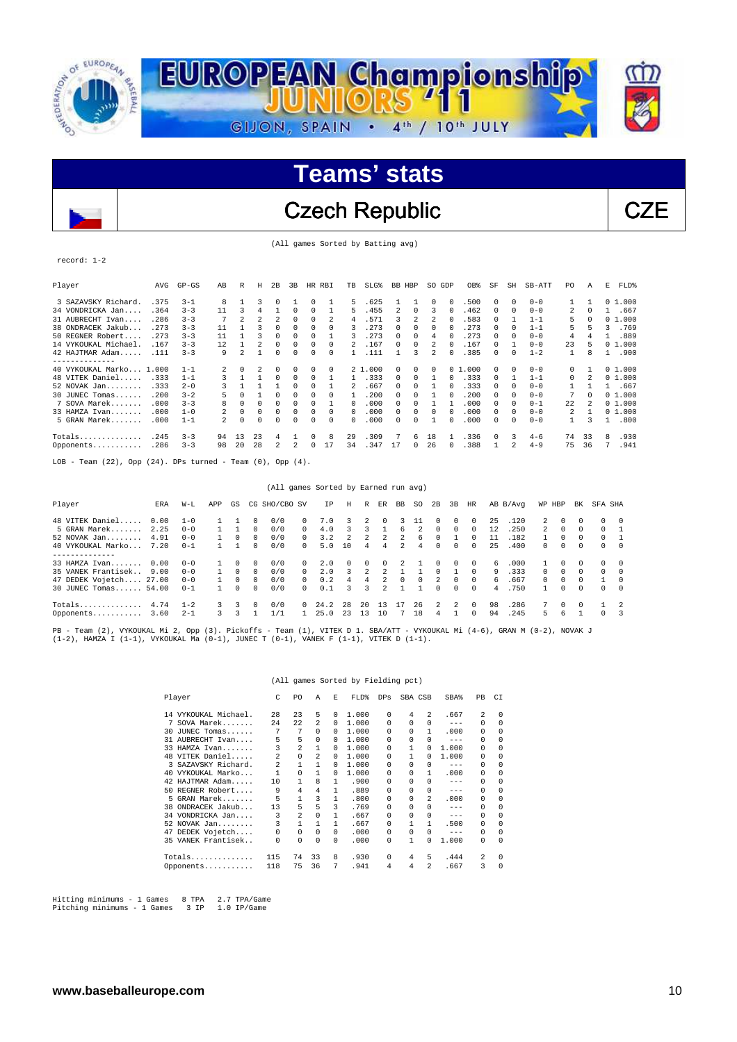# EUROPEAN Championship JUNIORS '11

GIJON, SPAIN • 4th / 10th JULY

## Teams' stats

## Czech Republic — CZE

(All games Sorted by Batting avg)

record: 1-2

| Player | AVG | GP-GS | AB | R | H | 2B | 3B | HR | RBI | TB | SLG% | BB | HBP | SO | GDP | OB% | SF | SH | SB-ATT | PO | A | E | FLD% |
|---|---|---|---|---|---|---|---|---|---|---|---|---|---|---|---|---|---|---|---|---|---|---|---|
| 3 SAZAVSKY Richard. | .375 | 3-1 | 8 | 1 | 3 | 0 | 1 | 0 | 1 | 5 | .625 | 1 | 1 | 0 | 0 | .500 | 0 | 0 | 0-0 | 1 | 1 | 0 | 1.000 |
| 34 VONDRICKA Jan.... | .364 | 3-3 | 11 | 3 | 4 | 1 | 0 | 0 | 1 | 5 | .455 | 2 | 0 | 3 | 0 | .462 | 0 | 0 | 0-0 | 2 | 0 | 1 | .667 |
| 31 AUBRECHT Ivan.... | .286 | 3-3 | 7 | 2 | 2 | 2 | 0 | 0 | 2 | 4 | .571 | 3 | 2 | 2 | 0 | .583 | 0 | 1 | 1-1 | 5 | 0 | 0 | 1.000 |
| 38 ONDRACEK Jakub... | .273 | 3-3 | 11 | 1 | 3 | 0 | 0 | 0 | 0 | 3 | .273 | 0 | 0 | 0 | 0 | .273 | 0 | 0 | 1-1 | 5 | 5 | 3 | .769 |
| 50 REGNER Robert.... | .273 | 3-3 | 11 | 1 | 3 | 0 | 0 | 0 | 1 | 3 | .273 | 0 | 0 | 4 | 0 | .273 | 0 | 0 | 0-0 | 4 | 4 | 1 | .889 |
| 14 VYKOUKAL Michael. | .167 | 3-3 | 12 | 1 | 2 | 0 | 0 | 0 | 0 | 2 | .167 | 0 | 0 | 2 | 0 | .167 | 0 | 1 | 0-0 | 23 | 5 | 0 | 1.000 |
| 42 HAJTMAR Adam..... | .111 | 3-3 | 9 | 2 | 1 | 0 | 0 | 0 | 0 | 1 | .111 | 1 | 3 | 2 | 0 | .385 | 0 | 0 | 1-2 | 1 | 8 | 1 | .900 |
| 40 VYKOUKAL Marko... | 1.000 | 1-1 | 2 | 0 | 2 | 0 | 0 | 0 | 0 | 2 | 1.000 | 0 | 0 | 0 | 0 | 1.000 | 0 | 0 | 0-0 | 0 | 1 | 0 | 1.000 |
| 48 VITEK Daniel..... | .333 | 1-1 | 3 | 1 | 1 | 0 | 0 | 0 | 1 | 1 | .333 | 0 | 0 | 1 | 0 | .333 | 0 | 1 | 1-1 | 0 | 2 | 0 | 1.000 |
| 52 NOVAK Jan........ | .333 | 2-0 | 3 | 1 | 1 | 1 | 0 | 0 | 1 | 2 | .667 | 0 | 0 | 1 | 0 | .333 | 0 | 0 | 0-0 | 1 | 1 | 1 | .667 |
| 30 JUNEC Tomas...... | .200 | 3-2 | 5 | 0 | 1 | 0 | 0 | 0 | 0 | 1 | .200 | 0 | 0 | 1 | 0 | .200 | 0 | 0 | 0-0 | 7 | 0 | 0 | 1.000 |
| 7 SOVA Marek....... | .000 | 3-3 | 8 | 0 | 0 | 0 | 0 | 0 | 1 | 0 | .000 | 0 | 0 | 1 | 1 | .000 | 0 | 0 | 0-1 | 22 | 2 | 0 | 1.000 |
| 33 HAMZA Ivan....... | .000 | 1-0 | 2 | 0 | 0 | 0 | 0 | 0 | 0 | 0 | .000 | 0 | 0 | 0 | 0 | .000 | 0 | 0 | 0-0 | 2 | 1 | 0 | 1.000 |
| 5 GRAN Marek....... | .000 | 1-1 | 2 | 0 | 0 | 0 | 0 | 0 | 0 | 0 | .000 | 0 | 0 | 1 | 0 | .000 | 0 | 0 | 0-0 | 1 | 3 | 1 | .800 |
| Totals.............. | .245 | 3-3 | 94 | 13 | 23 | 4 | 1 | 0 | 8 | 29 | .309 | 7 | 6 | 18 | 1 | .336 | 0 | 3 | 4-6 | 74 | 33 | 8 | .930 |
| Opponents........... | .286 | 3-3 | 98 | 20 | 28 | 2 | 2 | 0 | 17 | 34 | .347 | 17 | 0 | 26 | 0 | .388 | 1 | 2 | 4-9 | 75 | 36 | 7 | .941 |

LOB - Team (22), Opp (24). DPs turned - Team (0), Opp (4).

(All games Sorted by Earned run avg)

| Player | ERA | W-L | APP | GS | CG | SHO/CBO | SV | IP | H | R | ER | BB | SO | 2B | 3B | HR | AB | B/Avg | WP | HBP | BK | SFA | SHA |
|---|---|---|---|---|---|---|---|---|---|---|---|---|---|---|---|---|---|---|---|---|---|---|---|
| 48 VITEK Daniel..... | 0.00 | 1-0 | 1 | 1 | 0 | 0/0 | 0 | 7.0 | 3 | 2 | 0 | 3 | 11 | 0 | 0 | 0 | 25 | .120 | 2 | 0 | 0 | 0 | 0 |
| 5 GRAN Marek....... | 2.25 | 0-0 | 1 | 1 | 0 | 0/0 | 0 | 4.0 | 3 | 3 | 1 | 6 | 2 | 0 | 0 | 0 | 12 | .250 | 2 | 0 | 0 | 0 | 1 |
| 52 NOVAK Jan........ | 4.91 | 0-0 | 1 | 0 | 0 | 0/0 | 0 | 3.2 | 2 | 2 | 2 | 2 | 6 | 0 | 1 | 0 | 11 | .182 | 1 | 0 | 0 | 0 | 1 |
| 40 VYKOUKAL Marko... | 7.20 | 0-1 | 1 | 1 | 0 | 0/0 | 0 | 5.0 | 10 | 4 | 4 | 2 | 4 | 0 | 0 | 0 | 25 | .400 | 0 | 0 | 0 | 0 | 0 |
| 33 HAMZA Ivan....... | 0.00 | 0-0 | 1 | 0 | 0 | 0/0 | 0 | 2.0 | 0 | 0 | 0 | 2 | 1 | 0 | 0 | 0 | 6 | .000 | 1 | 0 | 0 | 0 | 0 |
| 35 VANEK Frantisek.. | 9.00 | 0-0 | 1 | 0 | 0 | 0/0 | 0 | 2.0 | 3 | 2 | 2 | 1 | 1 | 0 | 1 | 0 | 9 | .333 | 0 | 0 | 0 | 0 | 0 |
| 47 DEDEK Vojetch.... | 27.00 | 0-0 | 1 | 0 | 0 | 0/0 | 0 | 0.2 | 4 | 4 | 2 | 0 | 0 | 2 | 0 | 0 | 6 | .667 | 0 | 0 | 0 | 1 | 0 |
| 30 JUNEC Tomas...... | 54.00 | 0-1 | 1 | 0 | 0 | 0/0 | 0 | 0.1 | 3 | 3 | 2 | 1 | 1 | 0 | 0 | 0 | 4 | .750 | 1 | 0 | 0 | 0 | 0 |
| Totals.............. | 4.74 | 1-2 | 3 | 3 | 0 | 0/0 | 0 | 24.2 | 28 | 20 | 13 | 17 | 26 | 2 | 2 | 0 | 98 | .286 | 7 | 0 | 0 | 1 | 2 |
| Opponents........... | 3.60 | 2-1 | 3 | 3 | 1 | 1/1 | 1 | 25.0 | 23 | 13 | 10 | 7 | 18 | 4 | 1 | 0 | 94 | .245 | 5 | 6 | 1 | 0 | 3 |

PB - Team (2), VYKOUKAL Mi 2, Opp (3). Pickoffs - Team (1), VITEK D 1. SBA/ATT - VYKOUKAL Mi (4-6), GRAN M (0-2), NOVAK J (1-2), HAMZA I (1-1), VYKOUKAL Ma (0-1), JUNEC T (0-1), VANEK F (1-1), VITEK D (1-1).

(All games Sorted by Fielding pct)

| Player | C | PO | A | E | FLD% | DPs | SBA | CSB | SBA% | PB | CI |
|---|---|---|---|---|---|---|---|---|---|---|---|
| 14 VYKOUKAL Michael. | 28 | 23 | 5 | 0 | 1.000 | 0 | 4 | 2 | .667 | 2 | 0 |
| 7 SOVA Marek....... | 24 | 22 | 2 | 0 | 1.000 | 0 | 0 | 0 | --- | 0 | 0 |
| 30 JUNEC Tomas...... | 7 | 7 | 0 | 0 | 1.000 | 0 | 0 | 1 | .000 | 0 | 0 |
| 31 AUBRECHT Ivan.... | 5 | 5 | 0 | 0 | 1.000 | 0 | 0 | 0 | --- | 0 | 0 |
| 33 HAMZA Ivan....... | 3 | 2 | 1 | 0 | 1.000 | 0 | 1 | 0 | 1.000 | 0 | 0 |
| 48 VITEK Daniel..... | 2 | 0 | 2 | 0 | 1.000 | 0 | 1 | 0 | 1.000 | 0 | 0 |
| 3 SAZAVSKY Richard. | 2 | 1 | 1 | 0 | 1.000 | 0 | 0 | 0 | --- | 0 | 0 |
| 40 VYKOUKAL Marko... | 1 | 0 | 1 | 0 | 1.000 | 0 | 0 | 1 | .000 | 0 | 0 |
| 42 HAJTMAR Adam..... | 10 | 1 | 8 | 1 | .900 | 0 | 0 | 0 | --- | 0 | 0 |
| 50 REGNER Robert.... | 9 | 4 | 4 | 1 | .889 | 0 | 0 | 0 | --- | 0 | 0 |
| 5 GRAN Marek....... | 5 | 1 | 3 | 1 | .800 | 0 | 0 | 2 | .000 | 0 | 0 |
| 38 ONDRACEK Jakub... | 13 | 5 | 5 | 3 | .769 | 0 | 0 | 0 | --- | 0 | 0 |
| 34 VONDRICKA Jan.... | 3 | 2 | 0 | 1 | .667 | 0 | 0 | 0 | --- | 0 | 0 |
| 52 NOVAK Jan........ | 3 | 1 | 1 | 1 | .667 | 0 | 1 | 1 | .500 | 0 | 0 |
| 47 DEDEK Vojetch.... | 0 | 0 | 0 | 0 | .000 | 0 | 0 | 0 | --- | 0 | 0 |
| 35 VANEK Frantisek.. | 0 | 0 | 0 | 0 | .000 | 0 | 1 | 0 | 1.000 | 0 | 0 |
| Totals.............. | 115 | 74 | 33 | 8 | .930 | 0 | 4 | 5 | .444 | 2 | 0 |
| Opponents........... | 118 | 75 | 36 | 7 | .941 | 4 | 4 | 2 | .667 | 3 | 0 |

Hitting minimums - 1 Games 8 TPA 2.7 TPA/Game
Pitching minimums - 1 Games 3 IP 1.0 IP/Game

www.baseballeurope.com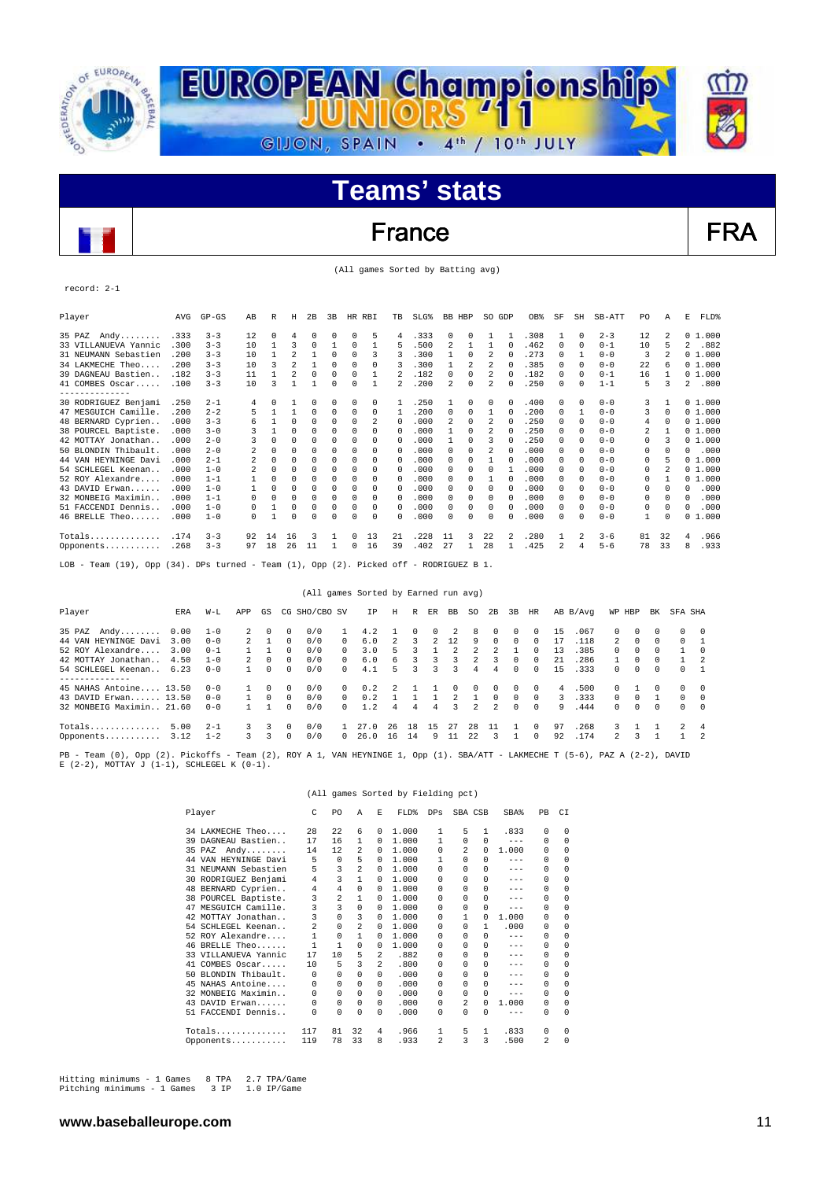# EUROPEAN Championship JUNIORS '11

GIJON, SPAIN • 4th / 10th JULY

## Teams' stats

## France FRA

(All games Sorted by Batting avg)

record: 2-1

| Player | AVG | GP-GS | AB | R | H | 2B | 3B | HR | RBI | TB | SLG% | BB | HBP | SO | GDP | OB% | SF | SH | SB-ATT | PO | A | E | FLD% |
|---|---|---|---|---|---|---|---|---|---|---|---|---|---|---|---|---|---|---|---|---|---|---|---|
| 35 PAZ Andy........ | .333 | 3-3 | 12 | 0 | 4 | 0 | 0 | 0 | 5 | 4 | .333 | 0 | 0 | 1 | 1 | .308 | 1 | 0 | 2-3 | 12 | 2 | 0 | 1.000 |
| 33 VILLANUEVA Yannic | .300 | 3-3 | 10 | 1 | 3 | 0 | 1 | 0 | 1 | 5 | .500 | 2 | 1 | 1 | 0 | .462 | 0 | 0 | 0-1 | 10 | 5 | 2 | .882 |
| 31 NEUMANN Sebastien | .200 | 3-3 | 10 | 1 | 2 | 1 | 0 | 0 | 3 | 3 | .300 | 1 | 0 | 2 | 0 | .273 | 0 | 1 | 0-0 | 3 | 2 | 0 | 1.000 |
| 34 LAKMECHE Theo.... | .200 | 3-3 | 10 | 3 | 2 | 1 | 0 | 0 | 0 | 3 | .300 | 1 | 2 | 2 | 0 | .385 | 0 | 0 | 0-0 | 22 | 6 | 0 | 1.000 |
| 39 DAGNEAU Bastien.. | .182 | 3-3 | 11 | 1 | 2 | 0 | 0 | 0 | 1 | 2 | .182 | 0 | 0 | 2 | 0 | .182 | 0 | 0 | 0-1 | 16 | 1 | 0 | 1.000 |
| 41 COMBES Oscar..... | .100 | 3-3 | 10 | 3 | 1 | 1 | 0 | 0 | 1 | 2 | .200 | 2 | 0 | 2 | 0 | .250 | 0 | 0 | 1-1 | 5 | 3 | 2 | .800 |
| 30 RODRIGUEZ Benjami | .250 | 2-1 | 4 | 0 | 1 | 0 | 0 | 0 | 0 | 1 | .250 | 1 | 0 | 0 | 0 | .400 | 0 | 0 | 0-0 | 3 | 1 | 0 | 1.000 |
| 47 MESGUICH Camille. | .200 | 2-2 | 5 | 1 | 1 | 0 | 0 | 0 | 0 | 1 | .200 | 0 | 0 | 1 | 0 | .200 | 0 | 1 | 0-0 | 3 | 0 | 0 | 1.000 |
| 48 BERNARD Cyprien.. | .000 | 3-3 | 6 | 1 | 0 | 0 | 0 | 0 | 2 | 0 | .000 | 2 | 0 | 2 | 0 | .250 | 0 | 0 | 0-0 | 4 | 0 | 0 | 1.000 |
| 38 POURCEL Baptiste. | .000 | 3-0 | 3 | 1 | 0 | 0 | 0 | 0 | 0 | 0 | .000 | 1 | 0 | 2 | 0 | .250 | 0 | 0 | 0-0 | 2 | 1 | 0 | 1.000 |
| 42 MOTTAY Jonathan.. | .000 | 2-0 | 3 | 0 | 0 | 0 | 0 | 0 | 0 | 0 | .000 | 1 | 0 | 3 | 0 | .250 | 0 | 0 | 0-0 | 0 | 3 | 0 | 1.000 |
| 50 BLONDIN Thibault. | .000 | 2-0 | 2 | 0 | 0 | 0 | 0 | 0 | 0 | 0 | .000 | 0 | 0 | 2 | 0 | .000 | 0 | 0 | 0-0 | 0 | 0 | 0 | .000 |
| 44 VAN HEYNINGE Davi | .000 | 2-1 | 2 | 0 | 0 | 0 | 0 | 0 | 0 | 0 | .000 | 0 | 0 | 1 | 0 | .000 | 0 | 0 | 0-0 | 0 | 5 | 0 | 1.000 |
| 54 SCHLEGEL Keenan.. | .000 | 1-0 | 2 | 0 | 0 | 0 | 0 | 0 | 0 | 0 | .000 | 0 | 0 | 0 | 1 | .000 | 0 | 0 | 0-0 | 0 | 2 | 0 | 1.000 |
| 52 ROY Alexandre.... | .000 | 1-1 | 1 | 0 | 0 | 0 | 0 | 0 | 0 | 0 | .000 | 0 | 0 | 1 | 0 | .000 | 0 | 0 | 0-0 | 0 | 1 | 0 | 1.000 |
| 43 DAVID Erwan...... | .000 | 1-0 | 1 | 0 | 0 | 0 | 0 | 0 | 0 | 0 | .000 | 0 | 0 | 0 | 0 | .000 | 0 | 0 | 0-0 | 0 | 0 | 0 | .000 |
| 32 MONBEIG Maximin.. | .000 | 1-1 | 0 | 0 | 0 | 0 | 0 | 0 | 0 | 0 | .000 | 0 | 0 | 0 | 0 | .000 | 0 | 0 | 0-0 | 0 | 0 | 0 | .000 |
| 51 FACCENDI Dennis.. | .000 | 1-0 | 0 | 1 | 0 | 0 | 0 | 0 | 0 | 0 | .000 | 0 | 0 | 0 | 0 | .000 | 0 | 0 | 0-0 | 0 | 0 | 0 | .000 |
| 46 BRELLE Theo...... | .000 | 1-0 | 0 | 1 | 0 | 0 | 0 | 0 | 0 | 0 | .000 | 0 | 0 | 0 | 0 | .000 | 0 | 0 | 0-0 | 1 | 0 | 0 | 1.000 |
| Totals.............. | .174 | 3-3 | 92 | 14 | 16 | 3 | 1 | 0 | 13 | 21 | .228 | 11 | 3 | 22 | 2 | .280 | 1 | 2 | 3-6 | 81 | 32 | 4 | .966 |
| Opponents........... | .268 | 3-3 | 97 | 18 | 26 | 11 | 1 | 0 | 16 | 39 | .402 | 27 | 1 | 28 | 1 | .425 | 2 | 4 | 5-6 | 78 | 33 | 8 | .933 |

LOB - Team (19), Opp (34). DPs turned - Team (1), Opp (2). Picked off - RODRIGUEZ B 1.

(All games Sorted by Earned run avg)

| Player | ERA | W-L | APP | GS | CG | SHO/CBO | SV | IP | H | R | ER | BB | SO | 2B | 3B | HR | AB | B/Avg | WP | HBP | BK | SFA | SHA |
|---|---|---|---|---|---|---|---|---|---|---|---|---|---|---|---|---|---|---|---|---|---|---|---|
| 35 PAZ Andy........ | 0.00 | 1-0 | 2 | 0 | 0 | 0/0 | 1 | 4.2 | 1 | 0 | 0 | 2 | 8 | 0 | 0 | 0 | 15 | .067 | 0 | 0 | 0 | 0 | 0 |
| 44 VAN HEYNINGE Davi | 3.00 | 0-0 | 2 | 1 | 0 | 0/0 | 0 | 6.0 | 2 | 3 | 2 | 12 | 9 | 0 | 0 | 0 | 17 | .118 | 2 | 0 | 0 | 0 | 1 |
| 52 ROY Alexandre.... | 3.00 | 0-1 | 1 | 1 | 0 | 0/0 | 0 | 3.0 | 5 | 3 | 1 | 2 | 2 | 2 | 1 | 0 | 13 | .385 | 0 | 0 | 0 | 1 | 0 |
| 42 MOTTAY Jonathan.. | 4.50 | 1-0 | 2 | 0 | 0 | 0/0 | 0 | 6.0 | 6 | 3 | 3 | 3 | 2 | 3 | 0 | 0 | 21 | .286 | 1 | 0 | 0 | 1 | 2 |
| 54 SCHLEGEL Keenan.. | 6.23 | 0-0 | 1 | 0 | 0 | 0/0 | 0 | 4.1 | 5 | 3 | 3 | 3 | 4 | 4 | 0 | 0 | 15 | .333 | 0 | 0 | 0 | 0 | 1 |
| 45 NAHAS Antoine.... | 13.50 | 0-0 | 1 | 0 | 0 | 0/0 | 0 | 0.2 | 2 | 1 | 1 | 0 | 0 | 0 | 0 | 0 | 4 | .500 | 0 | 1 | 0 | 0 | 0 |
| 43 DAVID Erwan...... | 13.50 | 0-0 | 1 | 0 | 0 | 0/0 | 0 | 0.2 | 1 | 1 | 1 | 2 | 1 | 0 | 0 | 0 | 3 | .333 | 0 | 0 | 1 | 0 | 0 |
| 32 MONBEIG Maximin.. | 21.60 | 0-0 | 1 | 1 | 0 | 0/0 | 0 | 1.2 | 4 | 4 | 4 | 3 | 2 | 2 | 0 | 0 | 9 | .444 | 0 | 0 | 0 | 0 | 0 |
| Totals.............. | 5.00 | 2-1 | 3 | 3 | 0 | 0/0 | 1 | 27.0 | 26 | 18 | 15 | 27 | 28 | 11 | 1 | 0 | 97 | .268 | 3 | 1 | 1 | 2 | 4 |
| Opponents........... | 3.12 | 1-2 | 3 | 3 | 0 | 0/0 | 0 | 26.0 | 16 | 14 | 9 | 11 | 22 | 3 | 1 | 0 | 92 | .174 | 2 | 3 | 1 | 1 | 2 |

PB - Team (0), Opp (2). Pickoffs - Team (2), ROY A 1, VAN HEYNINGE 1, Opp (1). SBA/ATT - LAKMECHE T (5-6), PAZ A (2-2), DAVID E (2-2), MOTTAY J (1-1), SCHLEGEL K (0-1).

(All games Sorted by Fielding pct)

| Player | C | PO | A | E | FLD% | DPs | SBA | CSB | SBA% | PB | CI |
|---|---|---|---|---|---|---|---|---|---|---|---|
| 34 LAKMECHE Theo.... | 28 | 22 | 6 | 0 | 1.000 | 1 | 5 | 1 | .833 | 0 | 0 |
| 39 DAGNEAU Bastien.. | 17 | 16 | 1 | 0 | 1.000 | 1 | 0 | 0 | --- | 0 | 0 |
| 35 PAZ Andy........ | 14 | 12 | 2 | 0 | 1.000 | 0 | 2 | 0 | 1.000 | 0 | 0 |
| 44 VAN HEYNINGE Davi | 5 | 0 | 5 | 0 | 1.000 | 1 | 0 | 0 | --- | 0 | 0 |
| 31 NEUMANN Sebastien | 5 | 3 | 2 | 0 | 1.000 | 0 | 0 | 0 | --- | 0 | 0 |
| 30 RODRIGUEZ Benjami | 4 | 3 | 1 | 0 | 1.000 | 0 | 0 | 0 | --- | 0 | 0 |
| 48 BERNARD Cyprien.. | 4 | 4 | 0 | 0 | 1.000 | 0 | 0 | 0 | --- | 0 | 0 |
| 38 POURCEL Baptiste. | 3 | 2 | 1 | 0 | 1.000 | 0 | 0 | 0 | --- | 0 | 0 |
| 47 MESGUICH Camille. | 3 | 3 | 0 | 0 | 1.000 | 0 | 0 | 0 | --- | 0 | 0 |
| 42 MOTTAY Jonathan.. | 3 | 0 | 3 | 0 | 1.000 | 0 | 1 | 0 | 1.000 | 0 | 0 |
| 54 SCHLEGEL Keenan.. | 2 | 0 | 2 | 0 | 1.000 | 0 | 0 | 1 | .000 | 0 | 0 |
| 52 ROY Alexandre.... | 1 | 0 | 1 | 0 | 1.000 | 0 | 0 | 0 | --- | 0 | 0 |
| 46 BRELLE Theo...... | 1 | 1 | 0 | 0 | 1.000 | 0 | 0 | 0 | --- | 0 | 0 |
| 33 VILLANUEVA Yannic | 17 | 10 | 5 | 2 | .882 | 0 | 0 | 0 | --- | 0 | 0 |
| 41 COMBES Oscar..... | 10 | 5 | 3 | 2 | .800 | 0 | 0 | 0 | --- | 0 | 0 |
| 50 BLONDIN Thibault. | 0 | 0 | 0 | 0 | .000 | 0 | 0 | 0 | --- | 0 | 0 |
| 45 NAHAS Antoine.... | 0 | 0 | 0 | 0 | .000 | 0 | 0 | 0 | --- | 0 | 0 |
| 32 MONBEIG Maximin.. | 0 | 0 | 0 | 0 | .000 | 0 | 0 | 0 | --- | 0 | 0 |
| 43 DAVID Erwan...... | 0 | 0 | 0 | 0 | .000 | 0 | 2 | 0 | 1.000 | 0 | 0 |
| 51 FACCENDI Dennis.. | 0 | 0 | 0 | 0 | .000 | 0 | 0 | 0 | --- | 0 | 0 |
| Totals.............. | 117 | 81 | 32 | 4 | .966 | 1 | 5 | 1 | .833 | 0 | 0 |
| Opponents........... | 119 | 78 | 33 | 8 | .933 | 2 | 3 | 3 | .500 | 2 | 0 |

Hitting minimums - 1 Games 8 TPA 2.7 TPA/Game
Pitching minimums - 1 Games 3 IP 1.0 IP/Game

www.baseballeurope.com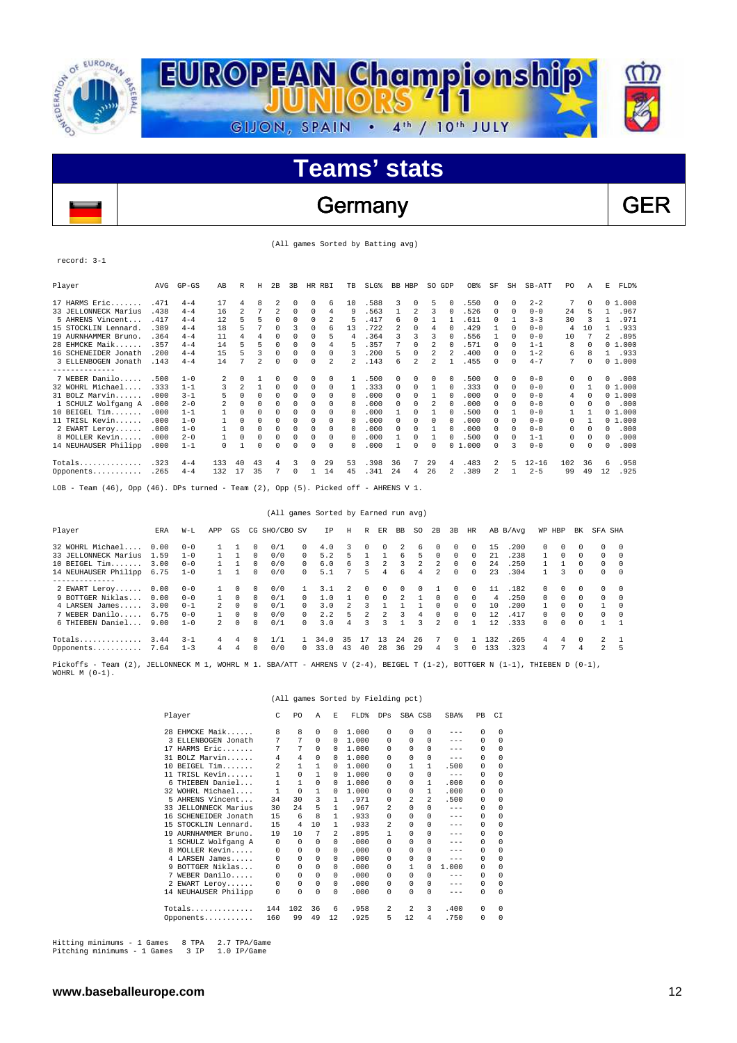# EUROPEAN Championship JUNIORS '11

GIJON, SPAIN • 4th / 10th JULY

## Teams' stats

## Germany GER

(All games Sorted by Batting avg)

record: 3-1

| Player | AVG | GP-GS | AB | R | H | 2B | 3B | HR | RBI | TB | SLG% | BB | HBP | SO | GDP | OB% | SF | SH | SB-ATT | PO | A | E | FLD% |
|---|---|---|---|---|---|---|---|---|---|---|---|---|---|---|---|---|---|---|---|---|---|---|---|
| 17 HARMS Eric....... | .471 | 4-4 | 17 | 4 | 8 | 2 | 0 | 0 | 6 | 10 | .588 | 3 | 0 | 5 | 0 | .550 | 0 | 0 | 2-2 | 7 | 0 | 0 | 1.000 |
| 33 JELLONNECK Marius | .438 | 4-4 | 16 | 2 | 7 | 2 | 0 | 0 | 4 | 9 | .563 | 1 | 2 | 3 | 0 | .526 | 0 | 0 | 0-0 | 24 | 5 | 1 | .967 |
| 5 AHRENS Vincent.... | .417 | 4-4 | 12 | 5 | 5 | 0 | 0 | 0 | 2 | 5 | .417 | 6 | 0 | 1 | 1 | .611 | 0 | 1 | 3-3 | 30 | 3 | 1 | .971 |
| 15 STOCKLIN Lennard. | .389 | 4-4 | 18 | 5 | 7 | 0 | 3 | 0 | 6 | 13 | .722 | 2 | 0 | 4 | 0 | .429 | 1 | 0 | 0-0 | 4 | 10 | 1 | .933 |
| 19 AURNHAMMER Bruno. | .364 | 4-4 | 11 | 4 | 4 | 0 | 0 | 0 | 5 | 4 | .364 | 3 | 3 | 3 | 0 | .556 | 1 | 0 | 0-0 | 10 | 7 | 2 | .895 |
| 28 EHMCKE Maik...... | .357 | 4-4 | 14 | 5 | 5 | 0 | 0 | 0 | 4 | 5 | .357 | 7 | 0 | 2 | 0 | .571 | 0 | 0 | 1-1 | 8 | 0 | 0 | 1.000 |
| 16 SCHENEIDER Jonath | .200 | 4-4 | 15 | 5 | 3 | 0 | 0 | 0 | 0 | 3 | .200 | 5 | 0 | 2 | 2 | .400 | 0 | 0 | 1-2 | 6 | 8 | 1 | .933 |
| 3 ELLENBOGEN Jonath | .143 | 4-4 | 14 | 7 | 2 | 0 | 0 | 0 | 2 | 2 | .143 | 6 | 2 | 2 | 1 | .455 | 0 | 0 | 4-7 | 7 | 0 | 0 | 1.000 |
| 7 WEBER Danilo..... | .500 | 1-0 | 2 | 0 | 1 | 0 | 0 | 0 | 0 | 1 | .500 | 0 | 0 | 0 | 0 | .500 | 0 | 0 | 0-0 | 0 | 0 | 0 | .000 |
| 32 WOHRL Michael.... | .333 | 1-1 | 3 | 2 | 1 | 0 | 0 | 0 | 0 | 1 | .333 | 0 | 0 | 1 | 0 | .333 | 0 | 0 | 0-0 | 0 | 1 | 0 | 1.000 |
| 31 BOLZ Marvin...... | .000 | 3-1 | 5 | 0 | 0 | 0 | 0 | 0 | 0 | 0 | .000 | 0 | 0 | 1 | 0 | .000 | 0 | 0 | 0-0 | 4 | 0 | 0 | 1.000 |
| 1 SCHULZ Wolfgang A | .000 | 2-0 | 2 | 0 | 0 | 0 | 0 | 0 | 0 | 0 | .000 | 0 | 0 | 2 | 0 | .000 | 0 | 0 | 0-0 | 0 | 0 | 0 | .000 |
| 10 BEIGEL Tim....... | .000 | 1-1 | 1 | 0 | 0 | 0 | 0 | 0 | 0 | 0 | .000 | 1 | 0 | 1 | 0 | .500 | 0 | 1 | 0-0 | 1 | 1 | 0 | 1.000 |
| 11 TRISL Kevin...... | .000 | 1-0 | 1 | 0 | 0 | 0 | 0 | 0 | 0 | 0 | .000 | 0 | 0 | 0 | 0 | .000 | 0 | 0 | 0-0 | 0 | 1 | 0 | 1.000 |
| 2 EWART Leroy...... | .000 | 1-0 | 1 | 0 | 0 | 0 | 0 | 0 | 0 | 0 | .000 | 0 | 0 | 1 | 0 | .000 | 0 | 0 | 0-0 | 0 | 0 | 0 | .000 |
| 8 MOLLER Kevin..... | .000 | 2-0 | 1 | 0 | 0 | 0 | 0 | 0 | 0 | 0 | .000 | 1 | 0 | 1 | 0 | .500 | 0 | 0 | 1-1 | 0 | 0 | 0 | .000 |
| 14 NEUHAUSER Philipp | .000 | 1-1 | 0 | 1 | 0 | 0 | 0 | 0 | 0 | 0 | .000 | 1 | 0 | 0 | 0 | 1.000 | 0 | 3 | 0-0 | 0 | 0 | 0 | .000 |
| Totals.............. | .323 | 4-4 | 133 | 40 | 43 | 4 | 3 | 0 | 29 | 53 | .398 | 36 | 7 | 29 | 4 | .483 | 2 | 5 | 12-16 | 102 | 36 | 6 | .958 |
| Opponents........... | .265 | 4-4 | 132 | 17 | 35 | 7 | 0 | 1 | 14 | 45 | .341 | 24 | 4 | 26 | 2 | .389 | 2 | 1 | 2-5 | 99 | 49 | 12 | .925 |

LOB - Team (46), Opp (46). DPs turned - Team (2), Opp (5). Picked off - AHRENS V 1.

(All games Sorted by Earned run avg)

| Player | ERA | W-L | APP | GS | CG | SHO/CBO | SV | IP | H | R | ER | BB | SO | 2B | 3B | HR | AB | B/Avg | WP | HBP | BK | SFA | SHA |
|---|---|---|---|---|---|---|---|---|---|---|---|---|---|---|---|---|---|---|---|---|---|---|---|
| 32 WOHRL Michael.... | 0.00 | 0-0 | 1 | 1 | 0 | 0/1 | 0 | 4.0 | 3 | 0 | 0 | 2 | 6 | 0 | 0 | 0 | 15 | .200 | 0 | 0 | 0 | 0 | 0 |
| 33 JELLONNECK Marius | 1.59 | 1-0 | 1 | 1 | 0 | 0/0 | 0 | 5.2 | 5 | 1 | 1 | 6 | 5 | 0 | 0 | 0 | 21 | .238 | 1 | 0 | 0 | 0 | 0 |
| 10 BEIGEL Tim....... | 3.00 | 0-0 | 1 | 1 | 0 | 0/0 | 0 | 6.0 | 6 | 3 | 2 | 3 | 2 | 2 | 0 | 0 | 24 | .250 | 1 | 1 | 0 | 0 | 0 |
| 14 NEUHAUSER Philipp | 6.75 | 1-0 | 1 | 1 | 0 | 0/0 | 0 | 5.1 | 7 | 5 | 4 | 6 | 4 | 2 | 0 | 0 | 23 | .304 | 1 | 3 | 0 | 0 | 0 |
| 2 EWART Leroy...... | 0.00 | 0-0 | 1 | 0 | 0 | 0/0 | 1 | 3.1 | 2 | 0 | 0 | 0 | 0 | 1 | 0 | 0 | 11 | .182 | 0 | 0 | 0 | 0 | 0 |
| 9 BOTTGER Niklas... | 0.00 | 0-0 | 1 | 0 | 0 | 0/1 | 0 | 1.0 | 1 | 0 | 0 | 2 | 1 | 0 | 0 | 0 | 4 | .250 | 0 | 0 | 0 | 0 | 0 |
| 4 LARSEN James..... | 3.00 | 0-1 | 2 | 0 | 0 | 0/1 | 0 | 3.0 | 2 | 3 | 1 | 1 | 1 | 0 | 0 | 0 | 10 | .200 | 1 | 0 | 0 | 1 | 0 |
| 7 WEBER Danilo..... | 6.75 | 0-0 | 1 | 0 | 0 | 0/0 | 0 | 2.2 | 5 | 2 | 2 | 3 | 4 | 0 | 0 | 0 | 12 | .417 | 0 | 0 | 0 | 0 | 0 |
| 6 THIEBEN Daniel... | 9.00 | 1-0 | 2 | 0 | 0 | 0/1 | 0 | 3.0 | 4 | 3 | 3 | 1 | 3 | 2 | 0 | 1 | 12 | .333 | 0 | 0 | 0 | 1 | 1 |
| Totals.............. | 3.44 | 3-1 | 4 | 4 | 0 | 1/1 | 1 | 34.0 | 35 | 17 | 13 | 24 | 26 | 7 | 0 | 1 | 132 | .265 | 4 | 4 | 0 | 2 | 1 |
| Opponents........... | 7.64 | 1-3 | 4 | 4 | 0 | 0/0 | 0 | 33.0 | 43 | 40 | 28 | 36 | 29 | 4 | 3 | 0 | 133 | .323 | 4 | 7 | 4 | 2 | 5 |

Pickoffs - Team (2), JELLONNECK M 1, WOHRL M 1. SBA/ATT - AHRENS V (2-4), BEIGEL T (1-2), BOTTGER N (1-1), THIEBEN D (0-1), WOHRL M (0-1).

(All games Sorted by Fielding pct)

| Player | C | PO | A | E | FLD% | DPs | SBA | CSB | SBA% | PB | CI |
|---|---|---|---|---|---|---|---|---|---|---|---|
| 28 EHMCKE Maik...... | 8 | 8 | 0 | 0 | 1.000 | 0 | 0 | 0 | --- | 0 | 0 |
| 3 ELLENBOGEN Jonath | 7 | 7 | 0 | 0 | 1.000 | 0 | 0 | 0 | --- | 0 | 0 |
| 17 HARMS Eric....... | 7 | 7 | 0 | 0 | 1.000 | 0 | 0 | 0 | --- | 0 | 0 |
| 31 BOLZ Marvin...... | 4 | 4 | 0 | 0 | 1.000 | 0 | 0 | 0 | --- | 0 | 0 |
| 10 BEIGEL Tim....... | 2 | 1 | 1 | 0 | 1.000 | 0 | 1 | 1 | .500 | 0 | 0 |
| 11 TRISL Kevin...... | 1 | 0 | 1 | 0 | 1.000 | 0 | 0 | 0 | --- | 0 | 0 |
| 6 THIEBEN Daniel... | 1 | 1 | 0 | 0 | 1.000 | 0 | 0 | 1 | .000 | 0 | 0 |
| 32 WOHRL Michael.... | 1 | 0 | 1 | 0 | 1.000 | 0 | 0 | 1 | .000 | 0 | 0 |
| 5 AHRENS Vincent.... | 34 | 30 | 3 | 1 | .971 | 0 | 2 | 2 | .500 | 0 | 0 |
| 33 JELLONNECK Marius | 30 | 24 | 5 | 1 | .967 | 2 | 0 | 0 | --- | 0 | 0 |
| 16 SCHENEIDER Jonath | 15 | 6 | 8 | 1 | .933 | 0 | 0 | 0 | --- | 0 | 0 |
| 15 STOCKLIN Lennard. | 15 | 4 | 10 | 1 | .933 | 2 | 0 | 0 | --- | 0 | 0 |
| 19 AURNHAMMER Bruno. | 19 | 10 | 7 | 2 | .895 | 1 | 0 | 0 | --- | 0 | 0 |
| 1 SCHULZ Wolfgang A | 0 | 0 | 0 | 0 | .000 | 0 | 0 | 0 | --- | 0 | 0 |
| 8 MOLLER Kevin..... | 0 | 0 | 0 | 0 | .000 | 0 | 0 | 0 | --- | 0 | 0 |
| 4 LARSEN James..... | 0 | 0 | 0 | 0 | .000 | 0 | 0 | 0 | --- | 0 | 0 |
| 9 BOTTGER Niklas... | 0 | 0 | 0 | 0 | .000 | 0 | 1 | 0 | 1.000 | 0 | 0 |
| 7 WEBER Danilo..... | 0 | 0 | 0 | 0 | .000 | 0 | 0 | 0 | --- | 0 | 0 |
| 2 EWART Leroy...... | 0 | 0 | 0 | 0 | .000 | 0 | 0 | 0 | --- | 0 | 0 |
| 14 NEUHAUSER Philipp | 0 | 0 | 0 | 0 | .000 | 0 | 0 | 0 | --- | 0 | 0 |
| Totals.............. | 144 | 102 | 36 | 6 | .958 | 2 | 2 | 3 | .400 | 0 | 0 |
| Opponents........... | 160 | 99 | 49 | 12 | .925 | 5 | 12 | 4 | .750 | 0 | 0 |

Hitting minimums - 1 Games 8 TPA 2.7 TPA/Game
Pitching minimums - 1 Games 3 IP 1.0 IP/Game

www.baseballeurope.com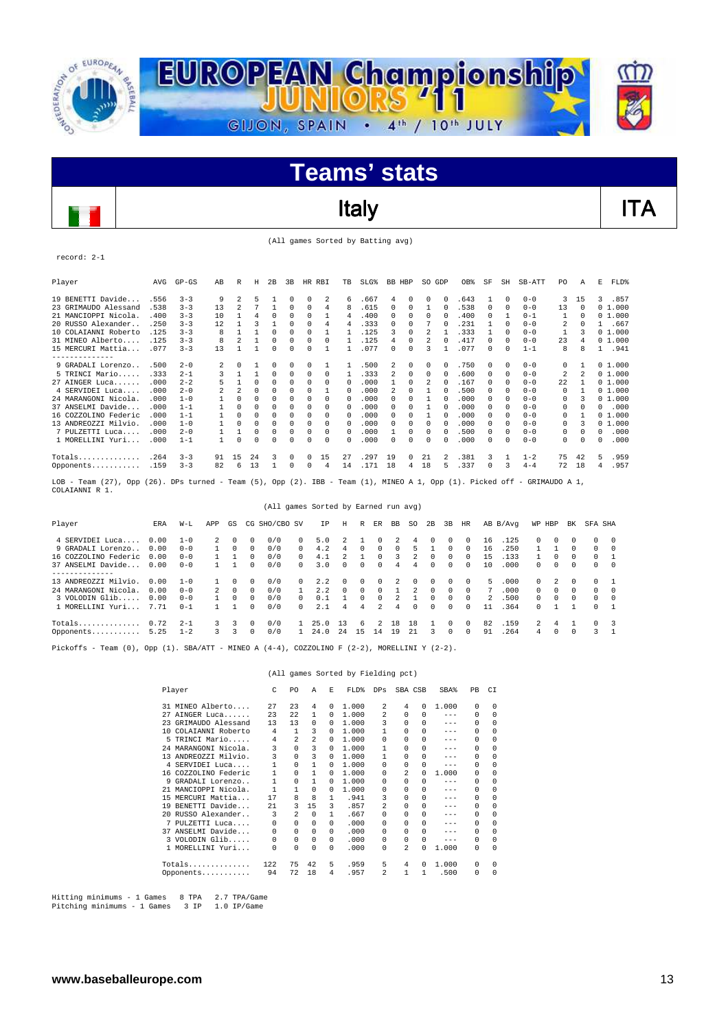# Teams' stats

## Italy — ITA

(All games Sorted by Batting avg)

record: 2-1

| Player | AVG | GP-GS | AB | R | H | 2B | 3B | HR | RBI | TB | SLG% | BB | HBP | SO | GDP | OB% | SF | SH | SB-ATT | PO | A | E | FLD% |
|---|---|---|---|---|---|---|---|---|---|---|---|---|---|---|---|---|---|---|---|---|---|---|---|
| 19 BENETTI Davide... | .556 | 3-3 | 9 | 2 | 5 | 1 | 0 | 0 | 2 | 6 | .667 | 4 | 0 | 0 | 0 | .643 | 1 | 0 | 0-0 | 3 | 15 | 3 | .857 |
| 23 GRIMAUDO Alessand | .538 | 3-3 | 13 | 2 | 7 | 1 | 0 | 0 | 4 | 8 | .615 | 0 | 0 | 1 | 0 | .538 | 0 | 0 | 0-0 | 13 | 0 | 0 | 1.000 |
| 21 MANCIOPPI Nicola. | .400 | 3-3 | 10 | 1 | 4 | 0 | 0 | 0 | 1 | 4 | .400 | 0 | 0 | 0 | 0 | .400 | 0 | 1 | 0-1 | 1 | 0 | 0 | 1.000 |
| 20 RUSSO Alexander.. | .250 | 3-3 | 12 | 1 | 3 | 1 | 0 | 0 | 4 | 4 | .333 | 0 | 0 | 7 | 0 | .231 | 1 | 0 | 0-0 | 2 | 0 | 1 | .667 |
| 10 COLAIANNI Roberto | .125 | 3-3 | 8 | 1 | 1 | 0 | 0 | 0 | 1 | 1 | .125 | 3 | 0 | 2 | 1 | .333 | 1 | 0 | 0-0 | 1 | 3 | 0 | 1.000 |
| 31 MINEO Alberto.... | .125 | 3-3 | 8 | 2 | 1 | 0 | 0 | 0 | 0 | 1 | .125 | 4 | 0 | 2 | 0 | .417 | 0 | 0 | 0-0 | 23 | 4 | 0 | 1.000 |
| 15 MERCURI Mattia... | .077 | 3-3 | 13 | 1 | 1 | 0 | 0 | 0 | 1 | 1 | .077 | 0 | 0 | 3 | 1 | .077 | 0 | 0 | 1-1 | 8 | 8 | 1 | .941 |
| 9 GRADALI Lorenzo.. | .500 | 2-0 | 2 | 0 | 1 | 0 | 0 | 0 | 1 | 1 | .500 | 2 | 0 | 0 | 0 | .750 | 0 | 0 | 0-0 | 0 | 1 | 0 | 1.000 |
| 5 TRINCI Mario...... | .333 | 2-1 | 3 | 1 | 1 | 0 | 0 | 0 | 0 | 1 | .333 | 2 | 0 | 0 | 0 | .600 | 0 | 0 | 0-0 | 2 | 2 | 0 | 1.000 |
| 27 AINGER Luca...... | .000 | 2-2 | 5 | 1 | 0 | 0 | 0 | 0 | 0 | 0 | .000 | 1 | 0 | 2 | 0 | .167 | 0 | 0 | 0-0 | 22 | 1 | 0 | 1.000 |
| 4 SERVIDEI Luca.... | .000 | 2-0 | 2 | 2 | 0 | 0 | 0 | 0 | 0 | 0 | .000 | 2 | 0 | 1 | 0 | .500 | 0 | 0 | 0-0 | 0 | 1 | 0 | 1.000 |
| 24 MARANGONI Nicola. | .000 | 1-0 | 1 | 0 | 0 | 0 | 0 | 0 | 0 | 0 | .000 | 0 | 0 | 1 | 0 | .000 | 0 | 0 | 0-0 | 0 | 3 | 0 | 1.000 |
| 37 ANSELMI Davide... | .000 | 1-1 | 1 | 0 | 0 | 0 | 0 | 0 | 0 | 0 | .000 | 0 | 0 | 1 | 0 | .000 | 0 | 0 | 0-0 | 0 | 0 | 0 | .000 |
| 16 COZZOLINO Federic | .000 | 1-1 | 1 | 0 | 0 | 0 | 0 | 0 | 0 | 0 | .000 | 0 | 0 | 1 | 0 | .000 | 0 | 0 | 0-0 | 0 | 1 | 0 | 1.000 |
| 13 ANDREOZZI Milvio. | .000 | 1-0 | 1 | 0 | 0 | 0 | 0 | 0 | 0 | 0 | .000 | 0 | 0 | 0 | 0 | .000 | 0 | 0 | 0-0 | 0 | 3 | 0 | 1.000 |
| 7 PULZETTI Luca.... | .000 | 2-0 | 1 | 1 | 0 | 0 | 0 | 0 | 0 | 0 | .000 | 1 | 0 | 0 | 0 | .500 | 0 | 0 | 0-0 | 0 | 0 | 0 | .000 |
| 1 MORELLINI Yuri.... | .000 | 1-1 | 1 | 0 | 0 | 0 | 0 | 0 | 0 | 0 | .000 | 0 | 0 | 0 | 0 | .000 | 0 | 0 | 0-0 | 0 | 0 | 0 | .000 |
| Totals.............. | .264 | 3-3 | 91 | 15 | 24 | 3 | 0 | 0 | 15 | 27 | .297 | 19 | 0 | 21 | 2 | .381 | 3 | 1 | 1-2 | 75 | 42 | 5 | .959 |
| Opponents........... | .159 | 3-3 | 82 | 6 | 13 | 1 | 0 | 0 | 4 | 14 | .171 | 18 | 4 | 18 | 5 | .337 | 0 | 3 | 4-4 | 72 | 18 | 4 | .957 |

LOB - Team (27), Opp (26). DPs turned - Team (5), Opp (2). IBB - Team (1), MINEO A 1, Opp (1). Picked off - GRIMAUDO A 1, COLAIANNI R 1.

(All games Sorted by Earned run avg)

| Player | ERA | W-L | APP | GS | CG | SHO/CBO | SV | IP | H | R | ER | BB | SO | 2B | 3B | HR | AB | B/Avg | WP | HBP | BK | SFA | SHA |
|---|---|---|---|---|---|---|---|---|---|---|---|---|---|---|---|---|---|---|---|---|---|---|---|
| 4 SERVIDEI Luca.... | 0.00 | 1-0 | 2 | 0 | 0 | 0/0 | 0 | 5.0 | 2 | 1 | 0 | 2 | 4 | 0 | 0 | 0 | 16 | .125 | 0 | 0 | 0 | 0 | 0 |
| 9 GRADALI Lorenzo.. | 0.00 | 0-0 | 1 | 0 | 0 | 0/0 | 0 | 4.2 | 4 | 0 | 0 | 0 | 5 | 1 | 0 | 0 | 16 | .250 | 1 | 1 | 0 | 0 | 0 |
| 16 COZZOLINO Federic | 0.00 | 0-0 | 1 | 1 | 0 | 0/0 | 0 | 4.1 | 2 | 1 | 0 | 3 | 2 | 0 | 0 | 0 | 15 | .133 | 1 | 0 | 0 | 0 | 1 |
| 37 ANSELMI Davide... | 0.00 | 0-0 | 1 | 1 | 0 | 0/0 | 0 | 3.0 | 0 | 0 | 0 | 4 | 4 | 0 | 0 | 0 | 10 | .000 | 0 | 0 | 0 | 0 | 0 |
| 13 ANDREOZZI Milvio. | 0.00 | 1-0 | 1 | 0 | 0 | 0/0 | 0 | 2.2 | 0 | 0 | 0 | 2 | 0 | 0 | 0 | 0 | 5 | .000 | 0 | 2 | 0 | 0 | 1 |
| 24 MARANGONI Nicola. | 0.00 | 0-0 | 2 | 0 | 0 | 0/0 | 1 | 2.2 | 0 | 0 | 0 | 1 | 2 | 0 | 0 | 0 | 7 | .000 | 0 | 0 | 0 | 0 | 0 |
| 3 VOLODIN Glib..... | 0.00 | 0-0 | 1 | 0 | 0 | 0/0 | 0 | 0.1 | 1 | 0 | 0 | 2 | 1 | 0 | 0 | 0 | 2 | .500 | 0 | 0 | 0 | 0 | 0 |
| 1 MORELLINI Yuri.... | 7.71 | 0-1 | 1 | 1 | 0 | 0/0 | 0 | 2.1 | 4 | 4 | 2 | 4 | 0 | 0 | 0 | 0 | 11 | .364 | 0 | 1 | 1 | 0 | 1 |
| Totals.............. | 0.72 | 2-1 | 3 | 3 | 0 | 0/0 | 1 | 25.0 | 13 | 6 | 2 | 18 | 18 | 1 | 0 | 0 | 82 | .159 | 2 | 4 | 1 | 0 | 3 |
| Opponents........... | 5.25 | 1-2 | 3 | 3 | 0 | 0/0 | 1 | 24.0 | 24 | 15 | 14 | 19 | 21 | 3 | 0 | 0 | 91 | .264 | 4 | 0 | 0 | 3 | 1 |

Pickoffs - Team (0), Opp (1). SBA/ATT - MINEO A (4-4), COZZOLINO F (2-2), MORELLINI Y (2-2).

(All games Sorted by Fielding pct)

| Player | C | PO | A | E | FLD% | DPs | SBA | CSB | SBA% | PB | CI |
|---|---|---|---|---|---|---|---|---|---|---|---|
| 31 MINEO Alberto.... | 27 | 23 | 4 | 0 | 1.000 | 2 | 4 | 0 | 1.000 | 0 | 0 |
| 27 AINGER Luca...... | 23 | 22 | 1 | 0 | 1.000 | 2 | 0 | 0 | --- | 0 | 0 |
| 23 GRIMAUDO Alessand | 13 | 13 | 0 | 0 | 1.000 | 3 | 0 | 0 | --- | 0 | 0 |
| 10 COLAIANNI Roberto | 4 | 1 | 3 | 0 | 1.000 | 1 | 0 | 0 | --- | 0 | 0 |
| 5 TRINCI Mario...... | 4 | 2 | 2 | 0 | 1.000 | 0 | 0 | 0 | --- | 0 | 0 |
| 24 MARANGONI Nicola. | 3 | 0 | 3 | 0 | 1.000 | 1 | 0 | 0 | --- | 0 | 0 |
| 13 ANDREOZZI Milvio. | 3 | 0 | 3 | 0 | 1.000 | 1 | 0 | 0 | --- | 0 | 0 |
| 4 SERVIDEI Luca.... | 1 | 0 | 1 | 0 | 1.000 | 0 | 0 | 0 | --- | 0 | 0 |
| 16 COZZOLINO Federic | 1 | 0 | 1 | 0 | 1.000 | 0 | 2 | 0 | 1.000 | 0 | 0 |
| 9 GRADALI Lorenzo.. | 1 | 0 | 1 | 0 | 1.000 | 0 | 0 | 0 | --- | 0 | 0 |
| 21 MANCIOPPI Nicola. | 1 | 1 | 0 | 0 | 1.000 | 0 | 0 | 0 | --- | 0 | 0 |
| 15 MERCURI Mattia... | 17 | 8 | 8 | 1 | .941 | 3 | 0 | 0 | --- | 0 | 0 |
| 19 BENETTI Davide... | 21 | 3 | 15 | 3 | .857 | 2 | 0 | 0 | --- | 0 | 0 |
| 20 RUSSO Alexander.. | 3 | 2 | 0 | 1 | .667 | 0 | 0 | 0 | --- | 0 | 0 |
| 7 PULZETTI Luca.... | 0 | 0 | 0 | 0 | .000 | 0 | 0 | 0 | --- | 0 | 0 |
| 37 ANSELMI Davide... | 0 | 0 | 0 | 0 | .000 | 0 | 0 | 0 | --- | 0 | 0 |
| 3 VOLODIN Glib..... | 0 | 0 | 0 | 0 | .000 | 0 | 0 | 0 | --- | 0 | 0 |
| 1 MORELLINI Yuri.... | 0 | 0 | 0 | 0 | .000 | 0 | 2 | 0 | 1.000 | 0 | 0 |
| Totals.............. | 122 | 75 | 42 | 5 | .959 | 5 | 4 | 0 | 1.000 | 0 | 0 |
| Opponents........... | 94 | 72 | 18 | 4 | .957 | 2 | 1 | 1 | .500 | 0 | 0 |

Hitting minimums - 1 Games 8 TPA 2.7 TPA/Game
Pitching minimums - 1 Games 3 IP 1.0 IP/Game

www.baseballeurope.com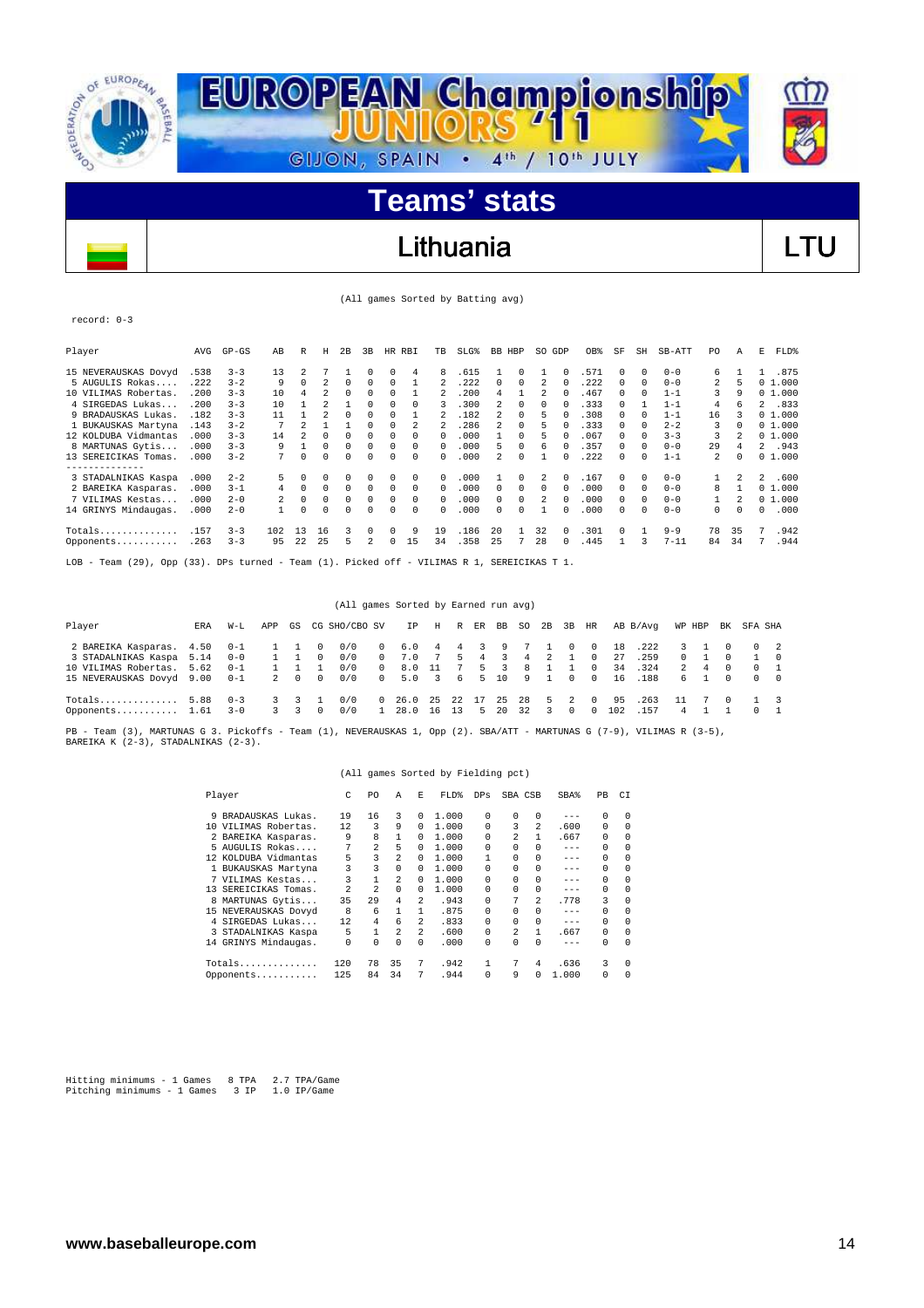# EUROPEAN Championship JUNIORS '11

GIJON, SPAIN • 4th / 10th JULY

## Teams' stats

## Lithuania LTU

(All games Sorted by Batting avg)

record: 0-3

| Player | AVG | GP-GS | AB | R | H | 2B | 3B | HR | RBI | TB | SLG% | BB | HBP | SO | GDP | OB% | SF | SH | SB-ATT | PO | A | E | FLD% |
|---|---|---|---|---|---|---|---|---|---|---|---|---|---|---|---|---|---|---|---|---|---|---|---|
| 15 NEVERAUSKAS Dovyd | .538 | 3-3 | 13 | 2 | 7 | 1 | 0 | 0 | 4 | 8 | .615 | 1 | 0 | 1 | 0 | .571 | 0 | 0 | 0-0 | 6 | 1 | 1 | .875 |
| 5 AUGULIS Rokas.... | .222 | 3-2 | 9 | 0 | 2 | 0 | 0 | 0 | 1 | 2 | .222 | 0 | 0 | 2 | 0 | .222 | 0 | 0 | 0-0 | 2 | 5 | 0 | 1.000 |
| 10 VILIMAS Robertas. | .200 | 3-3 | 10 | 4 | 2 | 0 | 0 | 0 | 1 | 2 | .200 | 4 | 1 | 2 | 0 | .467 | 0 | 0 | 1-1 | 3 | 9 | 0 | 1.000 |
| 4 SIRGEDAS Lukas... | .200 | 3-3 | 10 | 1 | 2 | 1 | 0 | 0 | 0 | 3 | .300 | 2 | 0 | 0 | 0 | .333 | 0 | 1 | 1-1 | 4 | 6 | 2 | .833 |
| 9 BRADAUSKAS Lukas. | .182 | 3-3 | 11 | 1 | 2 | 0 | 0 | 0 | 1 | 2 | .182 | 2 | 0 | 5 | 0 | .308 | 0 | 0 | 1-1 | 16 | 3 | 0 | 1.000 |
| 1 BUKAUSKAS Martyna | .143 | 3-2 | 7 | 2 | 1 | 1 | 0 | 0 | 2 | 2 | .286 | 2 | 0 | 5 | 0 | .333 | 0 | 0 | 2-2 | 3 | 0 | 0 | 1.000 |
| 12 KOLDUBA Vidmantas | .000 | 3-3 | 14 | 2 | 0 | 0 | 0 | 0 | 0 | 0 | .000 | 1 | 0 | 5 | 0 | .067 | 0 | 0 | 3-3 | 3 | 2 | 0 | 1.000 |
| 8 MARTUNAS Gytis... | .000 | 3-3 | 9 | 1 | 0 | 0 | 0 | 0 | 0 | 0 | .000 | 5 | 0 | 6 | 0 | .357 | 0 | 0 | 0-0 | 29 | 4 | 2 | .943 |
| 13 SEREICIKAS Tomas. | .000 | 3-2 | 7 | 0 | 0 | 0 | 0 | 0 | 0 | 0 | .000 | 2 | 0 | 1 | 0 | .222 | 0 | 0 | 1-1 | 2 | 0 | 0 | 1.000 |
| -------------- | | | | | | | | | | | | | | | | | | | | | | | |
| 3 STADALNIKAS Kaspa | .000 | 2-2 | 5 | 0 | 0 | 0 | 0 | 0 | 0 | 0 | .000 | 1 | 0 | 2 | 0 | .167 | 0 | 0 | 0-0 | 1 | 2 | 2 | .600 |
| 2 BAREIKA Kasparas. | .000 | 3-1 | 4 | 0 | 0 | 0 | 0 | 0 | 0 | 0 | .000 | 0 | 0 | 0 | 0 | .000 | 0 | 0 | 0-0 | 8 | 1 | 0 | 1.000 |
| 7 VILIMAS Kestas... | .000 | 2-0 | 2 | 0 | 0 | 0 | 0 | 0 | 0 | 0 | .000 | 0 | 0 | 2 | 0 | .000 | 0 | 0 | 0-0 | 1 | 2 | 0 | 1.000 |
| 14 GRINYS Mindaugas. | .000 | 2-0 | 1 | 0 | 0 | 0 | 0 | 0 | 0 | 0 | .000 | 0 | 0 | 1 | 0 | .000 | 0 | 0 | 0-0 | 0 | 0 | 0 | .000 |
| Totals.............. | .157 | 3-3 | 102 | 13 | 16 | 3 | 0 | 0 | 9 | 19 | .186 | 20 | 1 | 32 | 0 | .301 | 0 | 1 | 9-9 | 78 | 35 | 7 | .942 |
| Opponents........... | .263 | 3-3 | 95 | 22 | 25 | 5 | 2 | 0 | 15 | 34 | .358 | 25 | 7 | 28 | 0 | .445 | 1 | 3 | 7-11 | 84 | 34 | 7 | .944 |

LOB - Team (29), Opp (33). DPs turned - Team (1). Picked off - VILIMAS R 1, SEREICIKAS T 1.

(All games Sorted by Earned run avg)

| Player | ERA | W-L | APP | GS | CG | SHO/CBO | SV | IP | H | R | ER | BB | SO | 2B | 3B | HR | AB | B/Avg | WP | HBP | BK | SFA | SHA |
|---|---|---|---|---|---|---|---|---|---|---|---|---|---|---|---|---|---|---|---|---|---|---|---|
| 2 BAREIKA Kasparas. | 4.50 | 0-1 | 1 | 1 | 0 | 0/0 | 0 | 6.0 | 4 | 4 | 3 | 9 | 7 | 1 | 0 | 0 | 18 | .222 | 3 | 1 | 0 | 0 | 2 |
| 3 STADALNIKAS Kaspa | 5.14 | 0-0 | 1 | 1 | 0 | 0/0 | 0 | 7.0 | 7 | 5 | 4 | 3 | 4 | 2 | 1 | 0 | 27 | .259 | 0 | 1 | 0 | 1 | 0 |
| 10 VILIMAS Robertas. | 5.62 | 0-1 | 1 | 1 | 1 | 0/0 | 0 | 8.0 | 11 | 7 | 5 | 3 | 8 | 1 | 1 | 0 | 34 | .324 | 2 | 4 | 0 | 0 | 1 |
| 15 NEVERAUSKAS Dovyd | 9.00 | 0-1 | 2 | 0 | 0 | 0/0 | 0 | 5.0 | 3 | 6 | 5 | 10 | 9 | 1 | 0 | 0 | 16 | .188 | 6 | 1 | 0 | 0 | 0 |
| Totals.............. | 5.88 | 0-3 | 3 | 3 | 1 | 0/0 | 0 | 26.0 | 25 | 22 | 17 | 25 | 28 | 5 | 2 | 0 | 95 | .263 | 11 | 7 | 0 | 1 | 3 |
| Opponents........... | 1.61 | 3-0 | 3 | 3 | 0 | 0/0 | 1 | 28.0 | 16 | 13 | 5 | 20 | 32 | 3 | 0 | 0 | 102 | .157 | 4 | 1 | 1 | 0 | 1 |

PB - Team (3), MARTUNAS G 3. Pickoffs - Team (1), NEVERAUSKAS 1, Opp (2). SBA/ATT - MARTUNAS G (7-9), VILIMAS R (3-5), BAREIKA K (2-3), STADALNIKAS (2-3).

(All games Sorted by Fielding pct)

| Player | C | PO | A | E | FLD% | DPs | SBA | CSB | SBA% | PB | CI |
|---|---|---|---|---|---|---|---|---|---|---|---|
| 9 BRADAUSKAS Lukas. | 19 | 16 | 3 | 0 | 1.000 | 0 | 0 | 0 | --- | 0 | 0 |
| 10 VILIMAS Robertas. | 12 | 3 | 9 | 0 | 1.000 | 0 | 3 | 2 | .600 | 0 | 0 |
| 2 BAREIKA Kasparas. | 9 | 8 | 1 | 0 | 1.000 | 0 | 2 | 1 | .667 | 0 | 0 |
| 5 AUGULIS Rokas.... | 7 | 2 | 5 | 0 | 1.000 | 0 | 0 | 0 | --- | 0 | 0 |
| 12 KOLDUBA Vidmantas | 5 | 3 | 2 | 0 | 1.000 | 1 | 0 | 0 | --- | 0 | 0 |
| 1 BUKAUSKAS Martyna | 3 | 3 | 0 | 0 | 1.000 | 0 | 0 | 0 | --- | 0 | 0 |
| 7 VILIMAS Kestas... | 3 | 1 | 2 | 0 | 1.000 | 0 | 0 | 0 | --- | 0 | 0 |
| 13 SEREICIKAS Tomas. | 2 | 2 | 0 | 0 | 1.000 | 0 | 0 | 0 | --- | 0 | 0 |
| 8 MARTUNAS Gytis... | 35 | 29 | 4 | 2 | .943 | 0 | 7 | 2 | .778 | 3 | 0 |
| 15 NEVERAUSKAS Dovyd | 8 | 6 | 1 | 1 | .875 | 0 | 0 | 0 | --- | 0 | 0 |
| 4 SIRGEDAS Lukas... | 12 | 4 | 6 | 2 | .833 | 0 | 0 | 0 | --- | 0 | 0 |
| 3 STADALNIKAS Kaspa | 5 | 1 | 2 | 2 | .600 | 0 | 2 | 1 | .667 | 0 | 0 |
| 14 GRINYS Mindaugas. | 0 | 0 | 0 | 0 | .000 | 0 | 0 | 0 | --- | 0 | 0 |
| Totals.............. | 120 | 78 | 35 | 7 | .942 | 1 | 7 | 4 | .636 | 3 | 0 |
| Opponents........... | 125 | 84 | 34 | 7 | .944 | 0 | 9 | 0 | 1.000 | 0 | 0 |

Hitting minimums - 1 Games 8 TPA 2.7 TPA/Game
Pitching minimums - 1 Games 3 IP 1.0 IP/Game

www.baseballeurope.com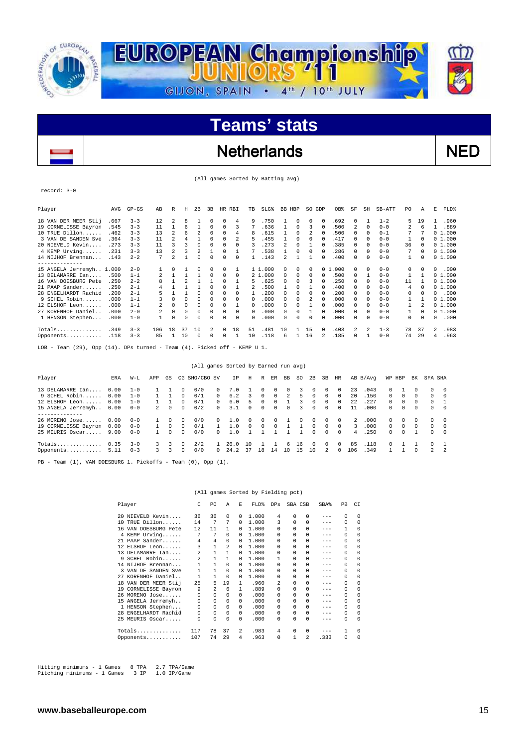# Teams' stats

## Netherlands — NED

(All games Sorted by Batting avg)

record: 3-0

| Player | AVG | GP-GS | AB | R | H | 2B | 3B | HR | RBI | TB | SLG% | BB | HBP | SO | GDP | OB% | SF | SH | SB-ATT | PO | A | E | FLD% |
|---|---|---|---|---|---|---|---|---|---|---|---|---|---|---|---|---|---|---|---|---|---|---|---|
| 18 VAN DER MEER Stij | .667 | 3-3 | 12 | 2 | 8 | 1 | 0 | 0 | 4 | 9 | .750 | 1 | 0 | 0 | 0 | .692 | 0 | 1 | 1-2 | 5 | 19 | 1 | .960 |
| 19 CORNELISSE Bayron | .545 | 3-3 | 11 | 1 | 6 | 1 | 0 | 0 | 3 | 7 | .636 | 1 | 0 | 3 | 0 | .500 | 2 | 0 | 0-0 | 2 | 6 | 1 | .889 |
| 10 TRUE Dillon...... | .462 | 3-3 | 13 | 2 | 6 | 2 | 0 | 0 | 4 | 8 | .615 | 1 | 0 | 2 | 0 | .500 | 0 | 0 | 0-1 | 7 | 7 | 0 | 1.000 |
| 3 VAN DE SANDEN Sve | .364 | 3-3 | 11 | 2 | 4 | 1 | 0 | 0 | 2 | 5 | .455 | 1 | 0 | 0 | 0 | .417 | 0 | 0 | 0-0 | 1 | 0 | 0 | 1.000 |
| 20 NIEVELD Kevin.... | .273 | 3-3 | 11 | 3 | 3 | 0 | 0 | 0 | 0 | 3 | .273 | 2 | 0 | 1 | 0 | .385 | 0 | 0 | 0-0 | 36 | 0 | 0 | 1.000 |
| 4 KEMP Urving...... | .231 | 3-3 | 13 | 2 | 3 | 2 | 1 | 0 | 1 | 7 | .538 | 1 | 0 | 0 | 0 | .286 | 0 | 0 | 0-0 | 7 | 0 | 0 | 1.000 |
| 14 NIJHOF Brennan... | .143 | 2-2 | 7 | 2 | 1 | 0 | 0 | 0 | 0 | 1 | .143 | 2 | 1 | 1 | 0 | .400 | 0 | 0 | 0-0 | 1 | 0 | 0 | 1.000 |
| -------------- | | | | | | | | | | | | | | | | | | | | | | | |
| 15 ANGELA Jerremyh.. | 1.000 | 2-0 | 1 | 0 | 1 | 0 | 0 | 0 | 1 | 1 | 1.000 | 0 | 0 | 0 | 0 | 1.000 | 0 | 0 | 0-0 | 0 | 0 | 0 | .000 |
| 13 DELAMARRE Ian.... | .500 | 1-1 | 2 | 1 | 1 | 1 | 0 | 0 | 0 | 2 | 1.000 | 0 | 0 | 0 | 0 | .500 | 0 | 1 | 0-0 | 1 | 1 | 0 | 1.000 |
| 16 VAN DOESBURG Pete | .250 | 2-2 | 8 | 1 | 2 | 1 | 1 | 0 | 1 | 5 | .625 | 0 | 0 | 3 | 0 | .250 | 0 | 0 | 0-0 | 11 | 1 | 0 | 1.000 |
| 21 PAAP Sander...... | .250 | 2-1 | 4 | 1 | 1 | 1 | 0 | 0 | 1 | 2 | .500 | 1 | 0 | 1 | 0 | .400 | 0 | 0 | 0-0 | 4 | 0 | 0 | 1.000 |
| 28 ENGELHARDT Rachid | .200 | 2-1 | 5 | 1 | 1 | 0 | 0 | 0 | 0 | 1 | .200 | 0 | 0 | 0 | 0 | .200 | 0 | 0 | 0-0 | 0 | 0 | 0 | .000 |
| 9 SCHEL Robin...... | .000 | 1-1 | 3 | 0 | 0 | 0 | 0 | 0 | 0 | 0 | .000 | 0 | 0 | 2 | 0 | .000 | 0 | 0 | 0-0 | 1 | 1 | 0 | 1.000 |
| 12 ELSHOF Leon...... | .000 | 1-1 | 2 | 0 | 0 | 0 | 0 | 0 | 1 | 0 | .000 | 0 | 0 | 1 | 0 | .000 | 0 | 0 | 0-0 | 1 | 2 | 0 | 1.000 |
| 27 KORENHOF Daniel.. | .000 | 2-0 | 2 | 0 | 0 | 0 | 0 | 0 | 0 | 0 | .000 | 0 | 0 | 1 | 0 | .000 | 0 | 0 | 0-0 | 1 | 0 | 0 | 1.000 |
| 1 HENSON Stephen... | .000 | 1-0 | 1 | 0 | 0 | 0 | 0 | 0 | 0 | 0 | .000 | 0 | 0 | 0 | 0 | .000 | 0 | 0 | 0-0 | 0 | 0 | 0 | .000 |
| Totals.............. | .349 | 3-3 | 106 | 18 | 37 | 10 | 2 | 0 | 18 | 51 | .481 | 10 | 1 | 15 | 0 | .403 | 2 | 2 | 1-3 | 78 | 37 | 2 | .983 |
| Opponents........... | .118 | 3-3 | 85 | 1 | 10 | 0 | 0 | 0 | 1 | 10 | .118 | 6 | 1 | 16 | 2 | .185 | 0 | 1 | 0-0 | 74 | 29 | 4 | .963 |

LOB - Team (29), Opp (14). DPs turned - Team (4). Picked off - KEMP U 1.

(All games Sorted by Earned run avg)

| Player | ERA | W-L | APP | GS | CG | SHO/CBO | SV | IP | H | R | ER | BB | SO | 2B | 3B | HR | AB | B/Avg | WP | HBP | BK | SFA | SHA |
|---|---|---|---|---|---|---|---|---|---|---|---|---|---|---|---|---|---|---|---|---|---|---|---|
| 13 DELAMARRE Ian.... | 0.00 | 1-0 | 1 | 1 | 0 | 0/0 | 0 | 7.0 | 1 | 0 | 0 | 0 | 3 | 0 | 0 | 0 | 23 | .043 | 0 | 1 | 0 | 0 | 0 |
| 9 SCHEL Robin...... | 0.00 | 1-0 | 1 | 1 | 0 | 0/1 | 0 | 6.2 | 3 | 0 | 0 | 2 | 5 | 0 | 0 | 0 | 20 | .150 | 0 | 0 | 0 | 0 | 0 |
| 12 ELSHOF Leon...... | 0.00 | 1-0 | 1 | 1 | 0 | 0/1 | 0 | 6.0 | 5 | 0 | 0 | 1 | 3 | 0 | 0 | 0 | 22 | .227 | 0 | 0 | 0 | 0 | 1 |
| 15 ANGELA Jerremyh.. | 0.00 | 0-0 | 2 | 0 | 0 | 0/2 | 0 | 3.1 | 0 | 0 | 0 | 0 | 3 | 0 | 0 | 0 | 11 | .000 | 0 | 0 | 0 | 0 | 0 |
| -------------- | | | | | | | | | | | | | | | | | | | | | | | |
| 26 MORENO Jose...... | 0.00 | 0-0 | 1 | 0 | 0 | 0/0 | 0 | 1.0 | 0 | 0 | 0 | 1 | 0 | 0 | 0 | 0 | 2 | .000 | 0 | 0 | 0 | 0 | 0 |
| 19 CORNELISSE Bayron | 0.00 | 0-0 | 1 | 0 | 0 | 0/1 | 1 | 1.0 | 0 | 0 | 0 | 1 | 1 | 0 | 0 | 0 | 3 | .000 | 0 | 0 | 0 | 0 | 0 |
| 25 MEURIS Oscar..... | 9.00 | 0-0 | 1 | 0 | 0 | 0/0 | 0 | 1.0 | 1 | 1 | 1 | 1 | 1 | 0 | 0 | 0 | 4 | .250 | 0 | 0 | 1 | 0 | 0 |
| Totals.............. | 0.35 | 3-0 | 3 | 3 | 0 | 2/2 | 1 | 26.0 | 10 | 1 | 1 | 6 | 16 | 0 | 0 | 0 | 85 | .118 | 0 | 1 | 1 | 0 | 1 |
| Opponents........... | 5.11 | 0-3 | 3 | 3 | 0 | 0/0 | 0 | 24.2 | 37 | 18 | 14 | 10 | 15 | 10 | 2 | 0 | 106 | .349 | 1 | 1 | 0 | 2 | 2 |

PB - Team (1), VAN DOESBURG 1. Pickoffs - Team (0), Opp (1).

(All games Sorted by Fielding pct)

| Player | C | PO | A | E | FLD% | DPs | SBA | CSB | SBA% | PB | CI |
|---|---|---|---|---|---|---|---|---|---|---|---|
| 20 NIEVELD Kevin.... | 36 | 36 | 0 | 0 | 1.000 | 4 | 0 | 0 | --- | 0 | 0 |
| 10 TRUE Dillon...... | 14 | 7 | 7 | 0 | 1.000 | 3 | 0 | 0 | --- | 0 | 0 |
| 16 VAN DOESBURG Pete | 12 | 11 | 1 | 0 | 1.000 | 0 | 0 | 0 | --- | 1 | 0 |
| 4 KEMP Urving...... | 7 | 7 | 0 | 0 | 1.000 | 0 | 0 | 0 | --- | 0 | 0 |
| 21 PAAP Sander...... | 4 | 4 | 0 | 0 | 1.000 | 0 | 0 | 0 | --- | 0 | 0 |
| 12 ELSHOF Leon...... | 3 | 1 | 2 | 0 | 1.000 | 0 | 0 | 0 | --- | 0 | 0 |
| 13 DELAMARRE Ian.... | 2 | 1 | 1 | 0 | 1.000 | 0 | 0 | 0 | --- | 0 | 0 |
| 9 SCHEL Robin...... | 2 | 1 | 1 | 0 | 1.000 | 1 | 0 | 0 | --- | 0 | 0 |
| 14 NIJHOF Brennan... | 1 | 1 | 0 | 0 | 1.000 | 0 | 0 | 0 | --- | 0 | 0 |
| 3 VAN DE SANDEN Sve | 1 | 1 | 0 | 0 | 1.000 | 0 | 0 | 0 | --- | 0 | 0 |
| 27 KORENHOF Daniel.. | 1 | 1 | 0 | 0 | 1.000 | 0 | 0 | 0 | --- | 0 | 0 |
| 18 VAN DER MEER Stij | 25 | 5 | 19 | 1 | .960 | 2 | 0 | 0 | --- | 0 | 0 |
| 19 CORNELISSE Bayron | 9 | 2 | 6 | 1 | .889 | 0 | 0 | 0 | --- | 0 | 0 |
| 26 MORENO Jose...... | 0 | 0 | 0 | 0 | .000 | 0 | 0 | 0 | --- | 0 | 0 |
| 15 ANGELA Jerremyh.. | 0 | 0 | 0 | 0 | .000 | 0 | 0 | 0 | --- | 0 | 0 |
| 1 HENSON Stephen... | 0 | 0 | 0 | 0 | .000 | 0 | 0 | 0 | --- | 0 | 0 |
| 28 ENGELHARDT Rachid | 0 | 0 | 0 | 0 | .000 | 0 | 0 | 0 | --- | 0 | 0 |
| 25 MEURIS Oscar..... | 0 | 0 | 0 | 0 | .000 | 0 | 0 | 0 | --- | 0 | 0 |
| Totals.............. | 117 | 78 | 37 | 2 | .983 | 4 | 0 | 0 | --- | 1 | 0 |
| Opponents........... | 107 | 74 | 29 | 4 | .963 | 0 | 1 | 2 | .333 | 0 | 0 |

Hitting minimums - 1 Games 8 TPA 2.7 TPA/Game
Pitching minimums - 1 Games 3 IP 1.0 IP/Game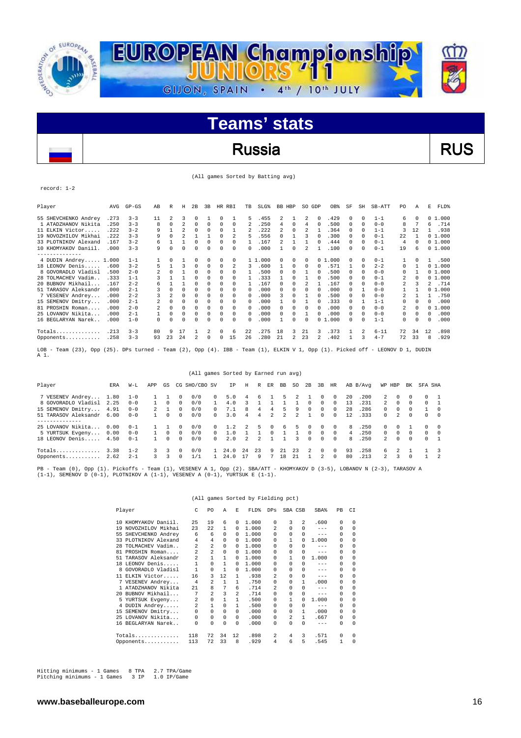# Teams' stats

## Russia RUS

(All games Sorted by Batting avg)

record: 1-2

| Player | AVG | GP-GS | AB | R | H | 2B | 3B | HR | RBI | TB | SLG% | BB | HBP | SO | GDP | OB% | SF | SH | SB-ATT | PO | A | E | FLD% |
|---|---|---|---|---|---|---|---|---|---|---|---|---|---|---|---|---|---|---|---|---|---|---|---|
| 55 SHEVCHENKO Andrey | .273 | 3-3 | 11 | 2 | 3 | 0 | 1 | 0 | 1 | 5 | .455 | 2 | 1 | 2 | 0 | .429 | 0 | 0 | 1-1 | 6 | 0 | 0 | 1.000 |
| 1 ATADZHANOV Nikita | .250 | 3-3 | 8 | 0 | 2 | 0 | 0 | 0 | 0 | 2 | .250 | 4 | 0 | 4 | 0 | .500 | 0 | 0 | 0-0 | 8 | 7 | 6 | .714 |
| 11 ELKIN Victor...... | .222 | 3-2 | 9 | 1 | 2 | 0 | 0 | 0 | 1 | 2 | .222 | 2 | 0 | 2 | 1 | .364 | 0 | 0 | 1-1 | 3 | 12 | 1 | .938 |
| 19 NOVOZHILOV Mikhai | .222 | 3-3 | 9 | 0 | 2 | 1 | 1 | 0 | 2 | 5 | .556 | 0 | 1 | 3 | 0 | .300 | 0 | 0 | 0-1 | 22 | 1 | 0 | 1.000 |
| 33 PLOTNIKOV Alexand | .167 | 3-2 | 6 | 1 | 1 | 0 | 0 | 0 | 0 | 1 | .167 | 2 | 1 | 1 | 0 | .444 | 0 | 0 | 0-1 | 4 | 0 | 0 | 1.000 |
| 10 KHOMYAKOV Daniil. | .000 | 3-3 | 9 | 0 | 0 | 0 | 0 | 0 | 0 | 0 | .000 | 1 | 0 | 2 | 1 | .100 | 0 | 0 | 0-1 | 19 | 6 | 0 | 1.000 |
| -------------- | | | | | | | | | | | | | | | | | | | | | | | |
| 4 DUDIN Andrey..... | 1.000 | 1-1 | 1 | 0 | 1 | 0 | 0 | 0 | 0 | 1 | 1.000 | 0 | 0 | 0 | 0 | 1.000 | 0 | 0 | 0-1 | 1 | 0 | 1 | .500 |
| 18 LEONOV Denis..... | .600 | 3-2 | 5 | 1 | 3 | 0 | 0 | 0 | 2 | 3 | .600 | 1 | 0 | 0 | 0 | .571 | 1 | 0 | 2-2 | 0 | 1 | 0 | 1.000 |
| 8 GOVORADLO Vladisl | .500 | 2-0 | 2 | 0 | 1 | 0 | 0 | 0 | 0 | 1 | .500 | 0 | 0 | 1 | 0 | .500 | 0 | 0 | 0-0 | 0 | 1 | 0 | 1.000 |
| 28 TOLMACHEV Vadim.. | .333 | 1-1 | 3 | 1 | 1 | 0 | 0 | 0 | 0 | 1 | .333 | 1 | 0 | 1 | 0 | .500 | 0 | 0 | 0-1 | 2 | 0 | 0 | 1.000 |
| 20 BUBNOV Mikhail... | .167 | 2-2 | 6 | 1 | 1 | 0 | 0 | 0 | 0 | 1 | .167 | 0 | 0 | 2 | 1 | .167 | 0 | 0 | 0-0 | 2 | 3 | 2 | .714 |
| 51 TARASOV Aleksandr | .000 | 2-1 | 3 | 0 | 0 | 0 | 0 | 0 | 0 | 0 | .000 | 0 | 0 | 0 | 0 | .000 | 0 | 1 | 0-0 | 1 | 1 | 0 | 1.000 |
| 7 VESENEV Andrey... | .000 | 2-2 | 3 | 2 | 0 | 0 | 0 | 0 | 0 | 0 | .000 | 3 | 0 | 1 | 0 | .500 | 0 | 0 | 0-0 | 2 | 1 | 1 | .750 |
| 15 SEMENOV Dmitry... | .000 | 2-1 | 2 | 0 | 0 | 0 | 0 | 0 | 0 | 0 | .000 | 1 | 0 | 1 | 0 | .333 | 0 | 1 | 1-1 | 0 | 0 | 0 | .000 |
| 81 PROSHIN Roman.... | .000 | 2-0 | 2 | 0 | 0 | 0 | 0 | 0 | 0 | 0 | .000 | 0 | 0 | 0 | 0 | .000 | 0 | 0 | 0-0 | 2 | 0 | 0 | 1.000 |
| 25 LOVANOV Nikita... | .000 | 2-1 | 1 | 0 | 0 | 0 | 0 | 0 | 0 | 0 | .000 | 0 | 0 | 1 | 0 | .000 | 0 | 0 | 0-0 | 0 | 0 | 0 | .000 |
| 16 BEGLARYAN Narek.. | .000 | 1-0 | 0 | 0 | 0 | 0 | 0 | 0 | 0 | 0 | .000 | 1 | 0 | 0 | 0 | 1.000 | 0 | 0 | 1-1 | 0 | 0 | 0 | .000 |
| Totals.............. | .213 | 3-3 | 80 | 9 | 17 | 1 | 2 | 0 | 6 | 22 | .275 | 18 | 3 | 21 | 3 | .373 | 1 | 2 | 6-11 | 72 | 34 | 12 | .898 |
| Opponents........... | .258 | 3-3 | 93 | 23 | 24 | 2 | 0 | 0 | 15 | 26 | .280 | 21 | 2 | 23 | 2 | .402 | 1 | 3 | 4-7 | 72 | 33 | 8 | .929 |

LOB - Team (23), Opp (25). DPs turned - Team (2), Opp (4). IBB - Team (1), ELKIN V 1, Opp (1). Picked off - LEONOV D 1, DUDIN A 1.

(All games Sorted by Earned run avg)

| Player | ERA | W-L | APP | GS | CG | SHO/CBO | SV | IP | H | R | ER | BB | SO | 2B | 3B | HR | AB | B/Avg | WP | HBP | BK | SFA | SHA |
|---|---|---|---|---|---|---|---|---|---|---|---|---|---|---|---|---|---|---|---|---|---|---|---|
| 7 VESENEV Andrey... | 1.80 | 1-0 | 1 | 1 | 0 | 0/0 | 0 | 5.0 | 4 | 6 | 1 | 5 | 2 | 1 | 0 | 0 | 20 | .200 | 2 | 0 | 0 | 0 | 1 |
| 8 GOVORADLO Vladisl | 2.25 | 0-0 | 1 | 0 | 0 | 0/0 | 1 | 4.0 | 3 | 1 | 1 | 1 | 1 | 0 | 0 | 0 | 13 | .231 | 2 | 0 | 0 | 0 | 1 |
| 15 SEMENOV Dmitry... | 4.91 | 0-0 | 2 | 1 | 0 | 0/0 | 0 | 7.1 | 8 | 4 | 4 | 5 | 9 | 0 | 0 | 0 | 28 | .286 | 0 | 0 | 0 | 1 | 0 |
| 51 TARASOV Aleksandr | 6.00 | 0-0 | 1 | 0 | 0 | 0/0 | 0 | 3.0 | 4 | 4 | 2 | 2 | 2 | 1 | 0 | 0 | 12 | .333 | 0 | 2 | 0 | 0 | 0 |
| -------------- | | | | | | | | | | | | | | | | | | | | | | | |
| 25 LOVANOV Nikita... | 0.00 | 0-1 | 1 | 1 | 0 | 0/0 | 0 | 1.2 | 2 | 5 | 0 | 6 | 5 | 0 | 0 | 0 | 8 | .250 | 0 | 0 | 1 | 0 | 0 |
| 5 YURTSUK Evgeny... | 0.00 | 0-0 | 1 | 0 | 0 | 0/0 | 0 | 1.0 | 1 | 1 | 0 | 1 | 1 | 0 | 0 | 0 | 4 | .250 | 0 | 0 | 0 | 0 | 0 |
| 18 LEONOV Denis..... | 4.50 | 0-1 | 1 | 0 | 0 | 0/0 | 0 | 2.0 | 2 | 2 | 1 | 1 | 3 | 0 | 0 | 0 | 8 | .250 | 2 | 0 | 0 | 0 | 1 |
| Totals.............. | 3.38 | 1-2 | 3 | 3 | 0 | 0/0 | 1 | 24.0 | 24 | 23 | 9 | 21 | 23 | 2 | 0 | 0 | 93 | .258 | 6 | 2 | 1 | 1 | 3 |
| Opponents........... | 2.62 | 2-1 | 3 | 3 | 0 | 1/1 | 1 | 24.0 | 17 | 9 | 7 | 18 | 21 | 1 | 2 | 0 | 80 | .213 | 2 | 3 | 0 | 1 | 2 |

PB - Team (0), Opp (1). Pickoffs - Team (1), VESENEV A 1, Opp (2). SBA/ATT - KHOMYAKOV D (3-5), LOBANOV N (2-3), TARASOV A (1-1), SEMENOV D (0-1), PLOTNIKOV A (1-1), VESENEV A (0-1), YURTSUK E (1-1).

(All games Sorted by Fielding pct)

| Player | C | PO | A | E | FLD% | DPs | SBA | CSB | SBA% | PB | CI |
|---|---|---|---|---|---|---|---|---|---|---|---|
| 10 KHOMYAKOV Daniil. | 25 | 19 | 6 | 0 | 1.000 | 0 | 3 | 2 | .600 | 0 | 0 |
| 19 NOVOZHILOV Mikhai | 23 | 22 | 1 | 0 | 1.000 | 2 | 0 | 0 | --- | 0 | 0 |
| 55 SHEVCHENKO Andrey | 6 | 6 | 0 | 0 | 1.000 | 0 | 0 | 0 | --- | 0 | 0 |
| 33 PLOTNIKOV Alexand | 4 | 4 | 0 | 0 | 1.000 | 0 | 1 | 0 | 1.000 | 0 | 0 |
| 28 TOLMACHEV Vadim.. | 2 | 2 | 0 | 0 | 1.000 | 0 | 0 | 0 | --- | 0 | 0 |
| 81 PROSHIN Roman.... | 2 | 2 | 0 | 0 | 1.000 | 0 | 0 | 0 | --- | 0 | 0 |
| 51 TARASOV Aleksandr | 2 | 1 | 1 | 0 | 1.000 | 0 | 1 | 0 | 1.000 | 0 | 0 |
| 18 LEONOV Denis..... | 1 | 0 | 1 | 0 | 1.000 | 0 | 0 | 0 | --- | 0 | 0 |
| 8 GOVORADLO Vladisl | 1 | 0 | 1 | 0 | 1.000 | 0 | 0 | 0 | --- | 0 | 0 |
| 11 ELKIN Victor..... | 16 | 3 | 12 | 1 | .938 | 2 | 0 | 0 | --- | 0 | 0 |
| 7 VESENEV Andrey... | 4 | 2 | 1 | 1 | .750 | 0 | 0 | 1 | .000 | 0 | 0 |
| 1 ATADZHANOV Nikita | 21 | 8 | 7 | 6 | .714 | 2 | 0 | 0 | --- | 0 | 0 |
| 20 BUBNOV Mikhail... | 7 | 2 | 3 | 2 | .714 | 0 | 0 | 0 | --- | 0 | 0 |
| 5 YURTSUK Evgeny... | 2 | 0 | 1 | 1 | .500 | 0 | 1 | 0 | 1.000 | 0 | 0 |
| 4 DUDIN Andrey..... | 2 | 1 | 0 | 1 | .500 | 0 | 0 | 0 | --- | 0 | 0 |
| 15 SEMENOV Dmitry... | 0 | 0 | 0 | 0 | .000 | 0 | 0 | 1 | .000 | 0 | 0 |
| 25 LOVANOV Nikita... | 0 | 0 | 0 | 0 | .000 | 0 | 2 | 1 | .667 | 0 | 0 |
| 16 BEGLARYAN Narek.. | 0 | 0 | 0 | 0 | .000 | 0 | 0 | 0 | --- | 0 | 0 |
| Totals.............. | 118 | 72 | 34 | 12 | .898 | 2 | 4 | 3 | .571 | 0 | 0 |
| Opponents........... | 113 | 72 | 33 | 8 | .929 | 4 | 6 | 5 | .545 | 1 | 0 |

Hitting minimums - 1 Games   8 TPA   2.7 TPA/Game
Pitching minimums - 1 Games   3 IP   1.0 IP/Game

www.baseballeurope.com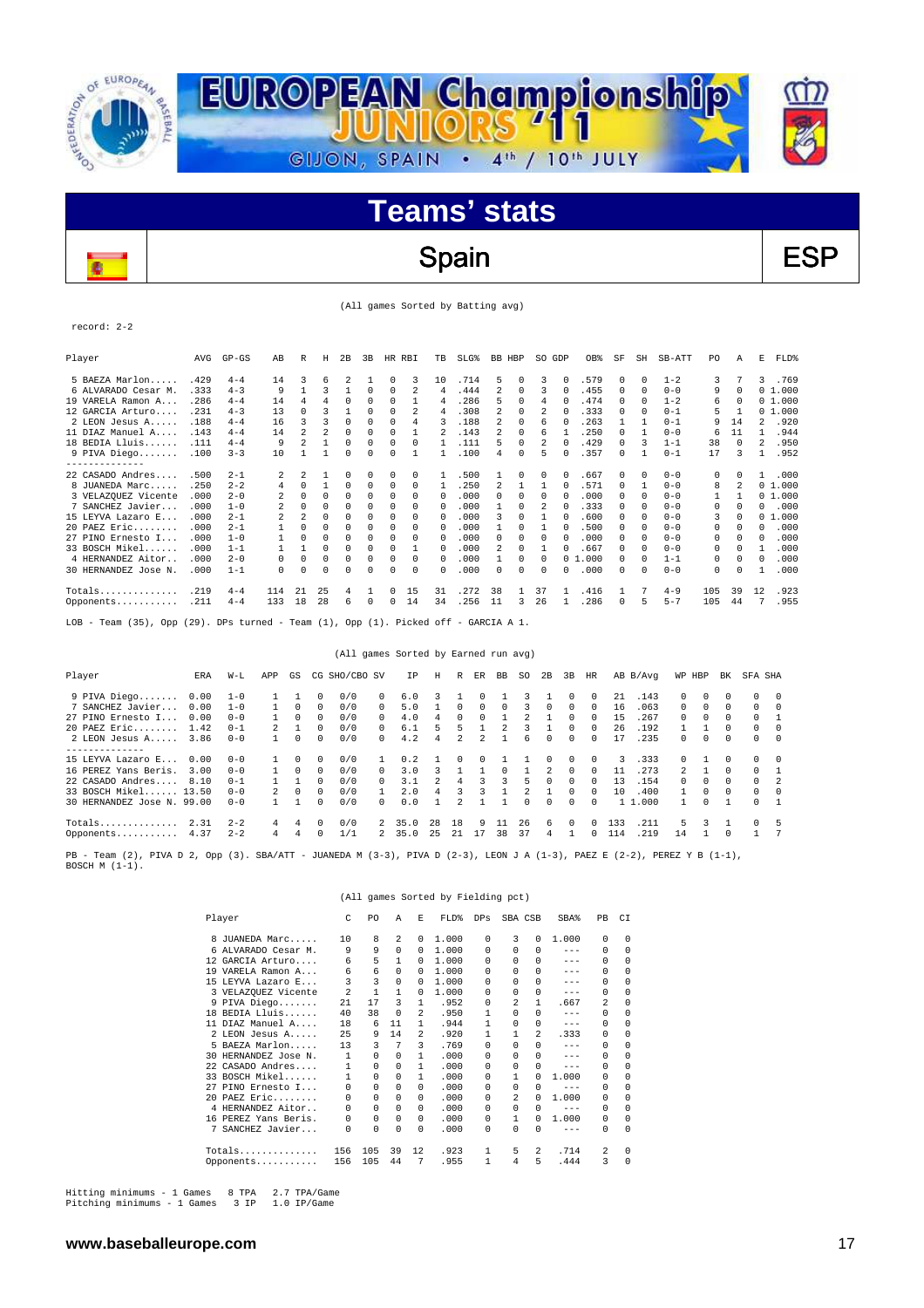# EUROPEAN Championship JUNIORS '11

GIJON, SPAIN • 4th / 10th JULY

## Teams' stats

## Spain — ESP

(All games Sorted by Batting avg)

record: 2-2

| Player | AVG | GP-GS | AB | R | H | 2B | 3B | HR | RBI | TB | SLG% | BB | HBP | SO | GDP | OB% | SF | SH | SB-ATT | PO | A | E | FLD% |
|---|---|---|---|---|---|---|---|---|---|---|---|---|---|---|---|---|---|---|---|---|---|---|---|
| 5 BAEZA Marlon..... | .429 | 4-4 | 14 | 3 | 6 | 2 | 1 | 0 | 3 | 10 | .714 | 5 | 0 | 3 | 0 | .579 | 0 | 0 | 1-2 | 3 | 7 | 3 | .769 |
| 6 ALVARADO Cesar M. | .333 | 4-3 | 9 | 1 | 3 | 1 | 0 | 0 | 2 | 4 | .444 | 2 | 0 | 3 | 0 | .455 | 0 | 0 | 0-0 | 9 | 0 | 0 | 1.000 |
| 19 VARELA Ramon A... | .286 | 4-4 | 14 | 4 | 4 | 0 | 0 | 0 | 0 | 4 | .286 | 5 | 0 | 4 | 0 | .474 | 0 | 0 | 1-2 | 6 | 0 | 0 | 1.000 |
| 12 GARCIA Arturo.... | .231 | 4-3 | 13 | 0 | 3 | 1 | 0 | 0 | 2 | 4 | .308 | 2 | 0 | 2 | 0 | .333 | 0 | 0 | 0-1 | 5 | 1 | 0 | 1.000 |
| 2 LEON Jesus A..... | .188 | 4-4 | 16 | 3 | 3 | 0 | 0 | 0 | 4 | 3 | .188 | 2 | 0 | 6 | 0 | .263 | 1 | 1 | 0-1 | 9 | 14 | 2 | .920 |
| 11 DIAZ Manuel A.... | .143 | 4-4 | 14 | 2 | 2 | 0 | 0 | 0 | 1 | 2 | .143 | 2 | 0 | 6 | 1 | .250 | 0 | 1 | 0-0 | 6 | 11 | 1 | .944 |
| 18 BEDIA Lluis...... | .111 | 4-4 | 9 | 2 | 1 | 0 | 0 | 0 | 0 | 1 | .111 | 5 | 0 | 2 | 0 | .429 | 0 | 3 | 1-1 | 38 | 0 | 2 | .950 |
| 9 PIVA Diego....... | .100 | 3-3 | 10 | 1 | 1 | 0 | 0 | 0 | 1 | 1 | .100 | 4 | 0 | 5 | 0 | .357 | 0 | 1 | 0-1 | 17 | 3 | 1 | .952 |
| 22 CASADO Andres.... | .500 | 2-1 | 2 | 2 | 1 | 0 | 0 | 0 | 0 | 1 | .500 | 1 | 0 | 0 | 0 | .667 | 0 | 0 | 0-0 | 0 | 0 | 1 | .000 |
| 8 JUANEDA Marc..... | .250 | 2-2 | 4 | 0 | 1 | 0 | 0 | 0 | 0 | 1 | .250 | 2 | 1 | 1 | 0 | .571 | 0 | 1 | 0-0 | 8 | 2 | 0 | 1.000 |
| 3 VELAZQUEZ Vicente | .000 | 2-0 | 2 | 0 | 0 | 0 | 0 | 0 | 0 | 0 | .000 | 0 | 0 | 1 | 0 | .000 | 0 | 0 | 0-0 | 1 | 1 | 0 | 1.000 |
| 7 SANCHEZ Javier... | .000 | 1-0 | 2 | 0 | 0 | 0 | 0 | 0 | 0 | 0 | .000 | 1 | 0 | 2 | 0 | .333 | 0 | 0 | 0-0 | 0 | 0 | 0 | .000 |
| 15 LEYVA Lazaro E... | .000 | 2-1 | 2 | 2 | 0 | 0 | 0 | 0 | 0 | 0 | .000 | 3 | 0 | 1 | 0 | .600 | 0 | 0 | 0-0 | 3 | 0 | 0 | 1.000 |
| 20 PAEZ Eric........ | .000 | 2-1 | 1 | 0 | 0 | 0 | 0 | 0 | 0 | 0 | .000 | 1 | 0 | 1 | 0 | .500 | 0 | 0 | 0-0 | 0 | 0 | 0 | .000 |
| 27 PINO Ernesto I... | .000 | 1-0 | 1 | 0 | 0 | 0 | 0 | 0 | 0 | 0 | .000 | 0 | 0 | 0 | 0 | .000 | 0 | 0 | 0-0 | 0 | 0 | 0 | .000 |
| 33 BOSCH Mikel...... | .000 | 1-1 | 1 | 1 | 0 | 0 | 0 | 0 | 1 | 0 | .000 | 2 | 0 | 1 | 0 | .667 | 0 | 0 | 0-0 | 0 | 0 | 1 | .000 |
| 4 HERNANDEZ Aitor.. | .000 | 2-0 | 0 | 0 | 0 | 0 | 0 | 0 | 0 | 0 | .000 | 1 | 0 | 0 | 0 | 1.000 | 0 | 0 | 1-1 | 0 | 0 | 0 | .000 |
| 30 HERNANDEZ Jose N. | .000 | 1-1 | 0 | 0 | 0 | 0 | 0 | 0 | 0 | 0 | .000 | 0 | 0 | 0 | 0 | .000 | 0 | 0 | 0-0 | 0 | 0 | 1 | .000 |
| Totals.............. | .219 | 4-4 | 114 | 21 | 25 | 4 | 1 | 0 | 15 | 31 | .272 | 38 | 1 | 37 | 1 | .416 | 1 | 7 | 4-9 | 105 | 39 | 12 | .923 |
| Opponents........... | .211 | 4-4 | 133 | 18 | 28 | 6 | 0 | 0 | 14 | 34 | .256 | 11 | 3 | 26 | 1 | .286 | 0 | 5 | 5-7 | 105 | 44 | 7 | .955 |

LOB - Team (35), Opp (29). DPs turned - Team (1), Opp (1). Picked off - GARCIA A 1.

(All games Sorted by Earned run avg)

| Player | ERA | W-L | APP | GS | CG | SHO/CBO | SV | IP | H | R | ER | BB | SO | 2B | 3B | HR | AB | B/Avg | WP | HBP | BK | SFA | SHA |
|---|---|---|---|---|---|---|---|---|---|---|---|---|---|---|---|---|---|---|---|---|---|---|---|
| 9 PIVA Diego....... | 0.00 | 1-0 | 1 | 1 | 0 | 0/0 | 0 | 6.0 | 3 | 1 | 0 | 1 | 3 | 1 | 0 | 0 | 21 | .143 | 0 | 0 | 0 | 0 | 0 |
| 7 SANCHEZ Javier... | 0.00 | 1-0 | 1 | 0 | 0 | 0/0 | 0 | 5.0 | 1 | 0 | 0 | 0 | 3 | 0 | 0 | 0 | 16 | .063 | 0 | 0 | 0 | 0 | 0 |
| 27 PINO Ernesto I... | 0.00 | 0-0 | 1 | 0 | 0 | 0/0 | 0 | 4.0 | 4 | 0 | 0 | 1 | 2 | 1 | 0 | 0 | 15 | .267 | 0 | 0 | 0 | 0 | 1 |
| 20 PAEZ Eric........ | 1.42 | 0-1 | 2 | 1 | 0 | 0/0 | 0 | 6.1 | 5 | 5 | 1 | 2 | 3 | 1 | 0 | 0 | 26 | .192 | 1 | 1 | 0 | 0 | 0 |
| 2 LEON Jesus A..... | 3.86 | 0-0 | 1 | 0 | 0 | 0/0 | 0 | 4.2 | 4 | 2 | 2 | 1 | 6 | 0 | 0 | 0 | 17 | .235 | 0 | 0 | 0 | 0 | 0 |
| 15 LEYVA Lazaro E... | 0.00 | 0-0 | 1 | 0 | 0 | 0/0 | 1 | 0.2 | 1 | 0 | 0 | 1 | 1 | 0 | 0 | 0 | 3 | .333 | 0 | 1 | 0 | 0 | 0 |
| 16 PEREZ Yans Beris. | 3.00 | 0-0 | 1 | 0 | 0 | 0/0 | 0 | 3.0 | 3 | 1 | 1 | 0 | 1 | 2 | 0 | 0 | 11 | .273 | 2 | 1 | 0 | 0 | 1 |
| 22 CASADO Andres.... | 8.10 | 0-1 | 1 | 1 | 0 | 0/0 | 0 | 3.1 | 2 | 4 | 3 | 3 | 5 | 0 | 0 | 0 | 13 | .154 | 0 | 0 | 0 | 0 | 2 |
| 33 BOSCH Mikel...... | 13.50 | 0-0 | 2 | 0 | 0 | 0/0 | 1 | 2.0 | 4 | 3 | 3 | 1 | 2 | 1 | 0 | 0 | 10 | .400 | 1 | 0 | 0 | 0 | 0 |
| 30 HERNANDEZ Jose N. | 99.00 | 0-0 | 1 | 1 | 0 | 0/0 | 0 | 0.0 | 1 | 2 | 1 | 1 | 0 | 0 | 0 | 0 | 1 | 1.000 | 1 | 0 | 1 | 0 | 1 |
| Totals.............. | 2.31 | 2-2 | 4 | 4 | 0 | 0/0 | 2 | 35.0 | 28 | 18 | 9 | 11 | 26 | 6 | 0 | 0 | 133 | .211 | 5 | 3 | 1 | 0 | 5 |
| Opponents........... | 4.37 | 2-2 | 4 | 4 | 0 | 1/1 | 2 | 35.0 | 25 | 21 | 17 | 38 | 37 | 4 | 1 | 0 | 114 | .219 | 14 | 1 | 0 | 1 | 7 |

PB - Team (2), PIVA D 2, Opp (3). SBA/ATT - JUANEDA M (3-3), PIVA D (2-3), LEON J A (1-3), PAEZ E (2-2), PEREZ Y B (1-1), BOSCH M (1-1).

(All games Sorted by Fielding pct)

| Player | C | PO | A | E | FLD% | DPs | SBA | CSB | SBA% | PB | CI |
|---|---|---|---|---|---|---|---|---|---|---|---|
| 8 JUANEDA Marc..... | 10 | 8 | 2 | 0 | 1.000 | 0 | 3 | 0 | 1.000 | 0 | 0 |
| 6 ALVARADO Cesar M. | 9 | 9 | 0 | 0 | 1.000 | 0 | 0 | 0 | --- | 0 | 0 |
| 12 GARCIA Arturo.... | 6 | 5 | 1 | 0 | 1.000 | 0 | 0 | 0 | --- | 0 | 0 |
| 19 VARELA Ramon A... | 6 | 6 | 0 | 0 | 1.000 | 0 | 0 | 0 | --- | 0 | 0 |
| 15 LEYVA Lazaro E... | 3 | 3 | 0 | 0 | 1.000 | 0 | 0 | 0 | --- | 0 | 0 |
| 3 VELAZQUEZ Vicente | 2 | 1 | 1 | 0 | 1.000 | 0 | 0 | 0 | --- | 0 | 0 |
| 9 PIVA Diego....... | 21 | 17 | 3 | 1 | .952 | 0 | 2 | 1 | .667 | 2 | 0 |
| 18 BEDIA Lluis...... | 40 | 38 | 0 | 2 | .950 | 1 | 0 | 0 | --- | 0 | 0 |
| 11 DIAZ Manuel A.... | 18 | 6 | 11 | 1 | .944 | 1 | 0 | 0 | --- | 0 | 0 |
| 2 LEON Jesus A..... | 25 | 9 | 14 | 2 | .920 | 1 | 1 | 2 | .333 | 0 | 0 |
| 5 BAEZA Marlon..... | 13 | 3 | 7 | 3 | .769 | 0 | 0 | 0 | --- | 0 | 0 |
| 30 HERNANDEZ Jose N. | 1 | 0 | 0 | 1 | .000 | 0 | 0 | 0 | --- | 0 | 0 |
| 22 CASADO Andres.... | 1 | 0 | 0 | 1 | .000 | 0 | 0 | 0 | --- | 0 | 0 |
| 33 BOSCH Mikel...... | 1 | 0 | 0 | 1 | .000 | 0 | 1 | 0 | 1.000 | 0 | 0 |
| 27 PINO Ernesto I... | 0 | 0 | 0 | 0 | .000 | 0 | 0 | 0 | --- | 0 | 0 |
| 20 PAEZ Eric........ | 0 | 0 | 0 | 0 | .000 | 0 | 2 | 0 | 1.000 | 0 | 0 |
| 4 HERNANDEZ Aitor.. | 0 | 0 | 0 | 0 | .000 | 0 | 0 | 0 | --- | 0 | 0 |
| 16 PEREZ Yans Beris. | 0 | 0 | 0 | 0 | .000 | 0 | 1 | 0 | 1.000 | 0 | 0 |
| 7 SANCHEZ Javier... | 0 | 0 | 0 | 0 | .000 | 0 | 0 | 0 | --- | 0 | 0 |
| Totals.............. | 156 | 105 | 39 | 12 | .923 | 1 | 5 | 2 | .714 | 2 | 0 |
| Opponents........... | 156 | 105 | 44 | 7 | .955 | 1 | 4 | 5 | .444 | 3 | 0 |

Hitting minimums - 1 Games   8 TPA   2.7 TPA/Game
Pitching minimums - 1 Games   3 IP   1.0 IP/Game

www.baseballeurope.com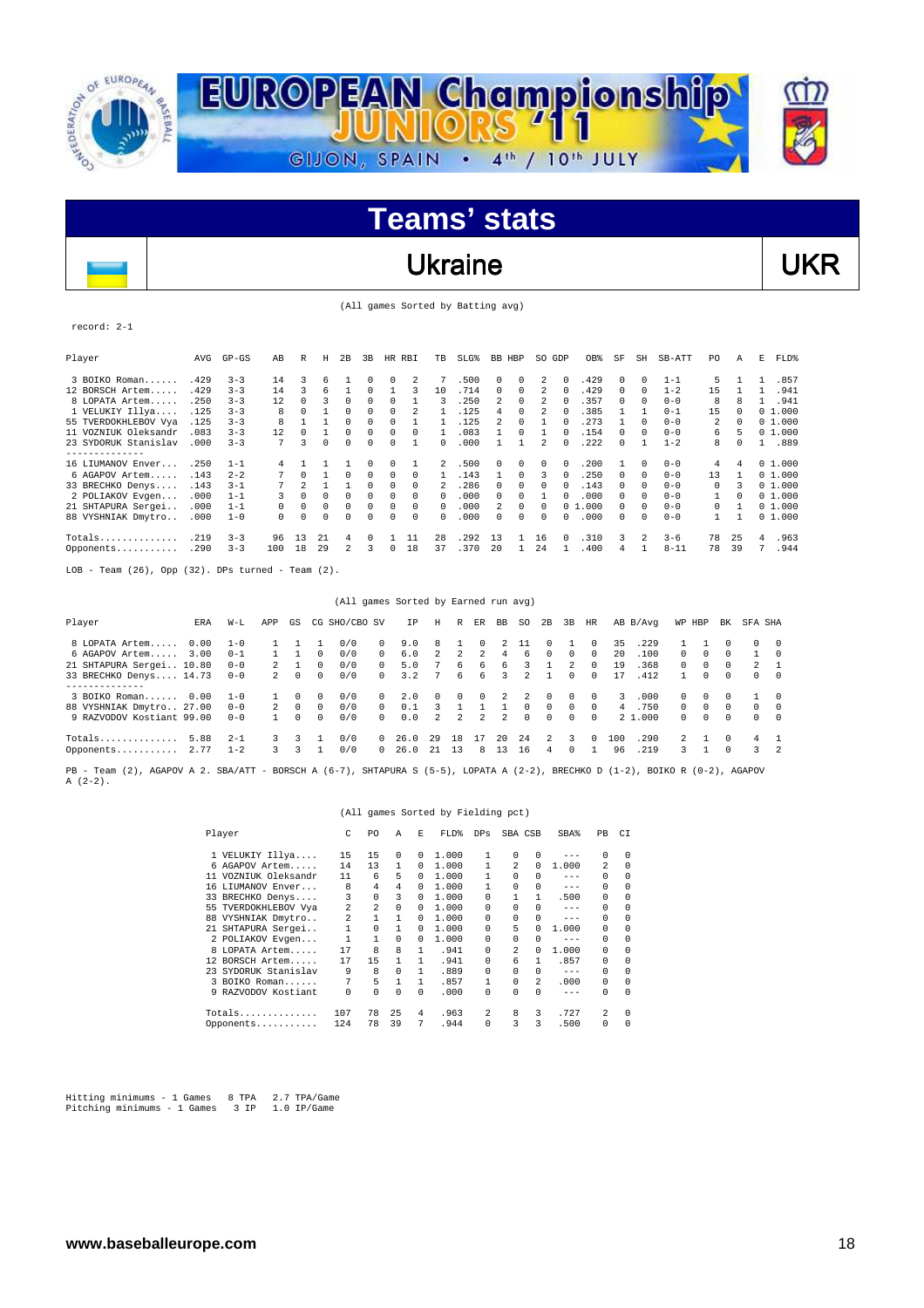# EUROPEAN Championship JUNIORS '11

GIJON, SPAIN • 4th / 10th JULY

## Teams' stats

## Ukraine UKR

(All games Sorted by Batting avg)

record: 2-1

| Player | AVG | GP-GS | AB | R | H | 2B | 3B | HR | RBI | TB | SLG% | BB | HBP | SO | GDP | OB% | SF | SH | SB-ATT | PO | A | E | FLD% |
|---|---|---|---|---|---|---|---|---|---|---|---|---|---|---|---|---|---|---|---|---|---|---|---|
| 3 BOIKO Roman...... | .429 | 3-3 | 14 | 3 | 6 | 1 | 0 | 0 | 2 | 7 | .500 | 0 | 0 | 2 | 0 | .429 | 0 | 0 | 1-1 | 5 | 1 | 1 | .857 |
| 12 BORSCH Artem..... | .429 | 3-3 | 14 | 3 | 6 | 1 | 0 | 1 | 3 | 10 | .714 | 0 | 0 | 2 | 0 | .429 | 0 | 0 | 1-2 | 15 | 1 | 1 | .941 |
| 8 LOPATA Artem..... | .250 | 3-3 | 12 | 0 | 3 | 0 | 0 | 0 | 1 | 3 | .250 | 2 | 0 | 2 | 0 | .357 | 0 | 0 | 0-0 | 8 | 8 | 1 | .941 |
| 1 VELUKIY Illya.... | .125 | 3-3 | 8 | 0 | 1 | 0 | 0 | 0 | 2 | 1 | .125 | 4 | 0 | 2 | 0 | .385 | 1 | 1 | 0-1 | 15 | 0 | 0 | 1.000 |
| 55 TVERDOKHLEBOV Vya | .125 | 3-3 | 8 | 1 | 1 | 0 | 0 | 0 | 1 | 1 | .125 | 2 | 0 | 1 | 0 | .273 | 1 | 0 | 0-0 | 2 | 0 | 0 | 1.000 |
| 11 VOZNIUK Oleksandr | .083 | 3-3 | 12 | 0 | 1 | 0 | 0 | 0 | 0 | 1 | .083 | 1 | 0 | 1 | 0 | .154 | 0 | 0 | 0-0 | 6 | 5 | 0 | 1.000 |
| 23 SYDORUK Stanislav | .000 | 3-3 | 7 | 3 | 0 | 0 | 0 | 0 | 1 | 0 | .000 | 1 | 1 | 2 | 0 | .222 | 0 | 1 | 1-2 | 8 | 0 | 1 | .889 |
| -------------- | | | | | | | | | | | | | | | | | | | | | | | |
| 16 LIUMANOV Enver.... | .250 | 1-1 | 4 | 1 | 1 | 1 | 0 | 0 | 1 | 2 | .500 | 0 | 0 | 0 | 0 | .200 | 1 | 0 | 0-0 | 4 | 4 | 0 | 1.000 |
| 6 AGAPOV Artem..... | .143 | 2-2 | 7 | 0 | 1 | 0 | 0 | 0 | 0 | 1 | .143 | 1 | 0 | 3 | 0 | .250 | 0 | 0 | 0-0 | 13 | 1 | 0 | 1.000 |
| 33 BRECHKO Denys.... | .143 | 3-1 | 7 | 2 | 1 | 1 | 0 | 0 | 0 | 2 | .286 | 0 | 0 | 0 | 0 | .143 | 0 | 0 | 0-0 | 0 | 3 | 0 | 1.000 |
| 2 POLIAKOV Evgen.... | .000 | 1-1 | 3 | 0 | 0 | 0 | 0 | 0 | 0 | 0 | .000 | 0 | 0 | 1 | 0 | .000 | 0 | 0 | 0-0 | 1 | 0 | 0 | 1.000 |
| 21 SHTAPURA Sergei.. | .000 | 1-1 | 0 | 0 | 0 | 0 | 0 | 0 | 0 | 0 | .000 | 2 | 0 | 0 | 0 | 1.000 | 0 | 0 | 0-0 | 0 | 1 | 0 | 1.000 |
| 88 VYSHNIAK Dmytro.. | .000 | 1-0 | 0 | 0 | 0 | 0 | 0 | 0 | 0 | 0 | .000 | 0 | 0 | 0 | 0 | .000 | 0 | 0 | 0-0 | 1 | 1 | 0 | 1.000 |
| Totals.............. | .219 | 3-3 | 96 | 13 | 21 | 4 | 0 | 1 | 11 | 28 | .292 | 13 | 1 | 16 | 0 | .310 | 3 | 2 | 3-6 | 78 | 25 | 4 | .963 |
| Opponents........... | .290 | 3-3 | 100 | 18 | 29 | 2 | 3 | 0 | 18 | 37 | .370 | 20 | 1 | 24 | 1 | .400 | 4 | 1 | 8-11 | 78 | 39 | 7 | .944 |

LOB - Team (26), Opp (32). DPs turned - Team (2).

(All games Sorted by Earned run avg)

| Player | ERA | W-L | APP | GS | CG | SHO/CBO | SV | IP | H | R | ER | BB | SO | 2B | 3B | HR | AB | B/Avg | WP | HBP | BK | SFA | SHA |
|---|---|---|---|---|---|---|---|---|---|---|---|---|---|---|---|---|---|---|---|---|---|---|---|
| 8 LOPATA Artem..... | 0.00 | 1-0 | 1 | 1 | 1 | 0/0 | 0 | 9.0 | 8 | 1 | 0 | 2 | 11 | 0 | 1 | 0 | 35 | .229 | 1 | 1 | 0 | 0 | 0 |
| 6 AGAPOV Artem..... | 3.00 | 0-1 | 1 | 1 | 0 | 0/0 | 0 | 6.0 | 2 | 2 | 2 | 4 | 6 | 0 | 0 | 0 | 20 | .100 | 0 | 0 | 0 | 1 | 0 |
| 21 SHTAPURA Sergei.. | 10.80 | 0-0 | 2 | 1 | 0 | 0/0 | 0 | 5.0 | 7 | 6 | 6 | 6 | 3 | 1 | 2 | 0 | 19 | .368 | 0 | 0 | 0 | 2 | 1 |
| 33 BRECHKO Denys.... | 14.73 | 0-0 | 2 | 0 | 0 | 0/0 | 0 | 3.2 | 7 | 6 | 6 | 3 | 2 | 1 | 0 | 0 | 17 | .412 | 1 | 0 | 0 | 0 | 0 |
| -------------- | | | | | | | | | | | | | | | | | | | | | | | |
| 3 BOIKO Roman...... | 0.00 | 1-0 | 1 | 0 | 0 | 0/0 | 0 | 2.0 | 0 | 0 | 0 | 2 | 2 | 0 | 0 | 0 | 3 | .000 | 0 | 0 | 0 | 1 | 0 |
| 88 VYSHNIAK Dmytro.. | 27.00 | 0-0 | 2 | 0 | 0 | 0/0 | 0 | 0.1 | 3 | 1 | 1 | 1 | 0 | 0 | 0 | 0 | 4 | .750 | 0 | 0 | 0 | 0 | 0 |
| 9 RAZVODOV Kostiant | 99.00 | 0-0 | 1 | 0 | 0 | 0/0 | 0 | 0.0 | 2 | 2 | 2 | 2 | 0 | 0 | 0 | 0 | 2 | 1.000 | 0 | 0 | 0 | 0 | 0 |
| Totals.............. | 5.88 | 2-1 | 3 | 3 | 1 | 0/0 | 0 | 26.0 | 29 | 18 | 17 | 20 | 24 | 2 | 3 | 0 | 100 | .290 | 2 | 1 | 0 | 4 | 1 |
| Opponents........... | 2.77 | 1-2 | 3 | 3 | 1 | 0/0 | 0 | 26.0 | 21 | 13 | 8 | 13 | 16 | 4 | 0 | 1 | 96 | .219 | 3 | 1 | 0 | 3 | 2 |

PB - Team (2), AGAPOV A 2. SBA/ATT - BORSCH A (6-7), SHTAPURA S (5-5), LOPATA A (2-2), BRECHKO D (1-2), BOIKO R (0-2), AGAPOV A (2-2).

(All games Sorted by Fielding pct)

| Player | C | PO | A | E | FLD% | DPs | SBA | CSB | SBA% | PB | CI |
|---|---|---|---|---|---|---|---|---|---|---|---|
| 1 VELUKIY Illya.... | 15 | 15 | 0 | 0 | 1.000 | 1 | 0 | 0 | --- | 0 | 0 |
| 6 AGAPOV Artem..... | 14 | 13 | 1 | 0 | 1.000 | 1 | 2 | 0 | 1.000 | 2 | 0 |
| 11 VOZNIUK Oleksandr | 11 | 6 | 5 | 0 | 1.000 | 1 | 0 | 0 | --- | 0 | 0 |
| 16 LIUMANOV Enver... | 8 | 4 | 4 | 0 | 1.000 | 1 | 0 | 0 | --- | 0 | 0 |
| 33 BRECHKO Denys.... | 3 | 0 | 3 | 0 | 1.000 | 0 | 1 | 1 | .500 | 0 | 0 |
| 55 TVERDOKHLEBOV Vya | 2 | 2 | 0 | 0 | 1.000 | 0 | 0 | 0 | --- | 0 | 0 |
| 88 VYSHNIAK Dmytro.. | 2 | 1 | 1 | 0 | 1.000 | 0 | 0 | 0 | --- | 0 | 0 |
| 21 SHTAPURA Sergei.. | 1 | 0 | 1 | 0 | 1.000 | 0 | 5 | 0 | 1.000 | 0 | 0 |
| 2 POLIAKOV Evgen.... | 1 | 1 | 0 | 0 | 1.000 | 0 | 0 | 0 | --- | 0 | 0 |
| 8 LOPATA Artem..... | 17 | 8 | 8 | 1 | .941 | 0 | 2 | 0 | 1.000 | 0 | 0 |
| 12 BORSCH Artem..... | 17 | 15 | 1 | 1 | .941 | 0 | 6 | 1 | .857 | 0 | 0 |
| 23 SYDORUK Stanislav | 9 | 8 | 0 | 1 | .889 | 0 | 0 | 0 | --- | 0 | 0 |
| 3 BOIKO Roman...... | 7 | 5 | 1 | 1 | .857 | 1 | 0 | 2 | .000 | 0 | 0 |
| 9 RAZVODOV Kostiant | 0 | 0 | 0 | 0 | .000 | 0 | 0 | 0 | --- | 0 | 0 |
| Totals.............. | 107 | 78 | 25 | 4 | .963 | 2 | 8 | 3 | .727 | 2 | 0 |
| Opponents........... | 124 | 78 | 39 | 7 | .944 | 0 | 3 | 3 | .500 | 0 | 0 |

Hitting minimums - 1 Games 8 TPA 2.7 TPA/Game
Pitching minimums - 1 Games 3 IP 1.0 IP/Game

www.baseballeurope.com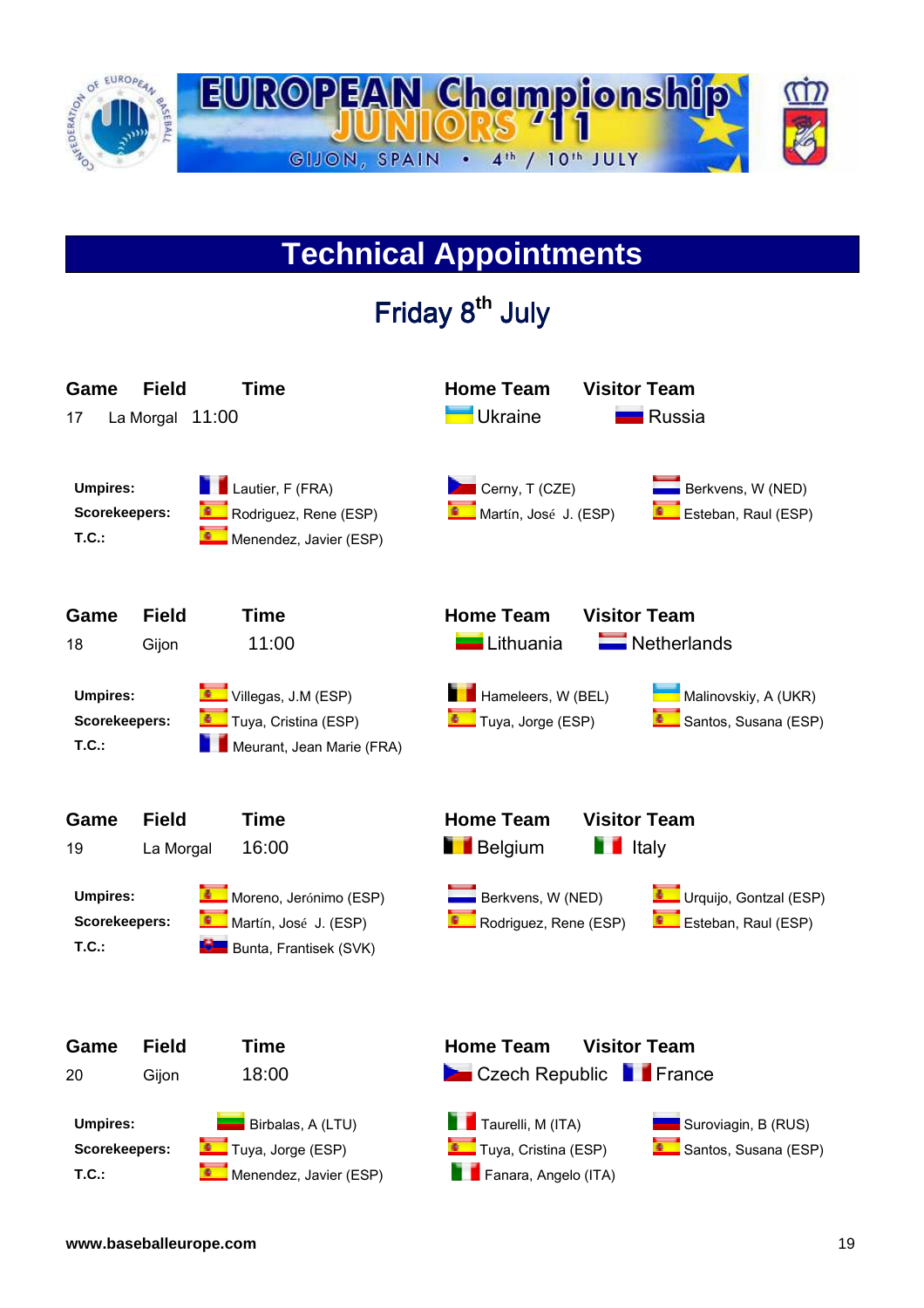EUROPEAN Championship JUNIORS '11

GIJON, SPAIN • 4th / 10th JULY

# Technical Appointments

## Friday 8th July

| Game | Field | Time | Home Team | Visitor Team |
|---|---|---|---|---|
| 17 | La Morgal | 11:00 | Ukraine | Russia |

| | | | |
|---|---|---|---|
| **Umpires:** | Lautier, F (FRA) | Cerny, T (CZE) | Berkvens, W (NED) |
| **Scorekeepers:** | Rodriguez, Rene (ESP) | Martín, José J. (ESP) | Esteban, Raul (ESP) |
| **T.C.:** | Menendez, Javier (ESP) | | |

| Game | Field | Time | Home Team | Visitor Team |
|---|---|---|---|---|
| 18 | Gijon | 11:00 | Lithuania | Netherlands |

| | | | |
|---|---|---|---|
| **Umpires:** | Villegas, J.M (ESP) | Hameleers, W (BEL) | Malinovskiy, A (UKR) |
| **Scorekeepers:** | Tuya, Cristina (ESP) | Tuya, Jorge (ESP) | Santos, Susana (ESP) |
| **T.C.:** | Meurant, Jean Marie (FRA) | | |

| Game | Field | Time | Home Team | Visitor Team |
|---|---|---|---|---|
| 19 | La Morgal | 16:00 | Belgium | Italy |

| | | | |
|---|---|---|---|
| **Umpires:** | Moreno, Jerónimo (ESP) | Berkvens, W (NED) | Urquijo, Gontzal (ESP) |
| **Scorekeepers:** | Martín, José J. (ESP) | Rodriguez, Rene (ESP) | Esteban, Raul (ESP) |
| **T.C.:** | Bunta, Frantisek (SVK) | | |

| Game | Field | Time | Home Team | Visitor Team |
|---|---|---|---|---|
| 20 | Gijon | 18:00 | Czech Republic | France |

| | | | |
|---|---|---|---|
| **Umpires:** | Birbalas, A (LTU) | Taurelli, M (ITA) | Suroviagin, B (RUS) |
| **Scorekeepers:** | Tuya, Jorge (ESP) | Tuya, Cristina (ESP) | Santos, Susana (ESP) |
| **T.C.:** | Menendez, Javier (ESP) | Fanara, Angelo (ITA) | |

www.baseballeurope.com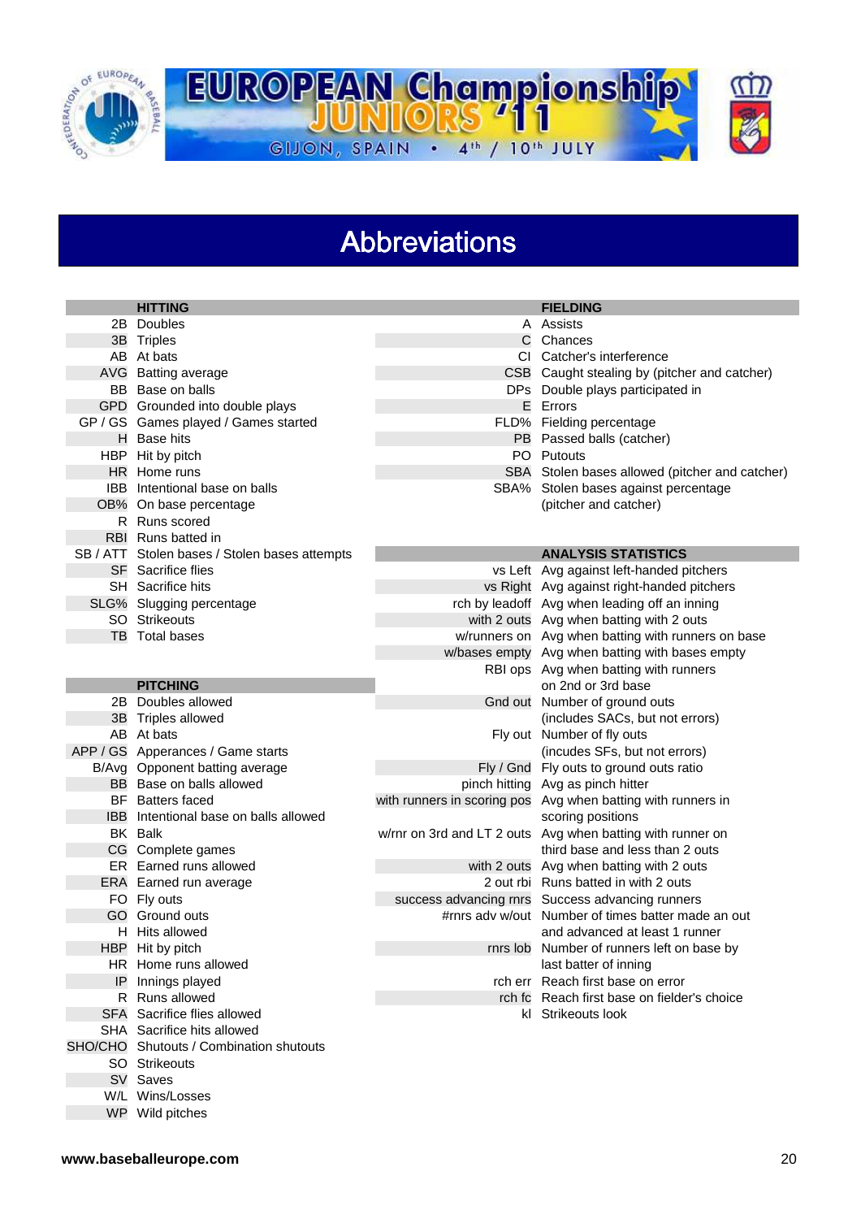EUROPEAN Championship JUNIORS '11

GIJON, SPAIN • 4th / 10th JULY

# Abbreviations

## HITTING

| | |
|---|---|
| 2B | Doubles |
| 3B | Triples |
| AB | At bats |
| AVG | Batting average |
| BB | Base on balls |
| GPD | Grounded into double plays |
| GP / GS | Games played / Games started |
| H | Base hits |
| HBP | Hit by pitch |
| HR | Home runs |
| IBB | Intentional base on balls |
| OB% | On base percentage |
| R | Runs scored |
| RBI | Runs batted in |
| SB / ATT | Stolen bases / Stolen bases attempts |
| SF | Sacrifice flies |
| SH | Sacrifice hits |
| SLG% | Slugging percentage |
| SO | Strikeouts |
| TB | Total bases |

## PITCHING

| | |
|---|---|
| 2B | Doubles allowed |
| 3B | Triples allowed |
| AB | At bats |
| APP / GS | Apperances / Game starts |
| B/Avg | Opponent batting average |
| BB | Base on balls allowed |
| BF | Batters faced |
| IBB | Intentional base on balls allowed |
| BK | Balk |
| CG | Complete games |
| ER | Earned runs allowed |
| ERA | Earned run average |
| FO | Fly outs |
| GO | Ground outs |
| H | Hits allowed |
| HBP | Hit by pitch |
| HR | Home runs allowed |
| IP | Innings played |
| R | Runs allowed |
| SFA | Sacrifice flies allowed |
| SHA | Sacrifice hits allowed |
| SHO/CHO | Shutouts / Combination shutouts |
| SO | Strikeouts |
| SV | Saves |
| W/L | Wins/Losses |
| WP | Wild pitches |

## FIELDING

| | |
|---|---|
| A | Assists |
| C | Chances |
| CI | Catcher's interference |
| CSB | Caught stealing by (pitcher and catcher) |
| DPs | Double plays participated in |
| E | Errors |
| FLD% | Fielding percentage |
| PB | Passed balls (catcher) |
| PO | Putouts |
| SBA | Stolen bases allowed (pitcher and catcher) |
| SBA% | Stolen bases against percentage (pitcher and catcher) |

## ANALYSIS STATISTICS

| | |
|---|---|
| vs Left | Avg against left-handed pitchers |
| vs Right | Avg against right-handed pitchers |
| rch by leadoff | Avg when leading off an inning |
| with 2 outs | Avg when batting with 2 outs |
| w/runners on | Avg when batting with runners on base |
| w/bases empty | Avg when batting with bases empty |
| RBI ops | Avg when batting with runners on 2nd or 3rd base |
| Gnd out | Number of ground outs (includes SACs, but not errors) |
| Fly out | Number of fly outs (incudes SFs, but not errors) |
| Fly / Gnd | Fly outs to ground outs ratio |
| pinch hitting | Avg as pinch hitter |
| with runners in scoring pos | Avg when batting with runners in scoring positions |
| w/rnr on 3rd and LT 2 outs | Avg when batting with runner on third base and less than 2 outs |
| with 2 outs | Avg when batting with 2 outs |
| 2 out rbi | Runs batted in with 2 outs |
| success advancing rnrs | Success advancing runners |
| #rnrs adv w/out | Number of times batter made an out and advanced at least 1 runner |
| rnrs lob | Number of runners left on base by last batter of inning |
| rch err | Reach first base on error |
| rch fc | Reach first base on fielder's choice |
| kl | Strikeouts look |

www.baseballeurope.com